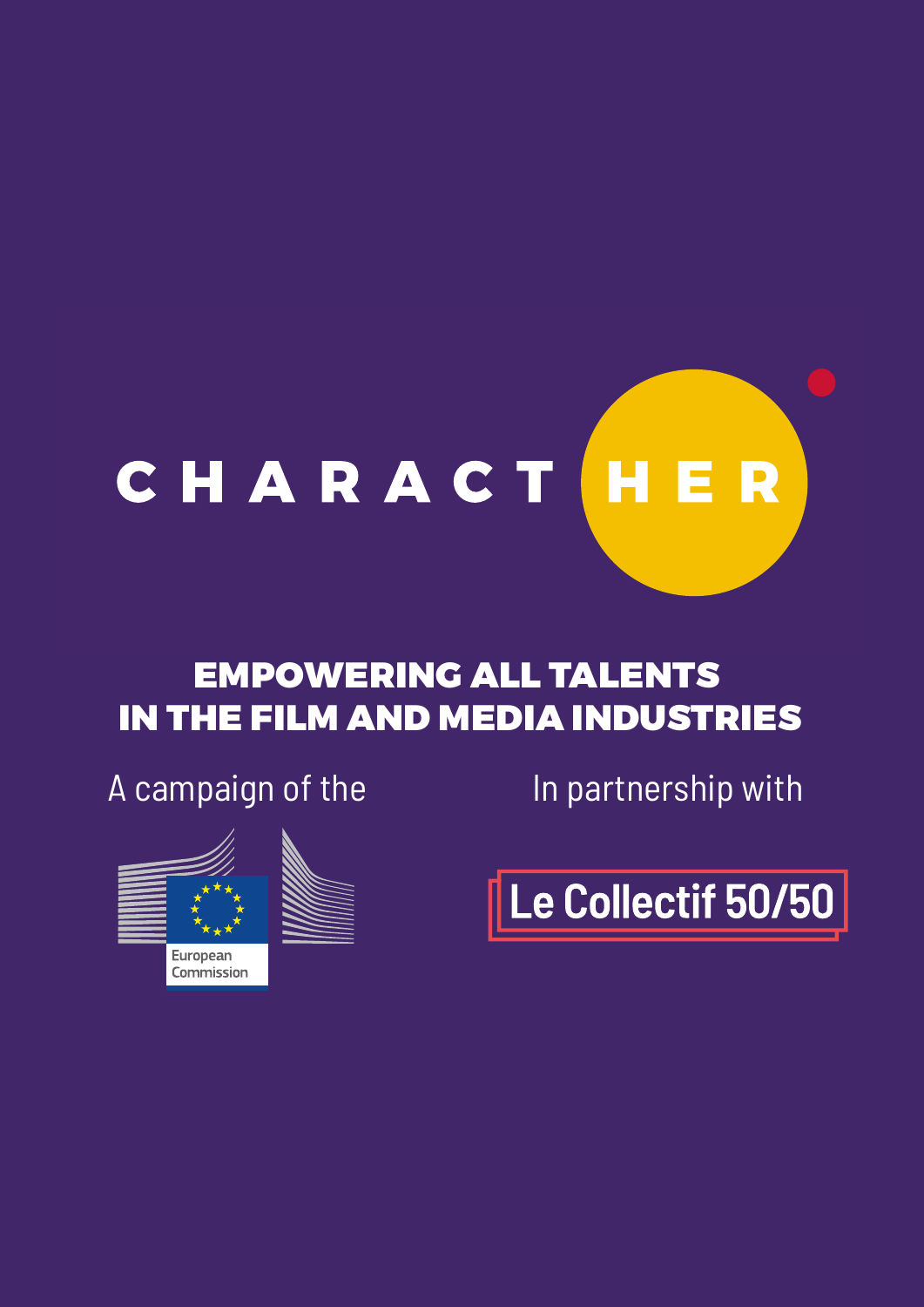# CHARACTHER

## EMPOWERING ALL TALENTS IN THE FILM AND MEDIA INDUSTRIES

A campaign of the

European Commission

In partnership with

Le Collectif 50/50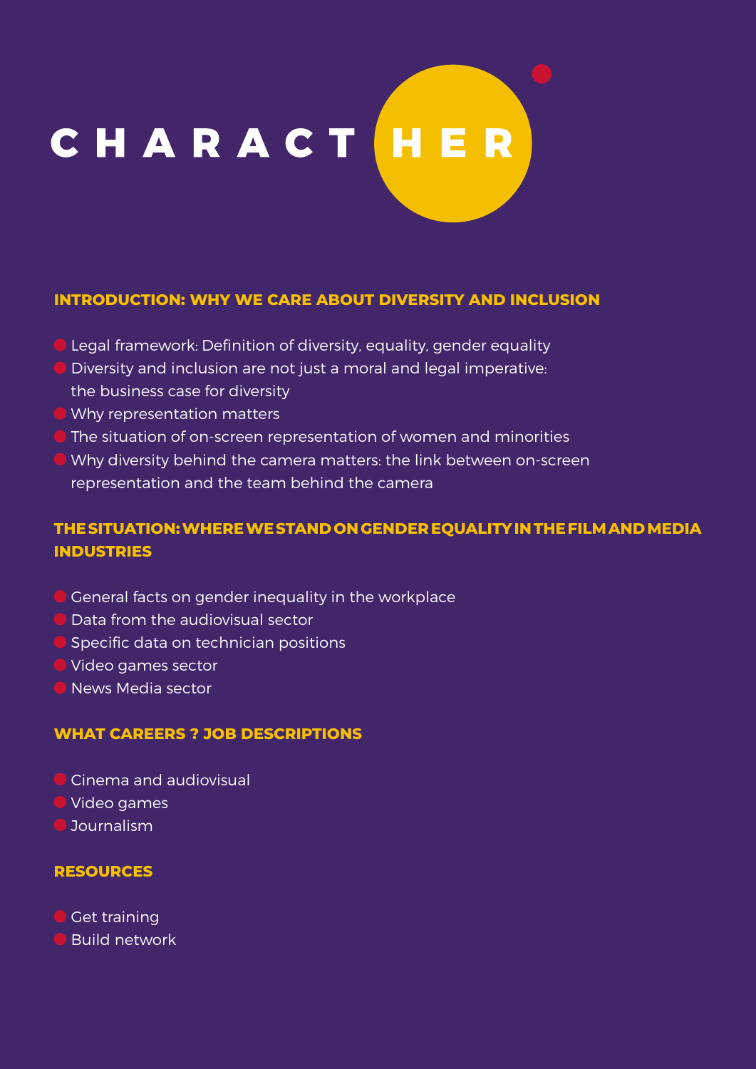# CHARACTHER

## INTRODUCTION: WHY WE CARE ABOUT DIVERSITY AND INCLUSION

- Legal framework: Definition of diversity, equality, gender equality
- Diversity and inclusion are not just a moral and legal imperative: the business case for diversity
- Why representation matters
- The situation of on-screen representation of women and minorities
- Why diversity behind the camera matters: the link between on-screen representation and the team behind the camera

## THE SITUATION: WHERE WE STAND ON GENDER EQUALITY IN THE FILM AND MEDIA INDUSTRIES

- General facts on gender inequality in the workplace
- Data from the audiovisual sector
- Specific data on technician positions
- Video games sector
- News Media sector

## WHAT CAREERS ? JOB DESCRIPTIONS

- Cinema and audiovisual
- Video games
- Journalism

## RESOURCES

- Get training
- Build network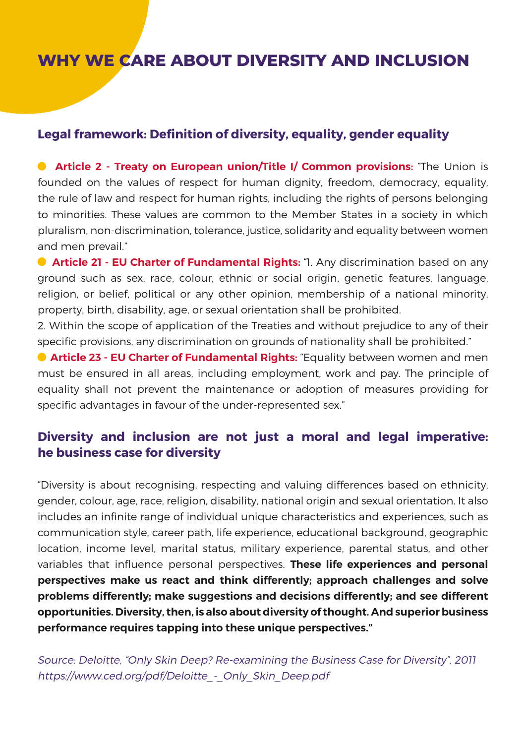# WHY WE CARE ABOUT DIVERSITY AND INCLUSION

## Legal framework: Definition of diversity, equality, gender equality

- **Article 2 - Treaty on European union/Title I/ Common provisions:** "The Union is founded on the values of respect for human dignity, freedom, democracy, equality, the rule of law and respect for human rights, including the rights of persons belonging to minorities. These values are common to the Member States in a society in which pluralism, non-discrimination, tolerance, justice, solidarity and equality between women and men prevail."
- **Article 21 - EU Charter of Fundamental Rights:** "1. Any discrimination based on any ground such as sex, race, colour, ethnic or social origin, genetic features, language, religion, or belief, political or any other opinion, membership of a national minority, property, birth, disability, age, or sexual orientation shall be prohibited.
2. Within the scope of application of the Treaties and without prejudice to any of their specific provisions, any discrimination on grounds of nationality shall be prohibited."
- **Article 23 - EU Charter of Fundamental Rights:** "Equality between women and men must be ensured in all areas, including employment, work and pay. The principle of equality shall not prevent the maintenance or adoption of measures providing for specific advantages in favour of the under-represented sex."

## Diversity and inclusion are not just a moral and legal imperative: he business case for diversity

"Diversity is about recognising, respecting and valuing differences based on ethnicity, gender, colour, age, race, religion, disability, national origin and sexual orientation. It also includes an infinite range of individual unique characteristics and experiences, such as communication style, career path, life experience, educational background, geographic location, income level, marital status, military experience, parental status, and other variables that influence personal perspectives. **These life experiences and personal perspectives make us react and think differently; approach challenges and solve problems differently; make suggestions and decisions differently; and see different opportunities. Diversity, then, is also about diversity of thought. And superior business performance requires tapping into these unique perspectives."**

*Source: Deloitte, "Only Skin Deep? Re-examining the Business Case for Diversity", 2011 https://www.ced.org/pdf/Deloitte_-_Only_Skin_Deep.pdf*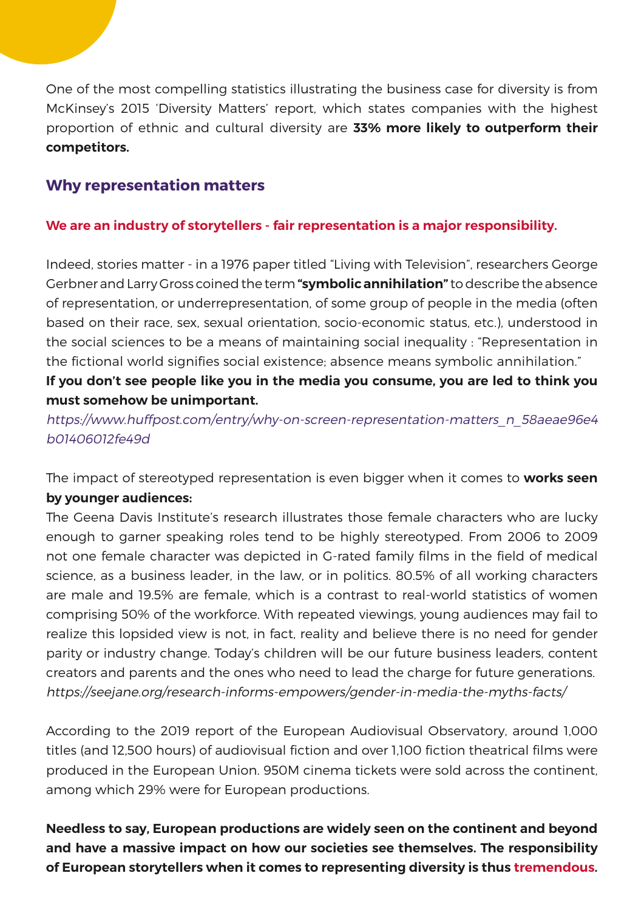One of the most compelling statistics illustrating the business case for diversity is from McKinsey's 2015 'Diversity Matters' report, which states companies with the highest proportion of ethnic and cultural diversity are **33% more likely to outperform their competitors.**

## Why representation matters

**We are an industry of storytellers - fair representation is a major responsibility.**

Indeed, stories matter - in a 1976 paper titled "Living with Television", researchers George Gerbner and Larry Gross coined the term **"symbolic annihilation"** to describe the absence of representation, or underrepresentation, of some group of people in the media (often based on their race, sex, sexual orientation, socio-economic status, etc.), understood in the social sciences to be a means of maintaining social inequality : "Representation in the fictional world signifies social existence; absence means symbolic annihilation."

**If you don't see people like you in the media you consume, you are led to think you must somehow be unimportant.**

*https://www.huffpost.com/entry/why-on-screen-representation-matters_n_58aeae96e4b01406012fe49d*

The impact of stereotyped representation is even bigger when it comes to **works seen by younger audiences:**

The Geena Davis Institute's research illustrates those female characters who are lucky enough to garner speaking roles tend to be highly stereotyped. From 2006 to 2009 not one female character was depicted in G-rated family films in the field of medical science, as a business leader, in the law, or in politics. 80.5% of all working characters are male and 19.5% are female, which is a contrast to real-world statistics of women comprising 50% of the workforce. With repeated viewings, young audiences may fail to realize this lopsided view is not, in fact, reality and believe there is no need for gender parity or industry change. Today's children will be our future business leaders, content creators and parents and the ones who need to lead the charge for future generations.

*https://seejane.org/research-informs-empowers/gender-in-media-the-myths-facts/*

According to the 2019 report of the European Audiovisual Observatory, around 1,000 titles (and 12,500 hours) of audiovisual fiction and over 1,100 fiction theatrical films were produced in the European Union. 950M cinema tickets were sold across the continent, among which 29% were for European productions.

**Needless to say, European productions are widely seen on the continent and beyond and have a massive impact on how our societies see themselves. The responsibility of European storytellers when it comes to representing diversity is thus tremendous.**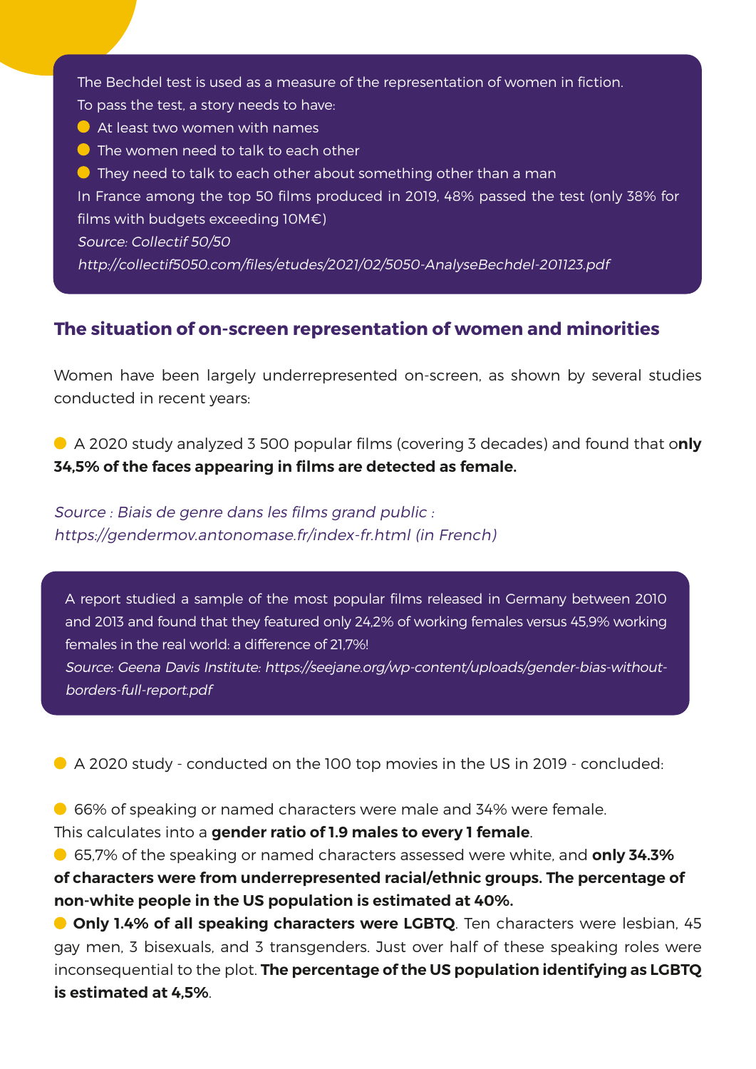The Bechdel test is used as a measure of the representation of women in fiction.
To pass the test, a story needs to have:

- At least two women with names
- The women need to talk to each other
- They need to talk to each other about something other than a man

In France among the top 50 films produced in 2019, 48% passed the test (only 38% for films with budgets exceeding 10M€)

*Source: Collectif 50/50*
*http://collectif5050.com/files/etudes/2021/02/5050-AnalyseBechdel-201123.pdf*

## The situation of on-screen representation of women and minorities

Women have been largely underrepresented on-screen, as shown by several studies conducted in recent years:

- A 2020 study analyzed 3 500 popular films (covering 3 decades) and found that o**nly 34,5% of the faces appearing in films are detected as female.**

*Source : Biais de genre dans les films grand public : https://gendermov.antonomase.fr/index-fr.html (in French)*

A report studied a sample of the most popular films released in Germany between 2010 and 2013 and found that they featured only 24,2% of working females versus 45,9% working females in the real world: a difference of 21,7%!

*Source: Geena Davis Institute: https://seejane.org/wp-content/uploads/gender-bias-without-borders-full-report.pdf*

- A 2020 study - conducted on the 100 top movies in the US in 2019 - concluded:

- 66% of speaking or named characters were male and 34% were female.

This calculates into a **gender ratio of 1.9 males to every 1 female**.

- 65,7% of the speaking or named characters assessed were white, and **only 34.3% of characters were from underrepresented racial/ethnic groups. The percentage of non-white people in the US population is estimated at 40%.**
- **Only 1.4% of all speaking characters were LGBTQ**. Ten characters were lesbian, 45 gay men, 3 bisexuals, and 3 transgenders. Just over half of these speaking roles were inconsequential to the plot. **The percentage of the US population identifying as LGBTQ is estimated at 4,5%**.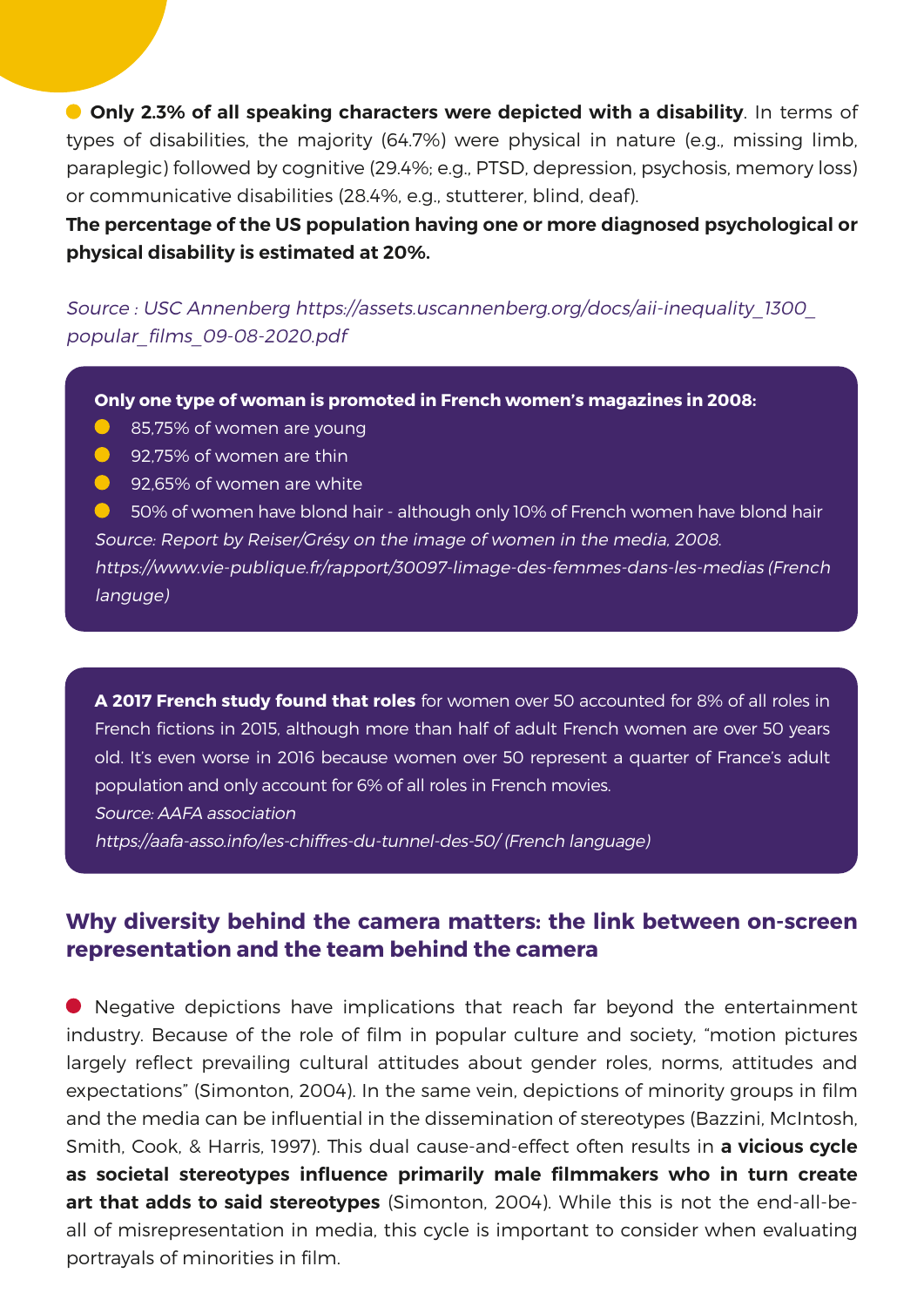- **Only 2.3% of all speaking characters were depicted with a disability**. In terms of types of disabilities, the majority (64.7%) were physical in nature (e.g., missing limb, paraplegic) followed by cognitive (29.4%; e.g., PTSD, depression, psychosis, memory loss) or communicative disabilities (28.4%, e.g., stutterer, blind, deaf).

**The percentage of the US population having one or more diagnosed psychological or physical disability is estimated at 20%.**

*Source : USC Annenberg https://assets.uscannenberg.org/docs/aii-inequality_1300_popular_films_09-08-2020.pdf*

**Only one type of woman is promoted in French women's magazines in 2008:**

- 85,75% of women are young
- 92,75% of women are thin
- 92,65% of women are white
- 50% of women have blond hair - although only 10% of French women have blond hair

*Source: Report by Reiser/Grésy on the image of women in the media, 2008. https://www.vie-publique.fr/rapport/30097-limage-des-femmes-dans-les-medias (French languge)*

**A 2017 French study found that roles** for women over 50 accounted for 8% of all roles in French fictions in 2015, although more than half of adult French women are over 50 years old. It's even worse in 2016 because women over 50 represent a quarter of France's adult population and only account for 6% of all roles in French movies.

*Source: AAFA association*
*https://aafa-asso.info/les-chiffres-du-tunnel-des-50/ (French language)*

## Why diversity behind the camera matters: the link between on-screen representation and the team behind the camera

- Negative depictions have implications that reach far beyond the entertainment industry. Because of the role of film in popular culture and society, "motion pictures largely reflect prevailing cultural attitudes about gender roles, norms, attitudes and expectations" (Simonton, 2004). In the same vein, depictions of minority groups in film and the media can be influential in the dissemination of stereotypes (Bazzini, McIntosh, Smith, Cook, & Harris, 1997). This dual cause-and-effect often results in **a vicious cycle as societal stereotypes influence primarily male filmmakers who in turn create art that adds to said stereotypes** (Simonton, 2004). While this is not the end-all-be-all of misrepresentation in media, this cycle is important to consider when evaluating portrayals of minorities in film.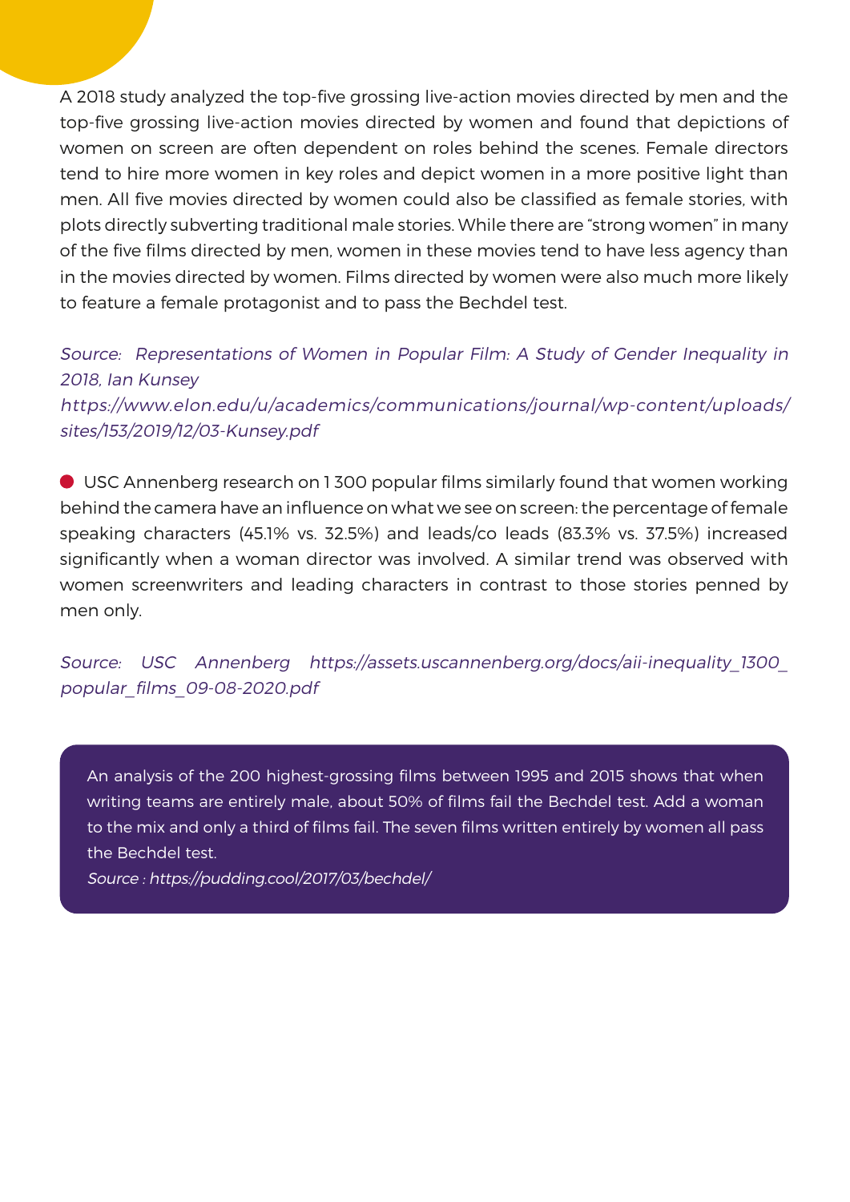A 2018 study analyzed the top-five grossing live-action movies directed by men and the top-five grossing live-action movies directed by women and found that depictions of women on screen are often dependent on roles behind the scenes. Female directors tend to hire more women in key roles and depict women in a more positive light than men. All five movies directed by women could also be classified as female stories, with plots directly subverting traditional male stories. While there are "strong women" in many of the five films directed by men, women in these movies tend to have less agency than in the movies directed by women. Films directed by women were also much more likely to feature a female protagonist and to pass the Bechdel test.

*Source: Representations of Women in Popular Film: A Study of Gender Inequality in 2018, Ian Kunsey*
*https://www.elon.edu/u/academics/communications/journal/wp-content/uploads/sites/153/2019/12/03-Kunsey.pdf*

- USC Annenberg research on 1 300 popular films similarly found that women working behind the camera have an influence on what we see on screen: the percentage of female speaking characters (45.1% vs. 32.5%) and leads/co leads (83.3% vs. 37.5%) increased significantly when a woman director was involved. A similar trend was observed with women screenwriters and leading characters in contrast to those stories penned by men only.

*Source: USC Annenberg https://assets.uscannenberg.org/docs/aii-inequality_1300_popular_films_09-08-2020.pdf*

An analysis of the 200 highest-grossing films between 1995 and 2015 shows that when writing teams are entirely male, about 50% of films fail the Bechdel test. Add a woman to the mix and only a third of films fail. The seven films written entirely by women all pass the Bechdel test.
*Source : https://pudding.cool/2017/03/bechdel/*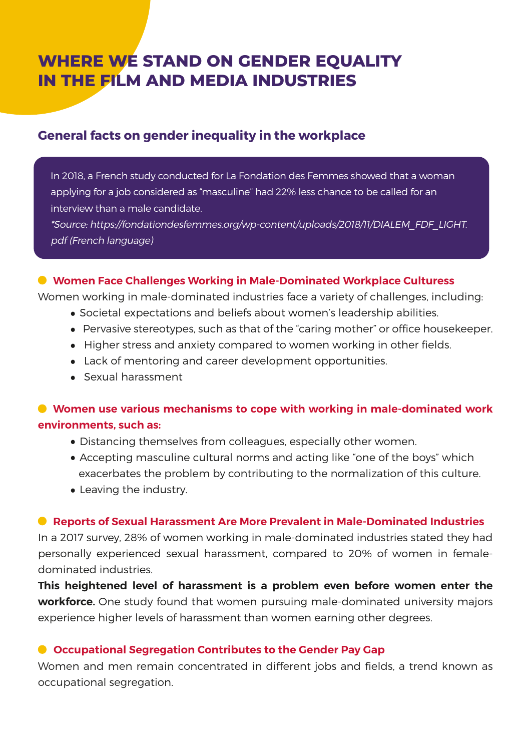# WHERE WE STAND ON GENDER EQUALITY IN THE FILM AND MEDIA INDUSTRIES

## General facts on gender inequality in the workplace

In 2018, a French study conducted for La Fondation des Femmes showed that a woman applying for a job considered as "masculine" had 22% less chance to be called for an interview than a male candidate.

*\*Source: https://fondationdesfemmes.org/wp-content/uploads/2018/11/DIALEM_FDF_LIGHT.pdf (French language)*

### Women Face Challenges Working in Male-Dominated Workplace Culturess

Women working in male-dominated industries face a variety of challenges, including:

- Societal expectations and beliefs about women's leadership abilities.
- Pervasive stereotypes, such as that of the "caring mother" or office housekeeper.
- Higher stress and anxiety compared to women working in other fields.
- Lack of mentoring and career development opportunities.
- Sexual harassment

### Women use various mechanisms to cope with working in male-dominated work environments, such as:

- Distancing themselves from colleagues, especially other women.
- Accepting masculine cultural norms and acting like "one of the boys" which exacerbates the problem by contributing to the normalization of this culture.
- Leaving the industry.

### Reports of Sexual Harassment Are More Prevalent in Male-Dominated Industries

In a 2017 survey, 28% of women working in male-dominated industries stated they had personally experienced sexual harassment, compared to 20% of women in female-dominated industries.

**This heightened level of harassment is a problem even before women enter the workforce.** One study found that women pursuing male-dominated university majors experience higher levels of harassment than women earning other degrees.

### Occupational Segregation Contributes to the Gender Pay Gap

Women and men remain concentrated in different jobs and fields, a trend known as occupational segregation.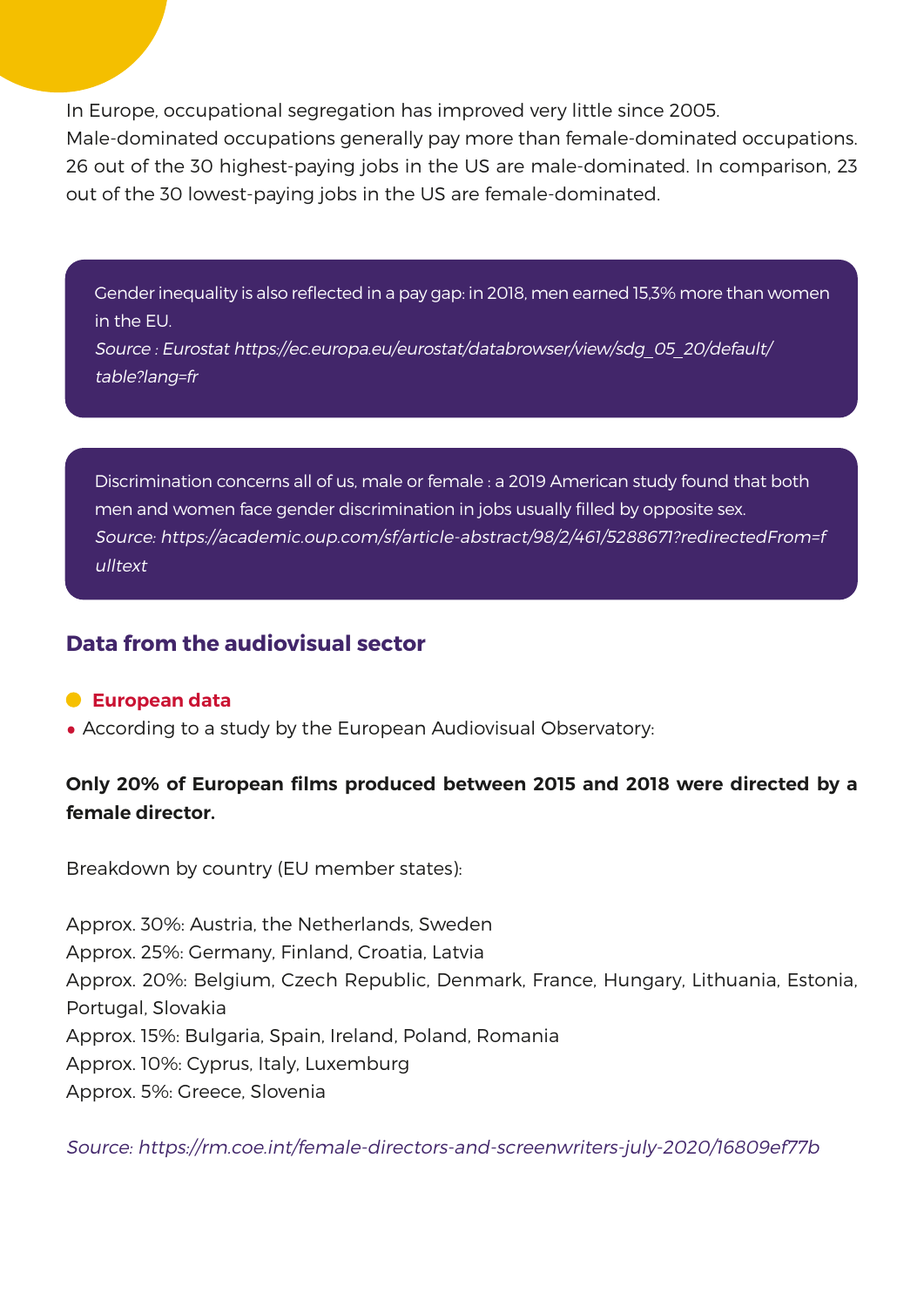In Europe, occupational segregation has improved very little since 2005.
Male-dominated occupations generally pay more than female-dominated occupations. 26 out of the 30 highest-paying jobs in the US are male-dominated. In comparison, 23 out of the 30 lowest-paying jobs in the US are female-dominated.

Gender inequality is also reflected in a pay gap: in 2018, men earned 15,3% more than women in the EU.
*Source : Eurostat https://ec.europa.eu/eurostat/databrowser/view/sdg_05_20/default/table?lang=fr*

Discrimination concerns all of us, male or female : a 2019 American study found that both men and women face gender discrimination in jobs usually filled by opposite sex.
*Source: https://academic.oup.com/sf/article-abstract/98/2/461/5288671?redirectedFrom=fulltext*

## Data from the audiovisual sector

### European data

- According to a study by the European Audiovisual Observatory:

**Only 20% of European films produced between 2015 and 2018 were directed by a female director.**

Breakdown by country (EU member states):

Approx. 30%: Austria, the Netherlands, Sweden
Approx. 25%: Germany, Finland, Croatia, Latvia
Approx. 20%: Belgium, Czech Republic, Denmark, France, Hungary, Lithuania, Estonia, Portugal, Slovakia
Approx. 15%: Bulgaria, Spain, Ireland, Poland, Romania
Approx. 10%: Cyprus, Italy, Luxemburg
Approx. 5%: Greece, Slovenia

*Source: https://rm.coe.int/female-directors-and-screenwriters-july-2020/16809ef77b*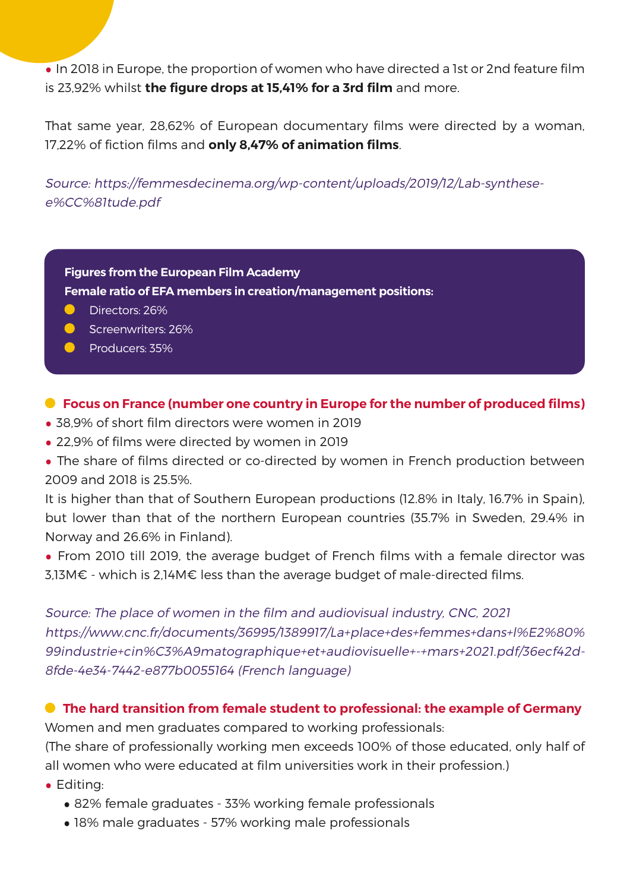- In 2018 in Europe, the proportion of women who have directed a 1st or 2nd feature film is 23,92% whilst **the figure drops at 15,41% for a 3rd film** and more.

That same year, 28,62% of European documentary films were directed by a woman, 17,22% of fiction films and **only 8,47% of animation films**.

*Source: https://femmesdecinema.org/wp-content/uploads/2019/12/Lab-synthese-e%CC%81tude.pdf*

**Figures from the European Film Academy**
**Female ratio of EFA members in creation/management positions:**

- Directors: 26%
- Screenwriters: 26%
- Producers: 35%

**Focus on France (number one country in Europe for the number of produced films)**

- 38,9% of short film directors were women in 2019
- 22,9% of films were directed by women in 2019
- The share of films directed or co-directed by women in French production between 2009 and 2018 is 25.5%.

It is higher than that of Southern European productions (12.8% in Italy, 16.7% in Spain), but lower than that of the northern European countries (35.7% in Sweden, 29.4% in Norway and 26.6% in Finland).

- From 2010 till 2019, the average budget of French films with a female director was 3,13M€ - which is 2,14M€ less than the average budget of male-directed films.

*Source: The place of women in the film and audiovisual industry, CNC, 2021 https://www.cnc.fr/documents/36995/1389917/La+place+des+femmes+dans+l%E2%80%99industrie+cin%C3%A9matographique+et+audiovisuelle+-+mars+2021.pdf/36ecf42d-8fde-4e34-7442-e877b0055164 (French language)*

**The hard transition from female student to professional: the example of Germany**

Women and men graduates compared to working professionals:
(The share of professionally working men exceeds 100% of those educated, only half of all women who were educated at film universities work in their profession.)

- Editing:
  - 82% female graduates - 33% working female professionals
  - 18% male graduates - 57% working male professionals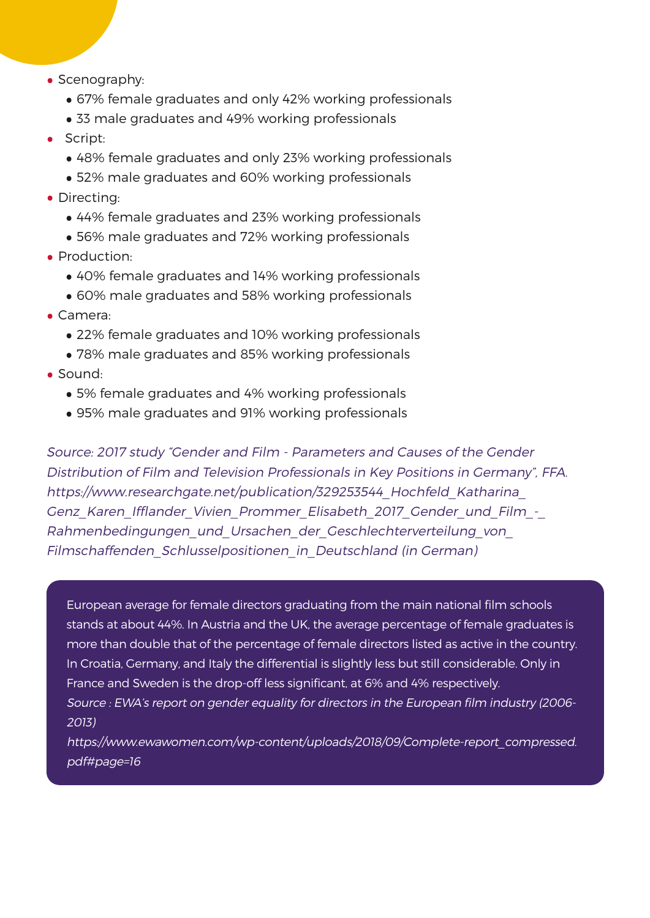- Scenography:
  - 67% female graduates and only 42% working professionals
  - 33 male graduates and 49% working professionals
- Script:
  - 48% female graduates and only 23% working professionals
  - 52% male graduates and 60% working professionals
- Directing:
  - 44% female graduates and 23% working professionals
  - 56% male graduates and 72% working professionals
- Production:
  - 40% female graduates and 14% working professionals
  - 60% male graduates and 58% working professionals
- Camera:
  - 22% female graduates and 10% working professionals
  - 78% male graduates and 85% working professionals
- Sound:
  - 5% female graduates and 4% working professionals
  - 95% male graduates and 91% working professionals

*Source: 2017 study "Gender and Film - Parameters and Causes of the Gender Distribution of Film and Television Professionals in Key Positions in Germany", FFA. https://www.researchgate.net/publication/329253544_Hochfeld_Katharina_Genz_Karen_Ifflander_Vivien_Prommer_Elisabeth_2017_Gender_und_Film_-_Rahmenbedingungen_und_Ursachen_der_Geschlechterverteilung_von_Filmschaffenden_Schlusselpositionen_in_Deutschland (in German)*

European average for female directors graduating from the main national film schools stands at about 44%. In Austria and the UK, the average percentage of female graduates is more than double that of the percentage of female directors listed as active in the country. In Croatia, Germany, and Italy the differential is slightly less but still considerable. Only in France and Sweden is the drop-off less significant, at 6% and 4% respectively.

*Source : EWA's report on gender equality for directors in the European film industry (2006-2013)*

*https://www.ewawomen.com/wp-content/uploads/2018/09/Complete-report_compressed.pdf#page=16*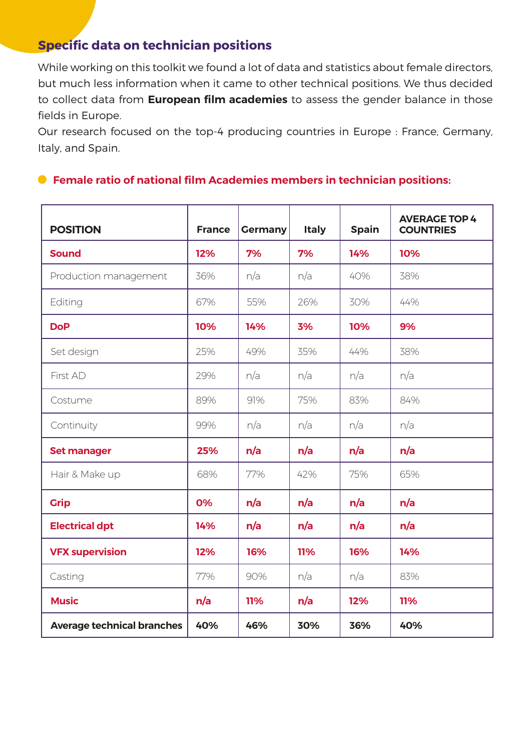## Specific data on technician positions

While working on this toolkit we found a lot of data and statistics about female directors, but much less information when it came to other technical positions. We thus decided to collect data from **European film academies** to assess the gender balance in those fields in Europe.

Our research focused on the top-4 producing countries in Europe : France, Germany, Italy, and Spain.

- **Female ratio of national film Academies members in technician positions:**

| POSITION | France | Germany | Italy | Spain | AVERAGE TOP 4 COUNTRIES |
|---|---|---|---|---|---|
| **Sound** | **12%** | **7%** | **7%** | **14%** | **10%** |
| Production management | 36% | n/a | n/a | 40% | 38% |
| Editing | 67% | 55% | 26% | 30% | 44% |
| **DoP** | **10%** | **14%** | **3%** | **10%** | **9%** |
| Set design | 25% | 49% | 35% | 44% | 38% |
| First AD | 29% | n/a | n/a | n/a | n/a |
| Costume | 89% | 91% | 75% | 83% | 84% |
| Continuity | 99% | n/a | n/a | n/a | n/a |
| **Set manager** | **25%** | **n/a** | **n/a** | **n/a** | **n/a** |
| Hair & Make up | 68% | 77% | 42% | 75% | 65% |
| **Grip** | **0%** | **n/a** | **n/a** | **n/a** | **n/a** |
| **Electrical dpt** | **14%** | **n/a** | **n/a** | **n/a** | **n/a** |
| **VFX supervision** | **12%** | **16%** | **11%** | **16%** | **14%** |
| Casting | 77% | 90% | n/a | n/a | 83% |
| **Music** | **n/a** | **11%** | **n/a** | **12%** | **11%** |
| **Average technical branches** | **40%** | **46%** | **30%** | **36%** | **40%** |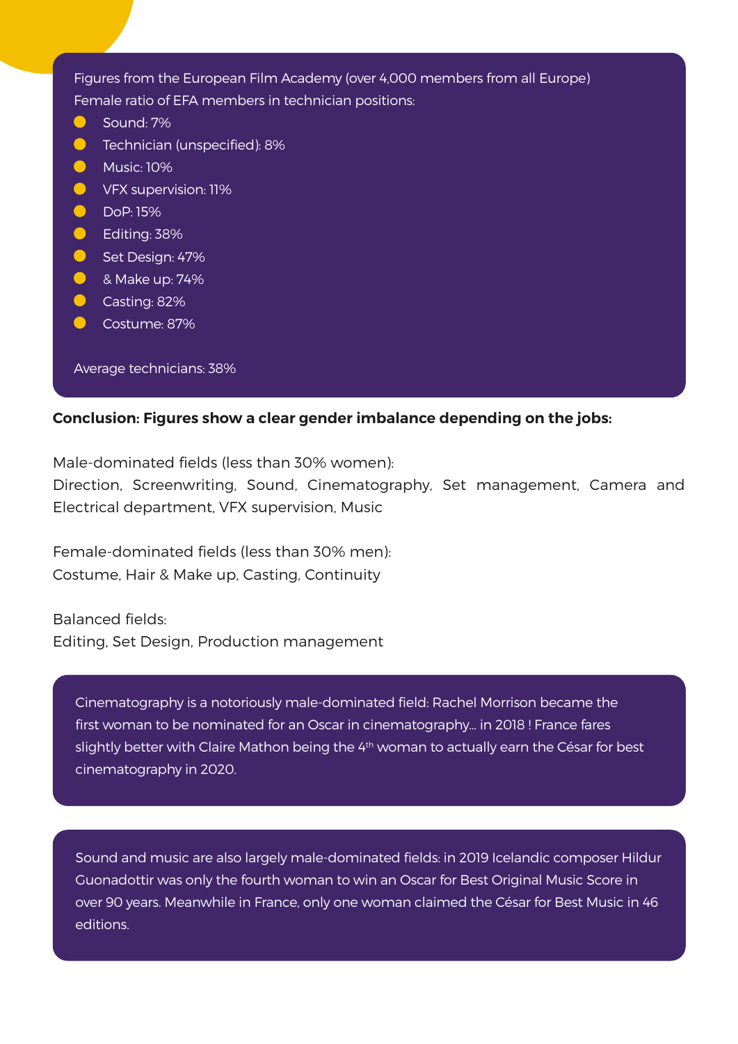Figures from the European Film Academy (over 4,000 members from all Europe)
Female ratio of EFA members in technician positions:

- Sound: 7%
- Technician (unspecified): 8%
- Music: 10%
- VFX supervision: 11%
- DoP: 15%
- Editing: 38%
- Set Design: 47%
- & Make up: 74%
- Casting: 82%
- Costume: 87%

Average technicians: 38%

**Conclusion: Figures show a clear gender imbalance depending on the jobs:**

Male-dominated fields (less than 30% women):
Direction, Screenwriting, Sound, Cinematography, Set management, Camera and Electrical department, VFX supervision, Music

Female-dominated fields (less than 30% men):
Costume, Hair & Make up, Casting, Continuity

Balanced fields:
Editing, Set Design, Production management

Cinematography is a notoriously male-dominated field: Rachel Morrison became the first woman to be nominated for an Oscar in cinematography... in 2018 ! France fares slightly better with Claire Mathon being the 4th woman to actually earn the César for best cinematography in 2020.

Sound and music are also largely male-dominated fields: in 2019 Icelandic composer Hildur Guonadottir was only the fourth woman to win an Oscar for Best Original Music Score in over 90 years. Meanwhile in France, only one woman claimed the César for Best Music in 46 editions.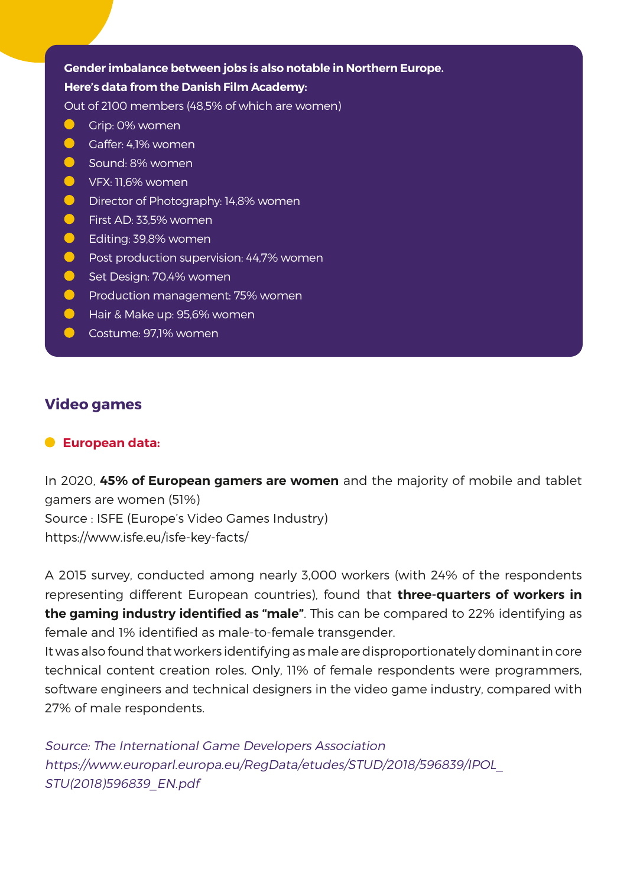**Gender imbalance between jobs is also notable in Northern Europe. Here's data from the Danish Film Academy:**

Out of 2100 members (48,5% of which are women)

- Grip: 0% women
- Gaffer: 4,1% women
- Sound: 8% women
- VFX: 11,6% women
- Director of Photography: 14,8% women
- First AD: 33,5% women
- Editing: 39,8% women
- Post production supervision: 44,7% women
- Set Design: 70,4% women
- Production management: 75% women
- Hair & Make up: 95,6% women
- Costume: 97,1% women

## Video games

- **European data:**

In 2020, **45% of European gamers are women** and the majority of mobile and tablet gamers are women (51%)
Source : ISFE (Europe's Video Games Industry)
https://www.isfe.eu/isfe-key-facts/

A 2015 survey, conducted among nearly 3,000 workers (with 24% of the respondents representing different European countries), found that **three-quarters of workers in the gaming industry identified as "male"**. This can be compared to 22% identifying as female and 1% identified as male-to-female transgender.
It was also found that workers identifying as male are disproportionately dominant in core technical content creation roles. Only, 11% of female respondents were programmers, software engineers and technical designers in the video game industry, compared with 27% of male respondents.

*Source: The International Game Developers Association*
*https://www.europarl.europa.eu/RegData/etudes/STUD/2018/596839/IPOL_STU(2018)596839_EN.pdf*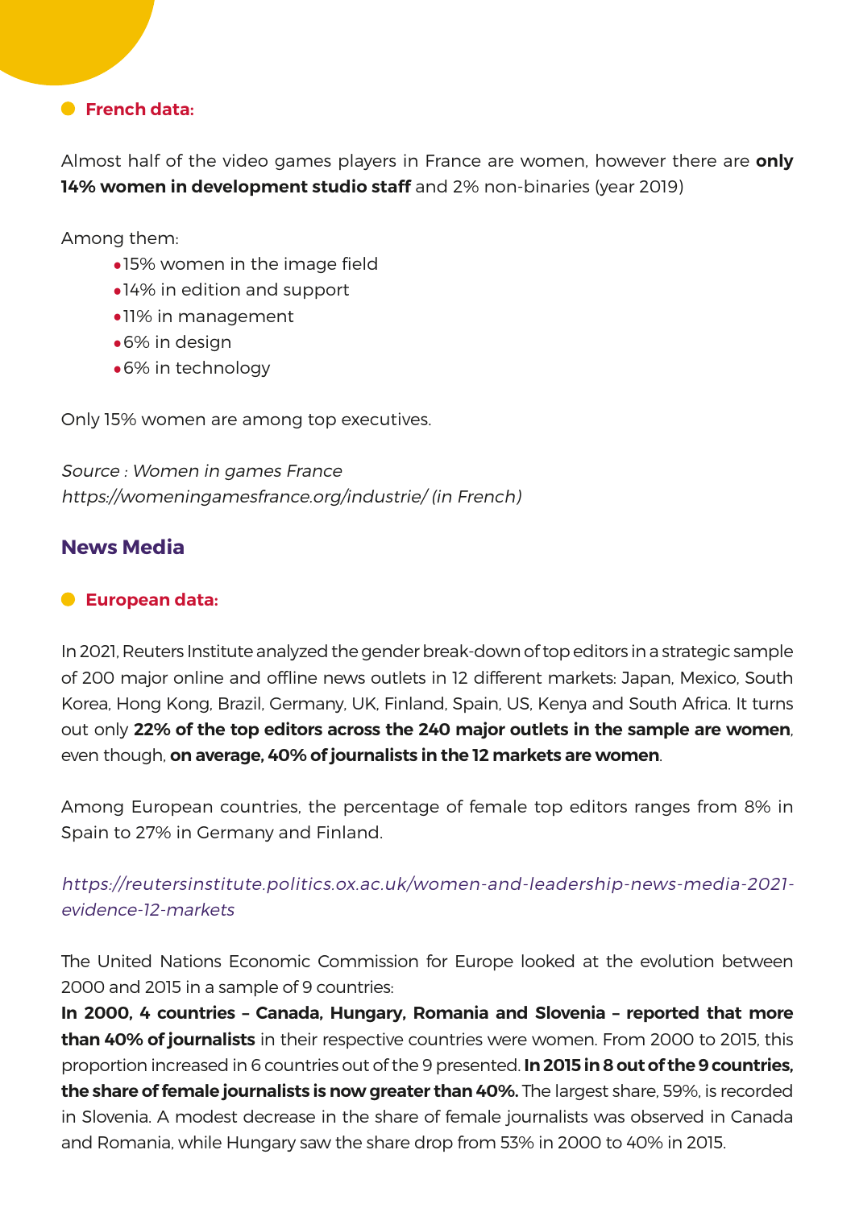- **French data:**

Almost half of the video games players in France are women, however there are **only 14% women in development studio staff** and 2% non-binaries (year 2019)

Among them:

- 15% women in the image field
- 14% in edition and support
- 11% in management
- 6% in design
- 6% in technology

Only 15% women are among top executives.

*Source : Women in games France*
*https://womeningamesfrance.org/industrie/ (in French)*

## News Media

- **European data:**

In 2021, Reuters Institute analyzed the gender break-down of top editors in a strategic sample of 200 major online and offline news outlets in 12 different markets: Japan, Mexico, South Korea, Hong Kong, Brazil, Germany, UK, Finland, Spain, US, Kenya and South Africa. It turns out only **22% of the top editors across the 240 major outlets in the sample are women**, even though, **on average, 40% of journalists in the 12 markets are women**.

Among European countries, the percentage of female top editors ranges from 8% in Spain to 27% in Germany and Finland.

*https://reutersinstitute.politics.ox.ac.uk/women-and-leadership-news-media-2021-evidence-12-markets*

The United Nations Economic Commission for Europe looked at the evolution between 2000 and 2015 in a sample of 9 countries:
**In 2000, 4 countries – Canada, Hungary, Romania and Slovenia – reported that more than 40% of journalists** in their respective countries were women. From 2000 to 2015, this proportion increased in 6 countries out of the 9 presented. **In 2015 in 8 out of the 9 countries, the share of female journalists is now greater than 40%.** The largest share, 59%, is recorded in Slovenia. A modest decrease in the share of female journalists was observed in Canada and Romania, while Hungary saw the share drop from 53% in 2000 to 40% in 2015.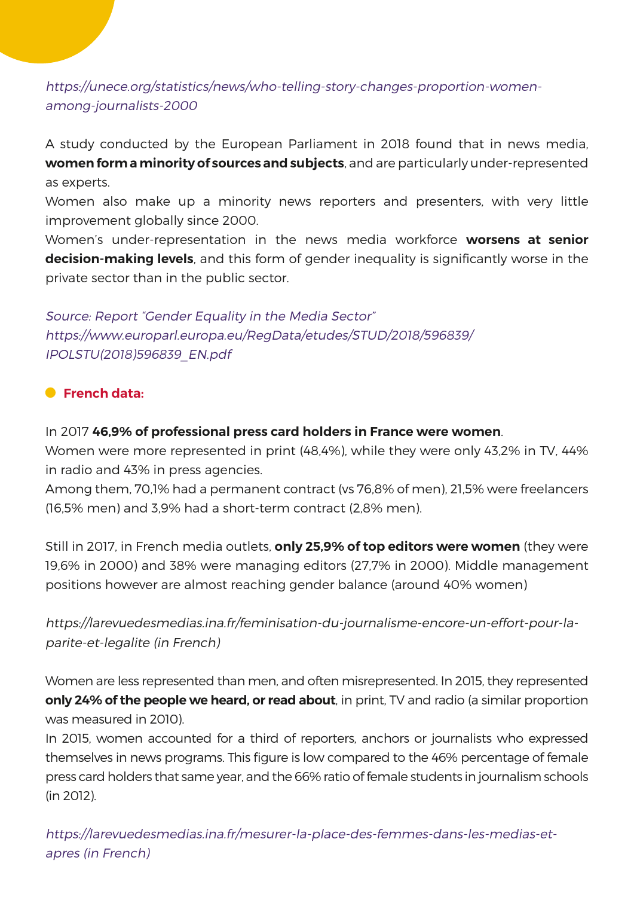*https://unece.org/statistics/news/who-telling-story-changes-proportion-women-among-journalists-2000*

A study conducted by the European Parliament in 2018 found that in news media, **women form a minority of sources and subjects**, and are particularly under-represented as experts.
Women also make up a minority news reporters and presenters, with very little improvement globally since 2000.
Women's under-representation in the news media workforce **worsens at senior decision-making levels**, and this form of gender inequality is significantly worse in the private sector than in the public sector.

*Source: Report "Gender Equality in the Media Sector"*
*https://www.europarl.europa.eu/RegData/etudes/STUD/2018/596839/IPOLSTU(2018)596839_EN.pdf*

### French data:

In 2017 **46,9% of professional press card holders in France were women**.
Women were more represented in print (48,4%), while they were only 43,2% in TV, 44% in radio and 43% in press agencies.
Among them, 70,1% had a permanent contract (vs 76,8% of men), 21,5% were freelancers (16,5% men) and 3,9% had a short-term contract (2,8% men).

Still in 2017, in French media outlets, **only 25,9% of top editors were women** (they were 19,6% in 2000) and 38% were managing editors (27,7% in 2000). Middle management positions however are almost reaching gender balance (around 40% women)

*https://larevuedesmedias.ina.fr/feminisation-du-journalisme-encore-un-effort-pour-la-parite-et-legalite (in French)*

Women are less represented than men, and often misrepresented. In 2015, they represented **only 24% of the people we heard, or read about**, in print, TV and radio (a similar proportion was measured in 2010).
In 2015, women accounted for a third of reporters, anchors or journalists who expressed themselves in news programs. This figure is low compared to the 46% percentage of female press card holders that same year, and the 66% ratio of female students in journalism schools (in 2012).

*https://larevuedesmedias.ina.fr/mesurer-la-place-des-femmes-dans-les-medias-et-apres (in French)*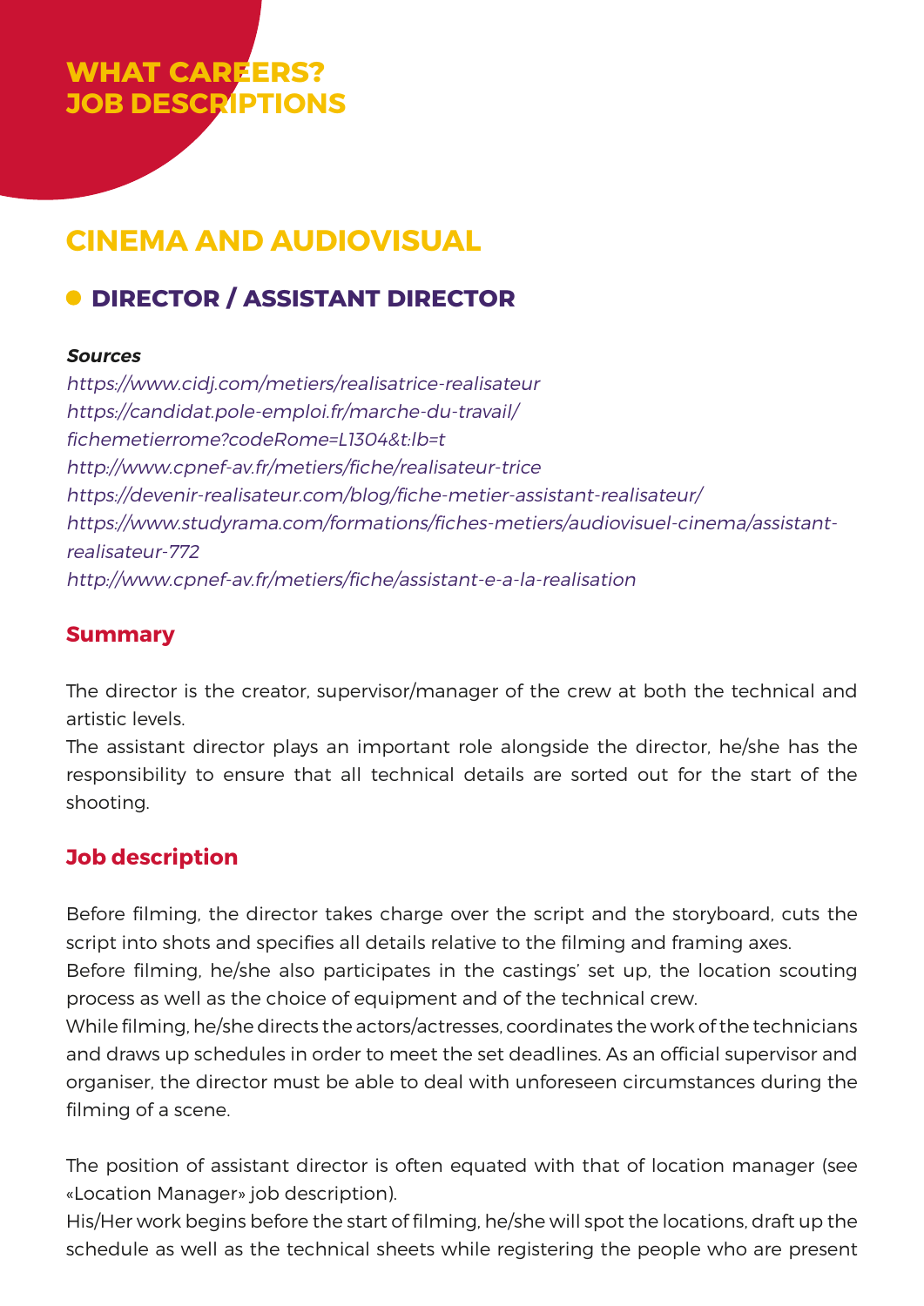# WHAT CAREERS? JOB DESCRIPTIONS

## CINEMA AND AUDIOVISUAL

### DIRECTOR / ASSISTANT DIRECTOR

***Sources***

*https://www.cidj.com/metiers/realisatrice-realisateur*
*https://candidat.pole-emploi.fr/marche-du-travail/fichemetierrome?codeRome=L1304&t:lb=t*
*http://www.cpnef-av.fr/metiers/fiche/realisateur-trice*
*https://devenir-realisateur.com/blog/fiche-metier-assistant-realisateur/*
*https://www.studyrama.com/formations/fiches-metiers/audiovisuel-cinema/assistant-realisateur-772*
*http://www.cpnef-av.fr/metiers/fiche/assistant-e-a-la-realisation*

#### Summary

The director is the creator, supervisor/manager of the crew at both the technical and artistic levels.
The assistant director plays an important role alongside the director, he/she has the responsibility to ensure that all technical details are sorted out for the start of the shooting.

#### Job description

Before filming, the director takes charge over the script and the storyboard, cuts the script into shots and specifies all details relative to the filming and framing axes.
Before filming, he/she also participates in the castings' set up, the location scouting process as well as the choice of equipment and of the technical crew.
While filming, he/she directs the actors/actresses, coordinates the work of the technicians and draws up schedules in order to meet the set deadlines. As an official supervisor and organiser, the director must be able to deal with unforeseen circumstances during the filming of a scene.

The position of assistant director is often equated with that of location manager (see «Location Manager» job description).
His/Her work begins before the start of filming, he/she will spot the locations, draft up the schedule as well as the technical sheets while registering the people who are present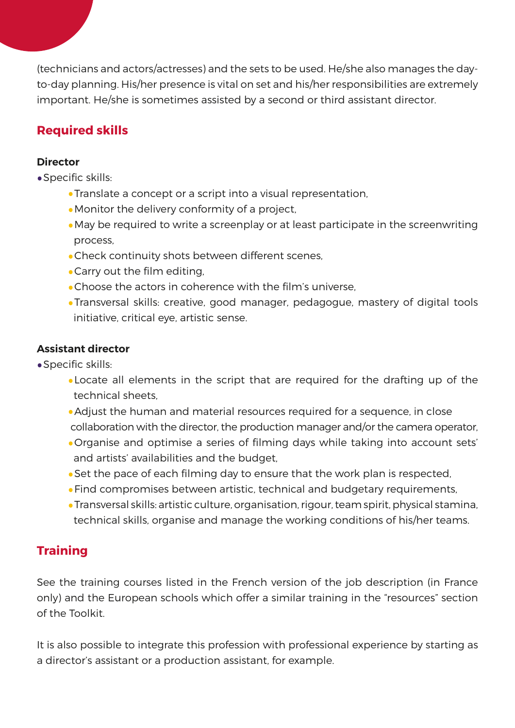(technicians and actors/actresses) and the sets to be used. He/she also manages the day-to-day planning. His/her presence is vital on set and his/her responsibilities are extremely important. He/she is sometimes assisted by a second or third assistant director.

## Required skills

**Director**

- Specific skills:
    - Translate a concept or a script into a visual representation,
    - Monitor the delivery conformity of a project,
    - May be required to write a screenplay or at least participate in the screenwriting process,
    - Check continuity shots between different scenes,
    - Carry out the film editing,
    - Choose the actors in coherence with the film's universe,
    - Transversal skills: creative, good manager, pedagogue, mastery of digital tools initiative, critical eye, artistic sense.

**Assistant director**

- Specific skills:
    - Locate all elements in the script that are required for the drafting up of the technical sheets,
    - Adjust the human and material resources required for a sequence, in close collaboration with the director, the production manager and/or the camera operator,
    - Organise and optimise a series of filming days while taking into account sets' and artists' availabilities and the budget,
    - Set the pace of each filming day to ensure that the work plan is respected,
    - Find compromises between artistic, technical and budgetary requirements,
    - Transversal skills: artistic culture, organisation, rigour, team spirit, physical stamina, technical skills, organise and manage the working conditions of his/her teams.

## Training

See the training courses listed in the French version of the job description (in France only) and the European schools which offer a similar training in the "resources" section of the Toolkit.

It is also possible to integrate this profession with professional experience by starting as a director's assistant or a production assistant, for example.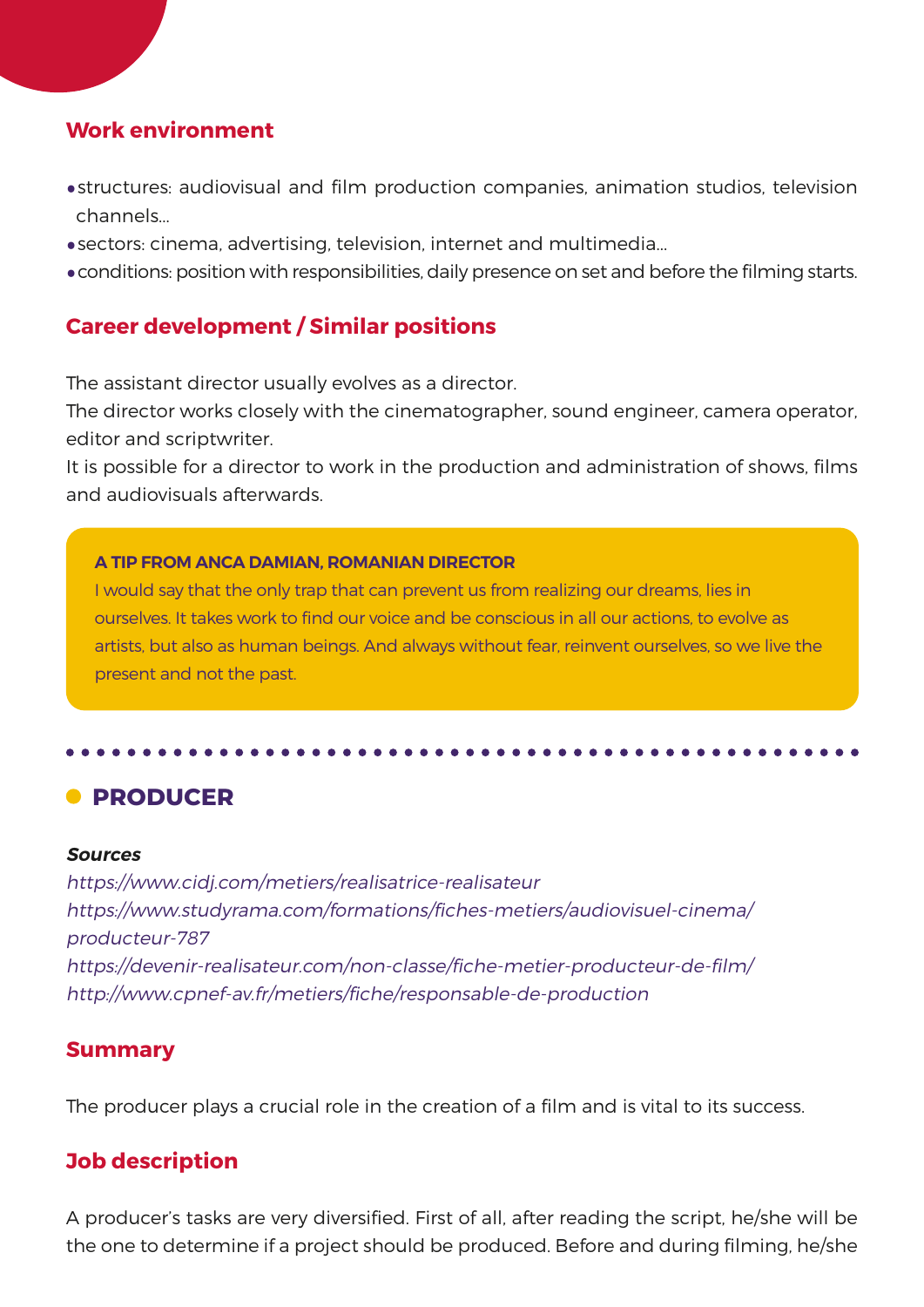### Work environment

- structures: audiovisual and film production companies, animation studios, television channels...
- sectors: cinema, advertising, television, internet and multimedia...
- conditions: position with responsibilities, daily presence on set and before the filming starts.

### Career development / Similar positions

The assistant director usually evolves as a director.
The director works closely with the cinematographer, sound engineer, camera operator, editor and scriptwriter.
It is possible for a director to work in the production and administration of shows, films and audiovisuals afterwards.

> **A TIP FROM ANCA DAMIAN, ROMANIAN DIRECTOR**
> I would say that the only trap that can prevent us from realizing our dreams, lies in ourselves. It takes work to find our voice and be conscious in all our actions, to evolve as artists, but also as human beings. And always without fear, reinvent ourselves, so we live the present and not the past.

## PRODUCER

***Sources***
*https://www.cidj.com/metiers/realisatrice-realisateur*
*https://www.studyrama.com/formations/fiches-metiers/audiovisuel-cinema/producteur-787*
*https://devenir-realisateur.com/non-classe/fiche-metier-producteur-de-film/*
*http://www.cpnef-av.fr/metiers/fiche/responsable-de-production*

### Summary

The producer plays a crucial role in the creation of a film and is vital to its success.

### Job description

A producer's tasks are very diversified. First of all, after reading the script, he/she will be the one to determine if a project should be produced. Before and during filming, he/she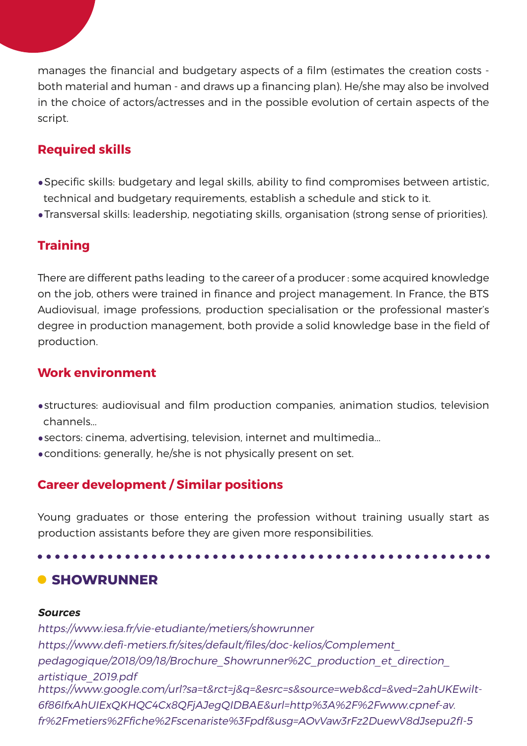manages the financial and budgetary aspects of a film (estimates the creation costs - both material and human - and draws up a financing plan). He/she may also be involved in the choice of actors/actresses and in the possible evolution of certain aspects of the script.

### Required skills

- Specific skills: budgetary and legal skills, ability to find compromises between artistic, technical and budgetary requirements, establish a schedule and stick to it.
- Transversal skills: leadership, negotiating skills, organisation (strong sense of priorities).

### Training

There are different paths leading to the career of a producer : some acquired knowledge on the job, others were trained in finance and project management. In France, the BTS Audiovisual, image professions, production specialisation or the professional master's degree in production management, both provide a solid knowledge base in the field of production.

### Work environment

- structures: audiovisual and film production companies, animation studios, television channels...
- sectors: cinema, advertising, television, internet and multimedia...
- conditions: generally, he/she is not physically present on set.

### Career development / Similar positions

Young graduates or those entering the profession without training usually start as production assistants before they are given more responsibilities.

## SHOWRUNNER

***Sources***

*https://www.iesa.fr/vie-etudiante/metiers/showrunner*
*https://www.defi-metiers.fr/sites/default/files/doc-kelios/Complement_pedagogique/2018/09/18/Brochure_Showrunner%2C_production_et_direction_artistique_2019.pdf*
*https://www.google.com/url?sa=t&rct=j&q=&esrc=s&source=web&cd=&ved=2ahUKEwiIt-6f86IfxAhUIExQKHQC4Cx8QFjAJegQIDBAE&url=http%3A%2F%2Fwww.cpnef-av.fr%2Fmetiers%2Ffiche%2Fscenariste%3Fpdf&usg=AOvVaw3rFz2DuewV8dJsepu2fI-5*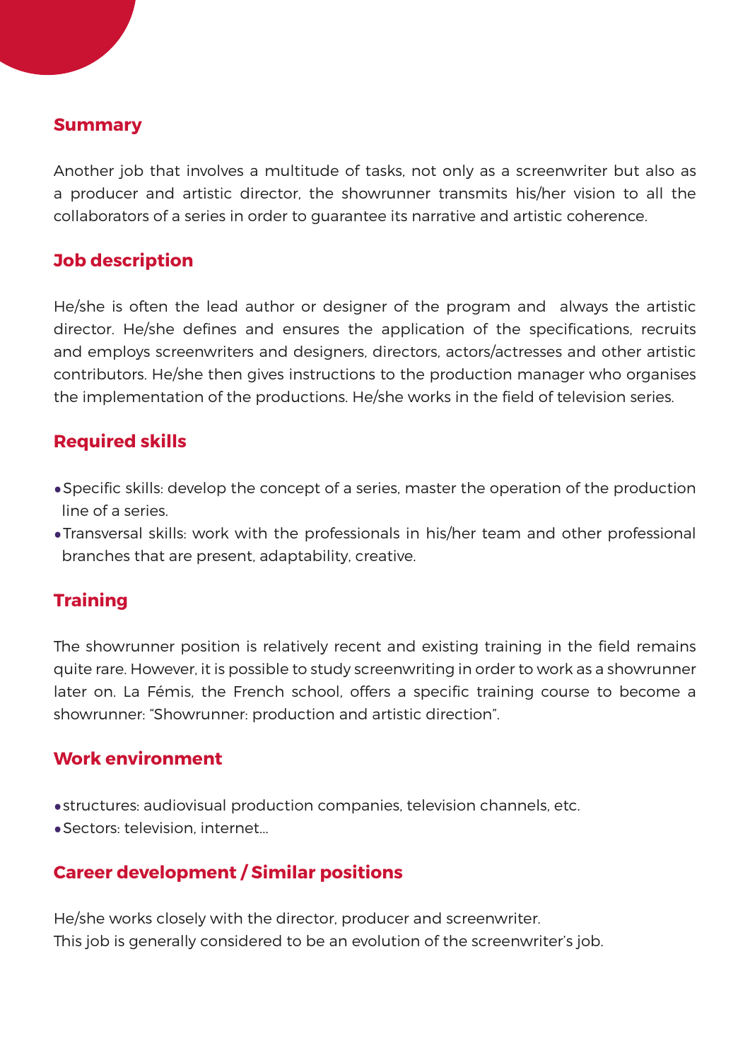## Summary

Another job that involves a multitude of tasks, not only as a screenwriter but also as a producer and artistic director, the showrunner transmits his/her vision to all the collaborators of a series in order to guarantee its narrative and artistic coherence.

## Job description

He/she is often the lead author or designer of the program and always the artistic director. He/she defines and ensures the application of the specifications, recruits and employs screenwriters and designers, directors, actors/actresses and other artistic contributors. He/she then gives instructions to the production manager who organises the implementation of the productions. He/she works in the field of television series.

## Required skills

- Specific skills: develop the concept of a series, master the operation of the production line of a series.
- Transversal skills: work with the professionals in his/her team and other professional branches that are present, adaptability, creative.

## Training

The showrunner position is relatively recent and existing training in the field remains quite rare. However, it is possible to study screenwriting in order to work as a showrunner later on. La Fémis, the French school, offers a specific training course to become a showrunner: "Showrunner: production and artistic direction".

## Work environment

- structures: audiovisual production companies, television channels, etc.
- Sectors: television, internet...

## Career development / Similar positions

He/she works closely with the director, producer and screenwriter.
This job is generally considered to be an evolution of the screenwriter's job.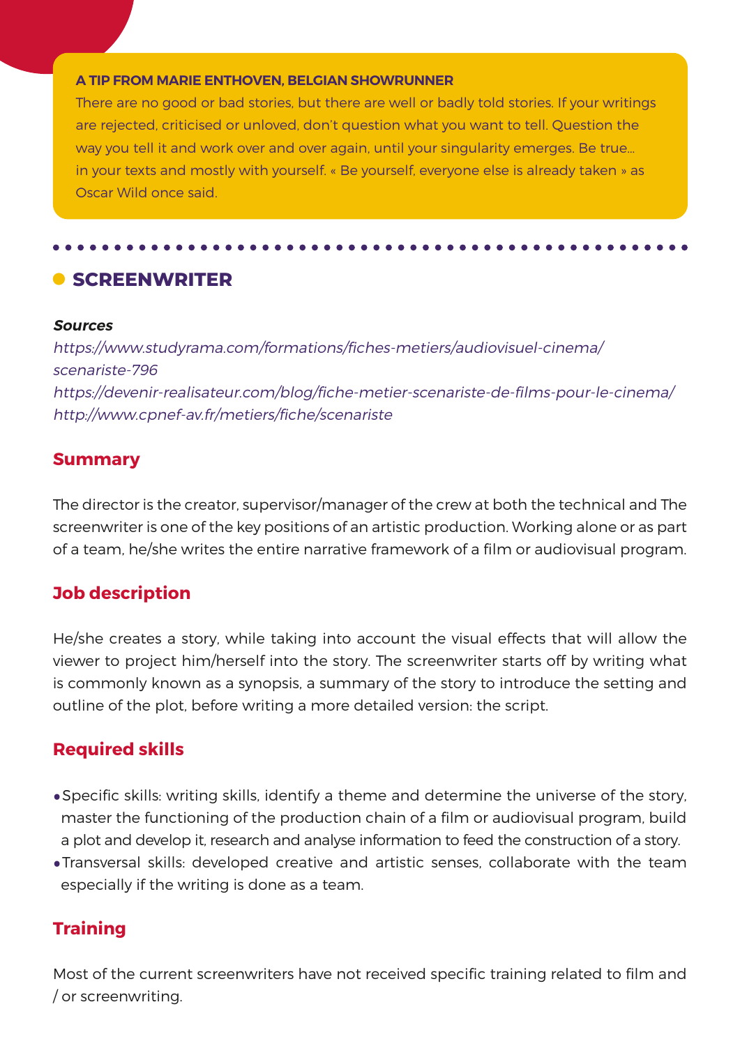**A TIP FROM MARIE ENTHOVEN, BELGIAN SHOWRUNNER**

There are no good or bad stories, but there are well or badly told stories. If your writings are rejected, criticised or unloved, don't question what you want to tell. Question the way you tell it and work over and over again, until your singularity emerges. Be true... in your texts and mostly with yourself. « Be yourself, everyone else is already taken » as Oscar Wild once said.

## SCREENWRITER

***Sources***

*https://www.studyrama.com/formations/fiches-metiers/audiovisuel-cinema/scenariste-796*
*https://devenir-realisateur.com/blog/fiche-metier-scenariste-de-films-pour-le-cinema/*
*http://www.cpnef-av.fr/metiers/fiche/scenariste*

### Summary

The director is the creator, supervisor/manager of the crew at both the technical and The screenwriter is one of the key positions of an artistic production. Working alone or as part of a team, he/she writes the entire narrative framework of a film or audiovisual program.

### Job description

He/she creates a story, while taking into account the visual effects that will allow the viewer to project him/herself into the story. The screenwriter starts off by writing what is commonly known as a synopsis, a summary of the story to introduce the setting and outline of the plot, before writing a more detailed version: the script.

### Required skills

- Specific skills: writing skills, identify a theme and determine the universe of the story, master the functioning of the production chain of a film or audiovisual program, build a plot and develop it, research and analyse information to feed the construction of a story.
- Transversal skills: developed creative and artistic senses, collaborate with the team especially if the writing is done as a team.

### Training

Most of the current screenwriters have not received specific training related to film and / or screenwriting.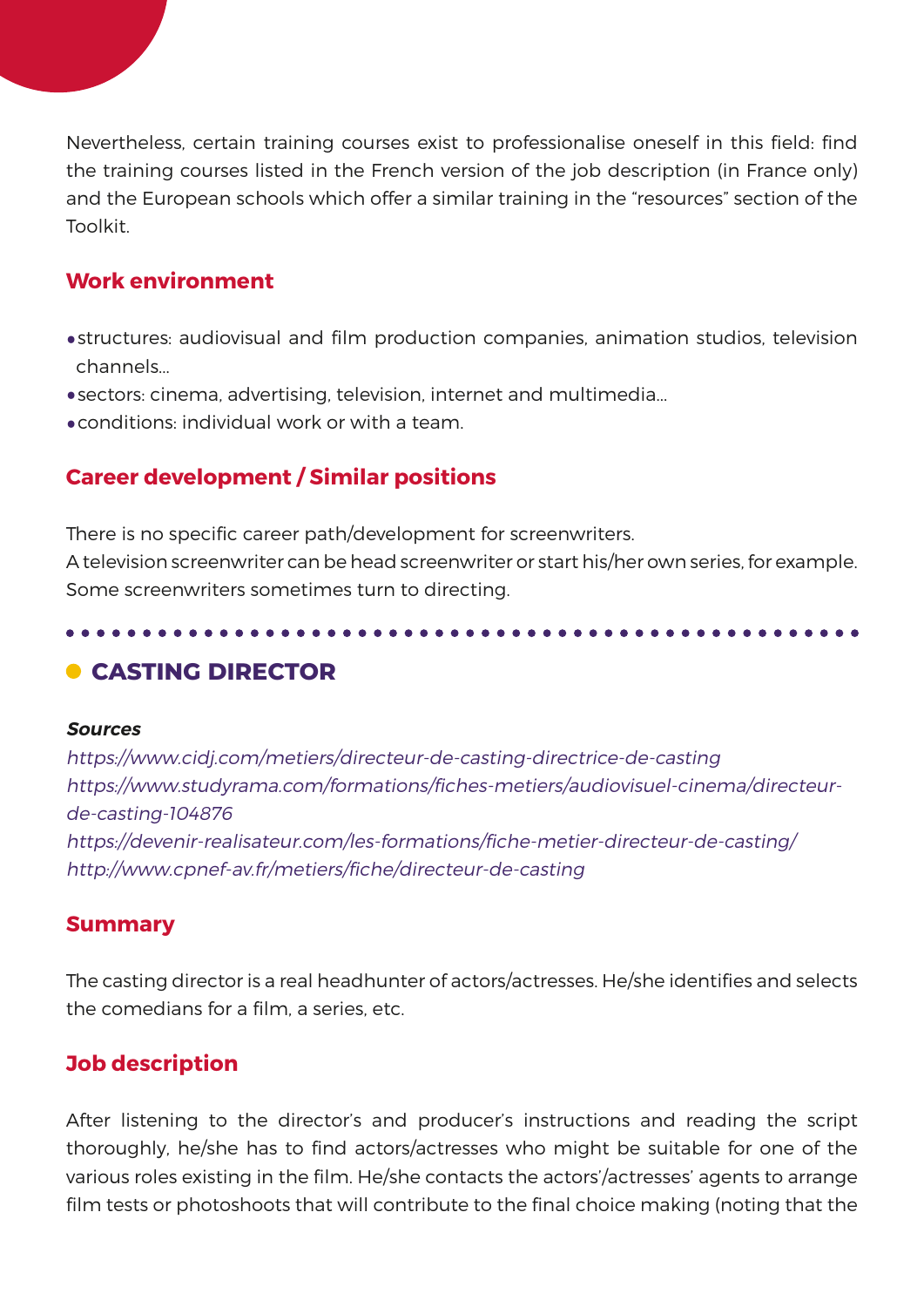Nevertheless, certain training courses exist to professionalise oneself in this field: find the training courses listed in the French version of the job description (in France only) and the European schools which offer a similar training in the "resources" section of the Toolkit.

### Work environment

- structures: audiovisual and film production companies, animation studios, television channels...
- sectors: cinema, advertising, television, internet and multimedia...
- conditions: individual work or with a team.

### Career development / Similar positions

There is no specific career path/development for screenwriters.
A television screenwriter can be head screenwriter or start his/her own series, for example.
Some screenwriters sometimes turn to directing.

## CASTING DIRECTOR

***Sources***

*https://www.cidj.com/metiers/directeur-de-casting-directrice-de-casting*
*https://www.studyrama.com/formations/fiches-metiers/audiovisuel-cinema/directeur-de-casting-104876*
*https://devenir-realisateur.com/les-formations/fiche-metier-directeur-de-casting/*
*http://www.cpnef-av.fr/metiers/fiche/directeur-de-casting*

### Summary

The casting director is a real headhunter of actors/actresses. He/she identifies and selects the comedians for a film, a series, etc.

### Job description

After listening to the director's and producer's instructions and reading the script thoroughly, he/she has to find actors/actresses who might be suitable for one of the various roles existing in the film. He/she contacts the actors'/actresses' agents to arrange film tests or photoshoots that will contribute to the final choice making (noting that the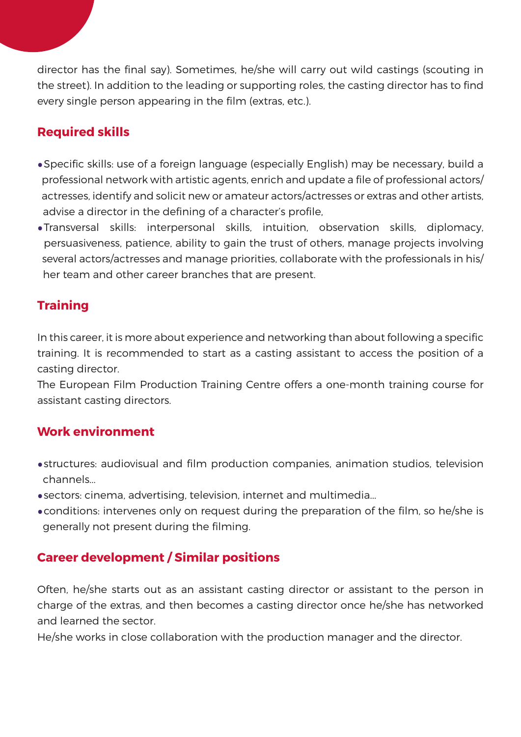director has the final say). Sometimes, he/she will carry out wild castings (scouting in the street). In addition to the leading or supporting roles, the casting director has to find every single person appearing in the film (extras, etc.).

## Required skills

- Specific skills: use of a foreign language (especially English) may be necessary, build a professional network with artistic agents, enrich and update a file of professional actors/actresses, identify and solicit new or amateur actors/actresses or extras and other artists, advise a director in the defining of a character's profile,
- Transversal skills: interpersonal skills, intuition, observation skills, diplomacy, persuasiveness, patience, ability to gain the trust of others, manage projects involving several actors/actresses and manage priorities, collaborate with the professionals in his/her team and other career branches that are present.

## Training

In this career, it is more about experience and networking than about following a specific training. It is recommended to start as a casting assistant to access the position of a casting director.

The European Film Production Training Centre offers a one-month training course for assistant casting directors.

## Work environment

- structures: audiovisual and film production companies, animation studios, television channels...
- sectors: cinema, advertising, television, internet and multimedia...
- conditions: intervenes only on request during the preparation of the film, so he/she is generally not present during the filming.

## Career development / Similar positions

Often, he/she starts out as an assistant casting director or assistant to the person in charge of the extras, and then becomes a casting director once he/she has networked and learned the sector.

He/she works in close collaboration with the production manager and the director.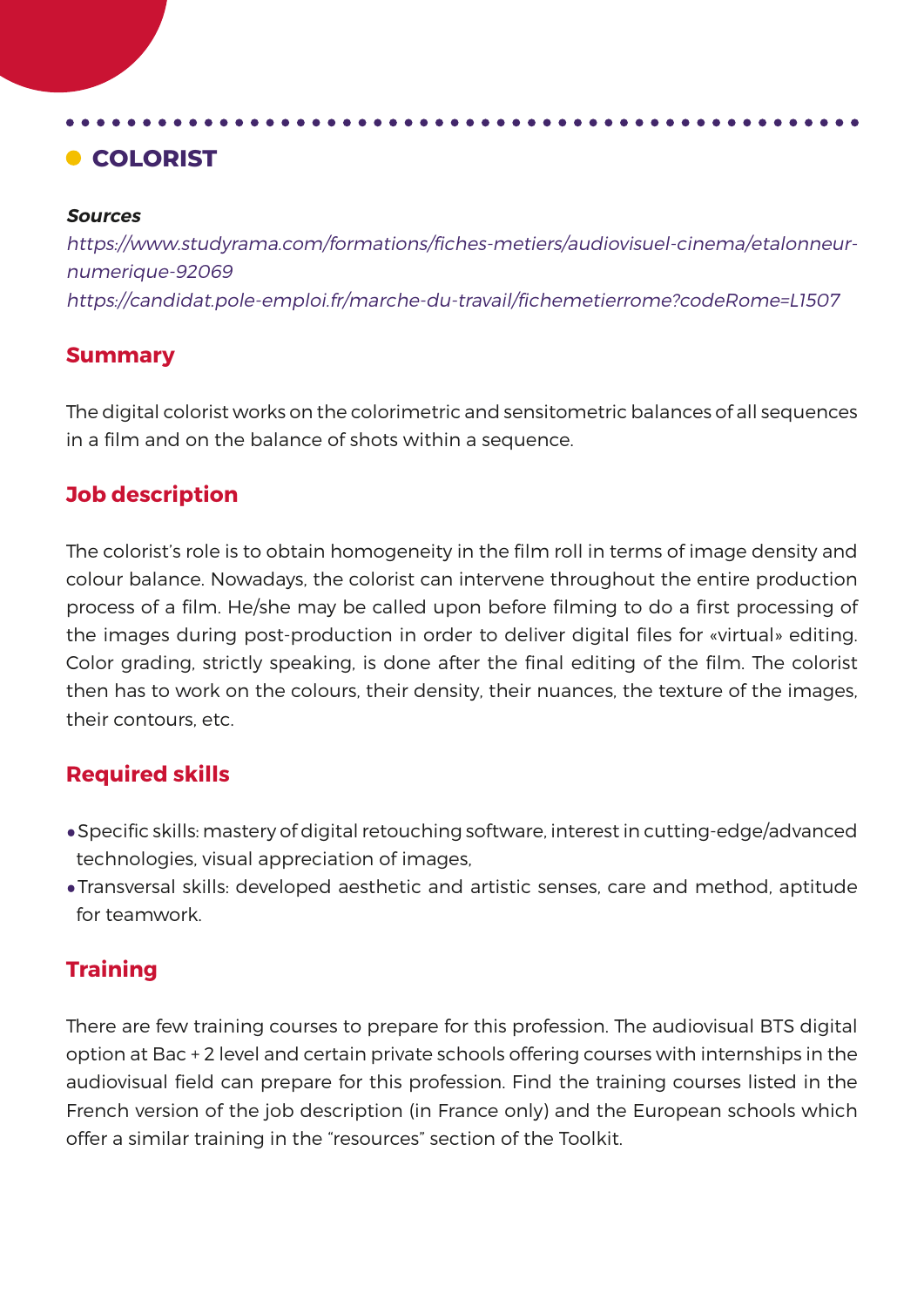## COLORIST

***Sources***

*https://www.studyrama.com/formations/fiches-metiers/audiovisuel-cinema/etalonneur-numerique-92069*
*https://candidat.pole-emploi.fr/marche-du-travail/fichemetierrome?codeRome=L1507*

### Summary

The digital colorist works on the colorimetric and sensitometric balances of all sequences in a film and on the balance of shots within a sequence.

### Job description

The colorist's role is to obtain homogeneity in the film roll in terms of image density and colour balance. Nowadays, the colorist can intervene throughout the entire production process of a film. He/she may be called upon before filming to do a first processing of the images during post-production in order to deliver digital files for «virtual» editing. Color grading, strictly speaking, is done after the final editing of the film. The colorist then has to work on the colours, their density, their nuances, the texture of the images, their contours, etc.

### Required skills

- Specific skills: mastery of digital retouching software, interest in cutting-edge/advanced technologies, visual appreciation of images,
- Transversal skills: developed aesthetic and artistic senses, care and method, aptitude for teamwork.

### Training

There are few training courses to prepare for this profession. The audiovisual BTS digital option at Bac + 2 level and certain private schools offering courses with internships in the audiovisual field can prepare for this profession. Find the training courses listed in the French version of the job description (in France only) and the European schools which offer a similar training in the "resources" section of the Toolkit.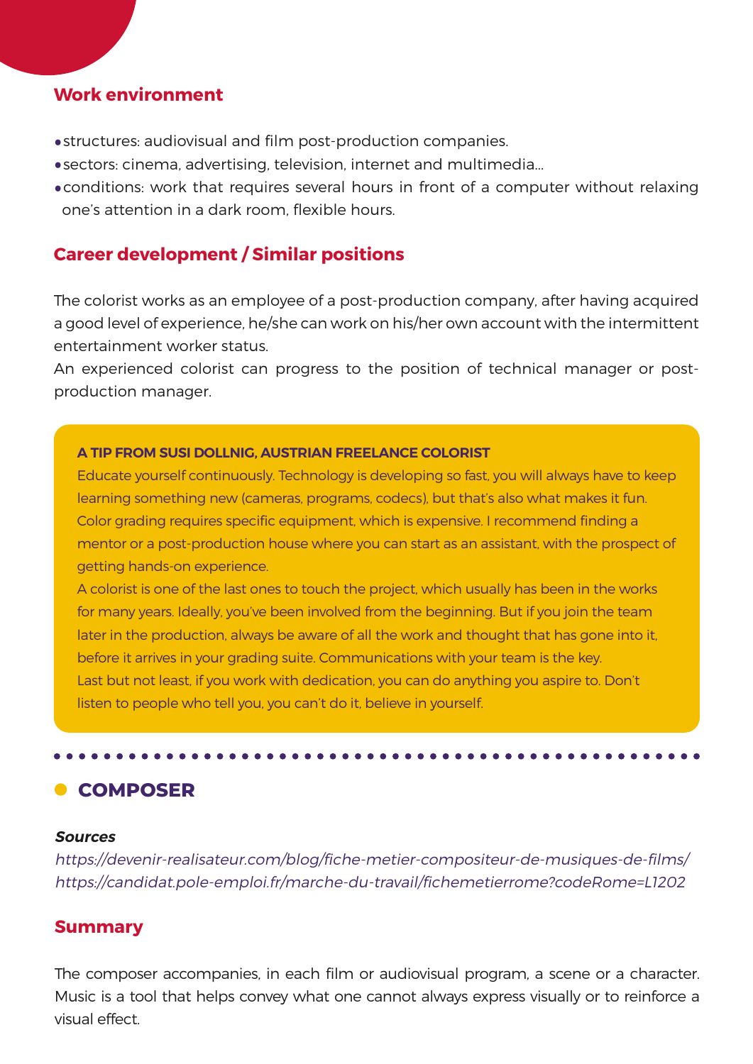### Work environment

- structures: audiovisual and film post-production companies.
- sectors: cinema, advertising, television, internet and multimedia...
- conditions: work that requires several hours in front of a computer without relaxing one's attention in a dark room, flexible hours.

### Career development / Similar positions

The colorist works as an employee of a post-production company, after having acquired a good level of experience, he/she can work on his/her own account with the intermittent entertainment worker status.

An experienced colorist can progress to the position of technical manager or post-production manager.

**A TIP FROM SUSI DOLLNIG, AUSTRIAN FREELANCE COLORIST**

Educate yourself continuously. Technology is developing so fast, you will always have to keep learning something new (cameras, programs, codecs), but that's also what makes it fun. Color grading requires specific equipment, which is expensive. I recommend finding a mentor or a post-production house where you can start as an assistant, with the prospect of getting hands-on experience.

A colorist is one of the last ones to touch the project, which usually has been in the works for many years. Ideally, you've been involved from the beginning. But if you join the team later in the production, always be aware of all the work and thought that has gone into it, before it arrives in your grading suite. Communications with your team is the key.

Last but not least, if you work with dedication, you can do anything you aspire to. Don't listen to people who tell you, you can't do it, believe in yourself.

## COMPOSER

***Sources***

*https://devenir-realisateur.com/blog/fiche-metier-compositeur-de-musiques-de-films/*
*https://candidat.pole-emploi.fr/marche-du-travail/fichemetierrome?codeRome=L1202*

### Summary

The composer accompanies, in each film or audiovisual program, a scene or a character. Music is a tool that helps convey what one cannot always express visually or to reinforce a visual effect.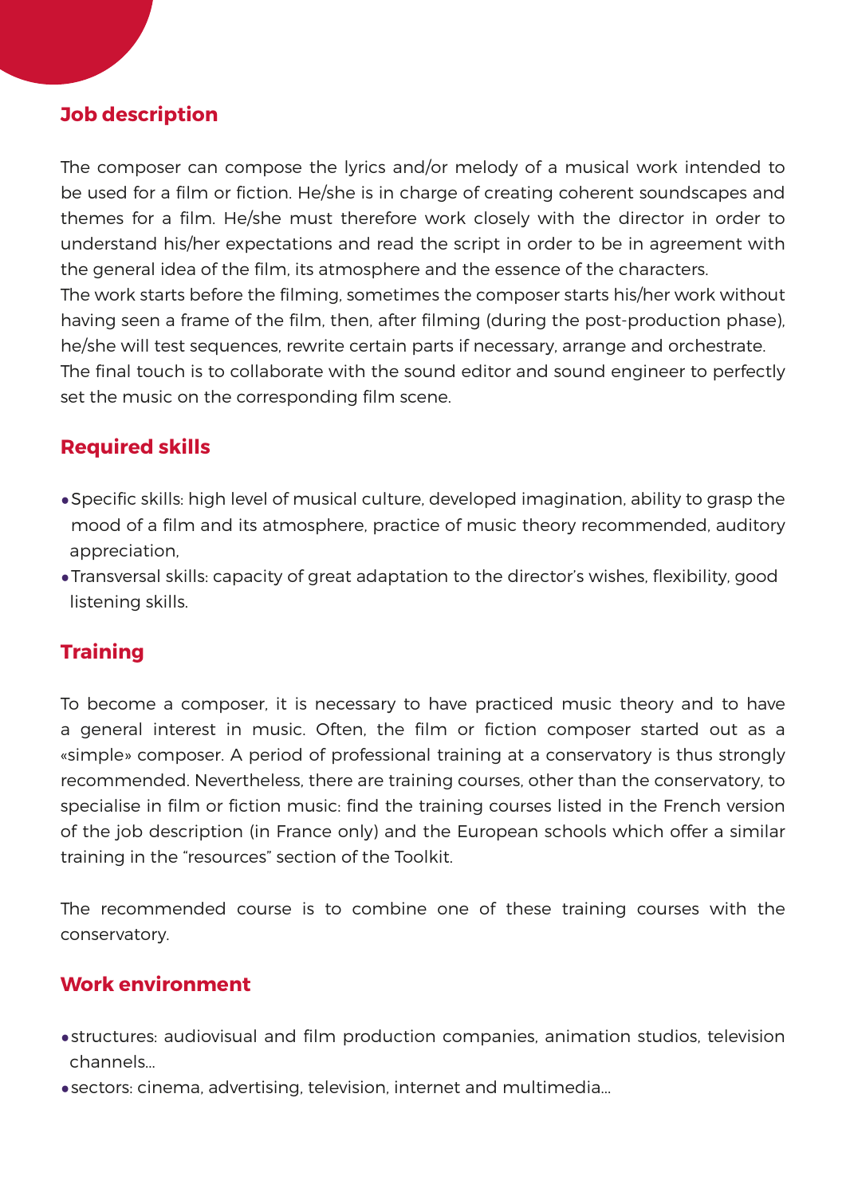## Job description

The composer can compose the lyrics and/or melody of a musical work intended to be used for a film or fiction. He/she is in charge of creating coherent soundscapes and themes for a film. He/she must therefore work closely with the director in order to understand his/her expectations and read the script in order to be in agreement with the general idea of the film, its atmosphere and the essence of the characters.
The work starts before the filming, sometimes the composer starts his/her work without having seen a frame of the film, then, after filming (during the post-production phase), he/she will test sequences, rewrite certain parts if necessary, arrange and orchestrate.
The final touch is to collaborate with the sound editor and sound engineer to perfectly set the music on the corresponding film scene.

## Required skills

- Specific skills: high level of musical culture, developed imagination, ability to grasp the mood of a film and its atmosphere, practice of music theory recommended, auditory appreciation,
- Transversal skills: capacity of great adaptation to the director's wishes, flexibility, good listening skills.

## Training

To become a composer, it is necessary to have practiced music theory and to have a general interest in music. Often, the film or fiction composer started out as a «simple» composer. A period of professional training at a conservatory is thus strongly recommended. Nevertheless, there are training courses, other than the conservatory, to specialise in film or fiction music: find the training courses listed in the French version of the job description (in France only) and the European schools which offer a similar training in the "resources" section of the Toolkit.

The recommended course is to combine one of these training courses with the conservatory.

## Work environment

- structures: audiovisual and film production companies, animation studios, television channels...
- sectors: cinema, advertising, television, internet and multimedia...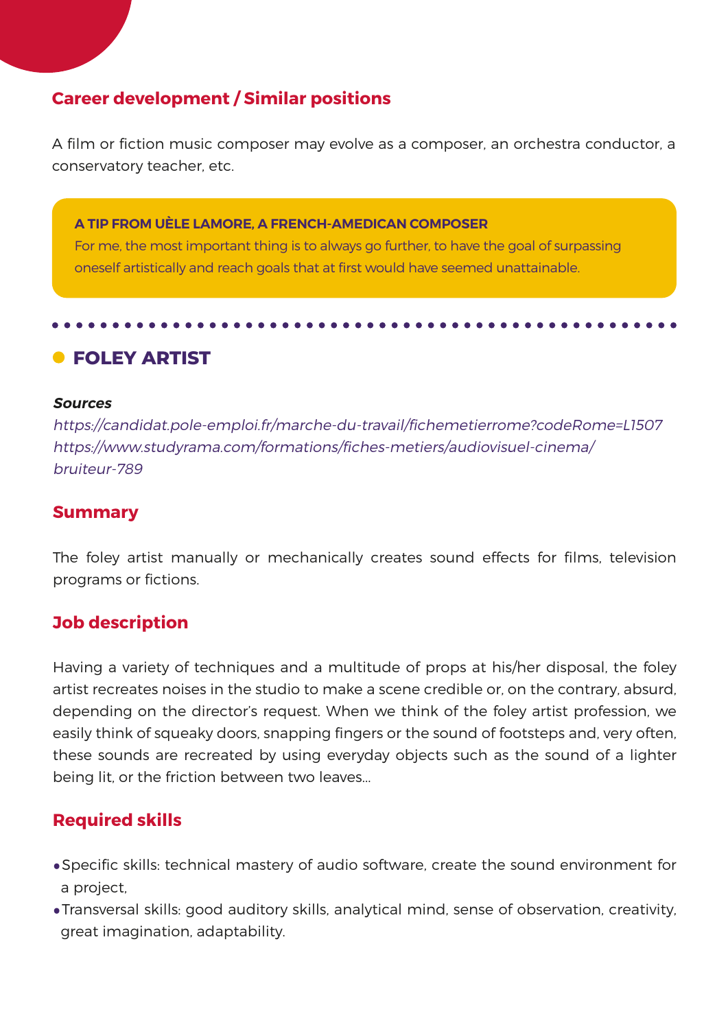### Career development / Similar positions

A film or fiction music composer may evolve as a composer, an orchestra conductor, a conservatory teacher, etc.

> **A TIP FROM UÈLE LAMORE, A FRENCH-AMEDICAN COMPOSER**
> For me, the most important thing is to always go further, to have the goal of surpassing oneself artistically and reach goals that at first would have seemed unattainable.

## FOLEY ARTIST

***Sources***

*https://candidat.pole-emploi.fr/marche-du-travail/fichemetierrome?codeRome=L1507*
*https://www.studyrama.com/formations/fiches-metiers/audiovisuel-cinema/bruiteur-789*

### Summary

The foley artist manually or mechanically creates sound effects for films, television programs or fictions.

### Job description

Having a variety of techniques and a multitude of props at his/her disposal, the foley artist recreates noises in the studio to make a scene credible or, on the contrary, absurd, depending on the director's request. When we think of the foley artist profession, we easily think of squeaky doors, snapping fingers or the sound of footsteps and, very often, these sounds are recreated by using everyday objects such as the sound of a lighter being lit, or the friction between two leaves...

### Required skills

- Specific skills: technical mastery of audio software, create the sound environment for a project,
- Transversal skills: good auditory skills, analytical mind, sense of observation, creativity, great imagination, adaptability.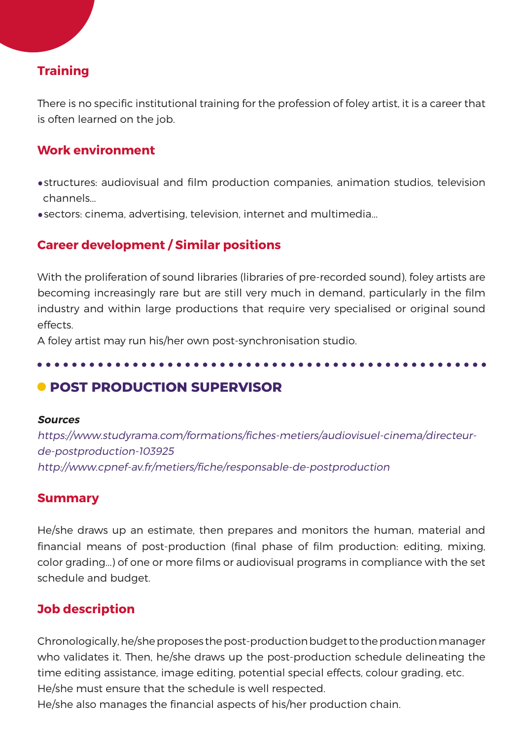### Training

There is no specific institutional training for the profession of foley artist, it is a career that is often learned on the job.

### Work environment

- structures: audiovisual and film production companies, animation studios, television channels...
- sectors: cinema, advertising, television, internet and multimedia...

### Career development / Similar positions

With the proliferation of sound libraries (libraries of pre-recorded sound), foley artists are becoming increasingly rare but are still very much in demand, particularly in the film industry and within large productions that require very specialised or original sound effects.

A foley artist may run his/her own post-synchronisation studio.

## POST PRODUCTION SUPERVISOR

***Sources***

*https://www.studyrama.com/formations/fiches-metiers/audiovisuel-cinema/directeur-de-postproduction-103925*

*http://www.cpnef-av.fr/metiers/fiche/responsable-de-postproduction*

### Summary

He/she draws up an estimate, then prepares and monitors the human, material and financial means of post-production (final phase of film production: editing, mixing, color grading...) of one or more films or audiovisual programs in compliance with the set schedule and budget.

### Job description

Chronologically, he/she proposes the post-production budget to the production manager who validates it. Then, he/she draws up the post-production schedule delineating the time editing assistance, image editing, potential special effects, colour grading, etc.

He/she must ensure that the schedule is well respected.

He/she also manages the financial aspects of his/her production chain.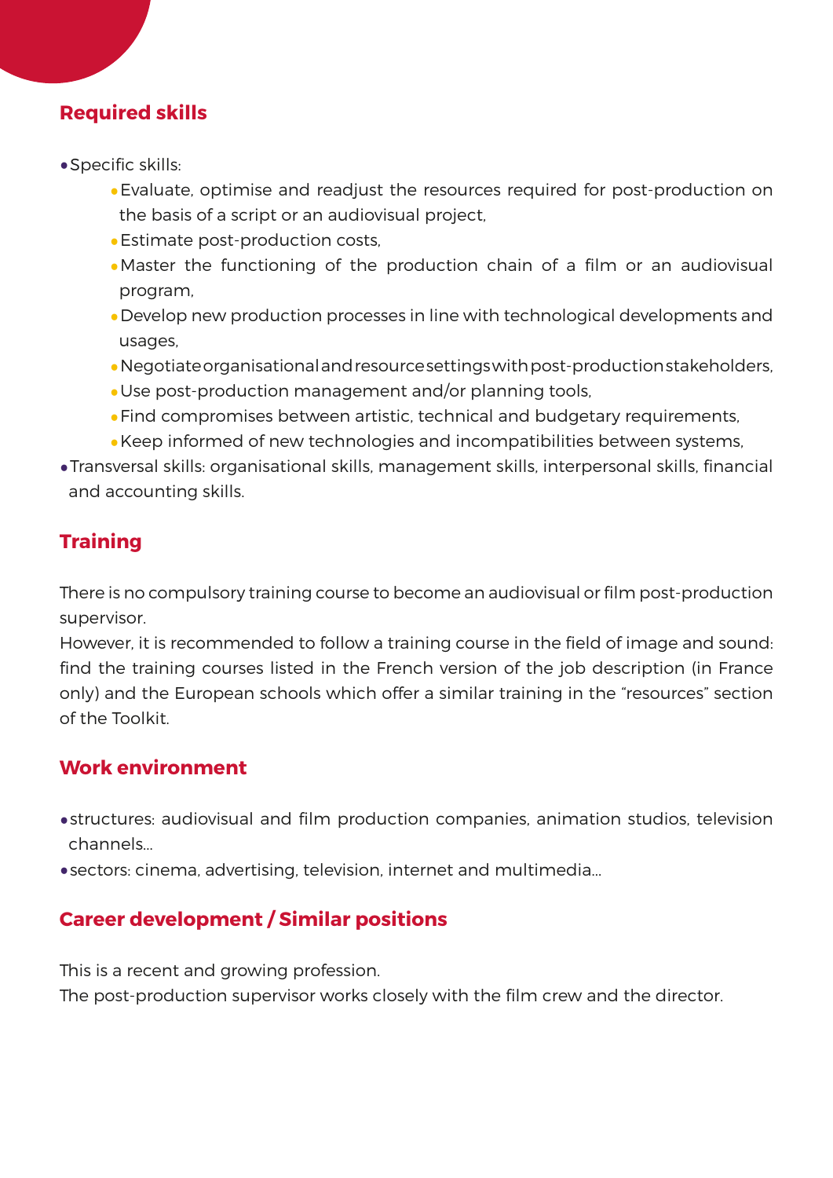## Required skills

- Specific skills:
  - Evaluate, optimise and readjust the resources required for post-production on the basis of a script or an audiovisual project,
  - Estimate post-production costs,
  - Master the functioning of the production chain of a film or an audiovisual program,
  - Develop new production processes in line with technological developments and usages,
  - Negotiate organisational and resource settings with post-production stakeholders,
  - Use post-production management and/or planning tools,
  - Find compromises between artistic, technical and budgetary requirements,
  - Keep informed of new technologies and incompatibilities between systems,
- Transversal skills: organisational skills, management skills, interpersonal skills, financial and accounting skills.

## Training

There is no compulsory training course to become an audiovisual or film post-production supervisor.
However, it is recommended to follow a training course in the field of image and sound: find the training courses listed in the French version of the job description (in France only) and the European schools which offer a similar training in the "resources" section of the Toolkit.

## Work environment

- structures: audiovisual and film production companies, animation studios, television channels...
- sectors: cinema, advertising, television, internet and multimedia...

## Career development / Similar positions

This is a recent and growing profession.
The post-production supervisor works closely with the film crew and the director.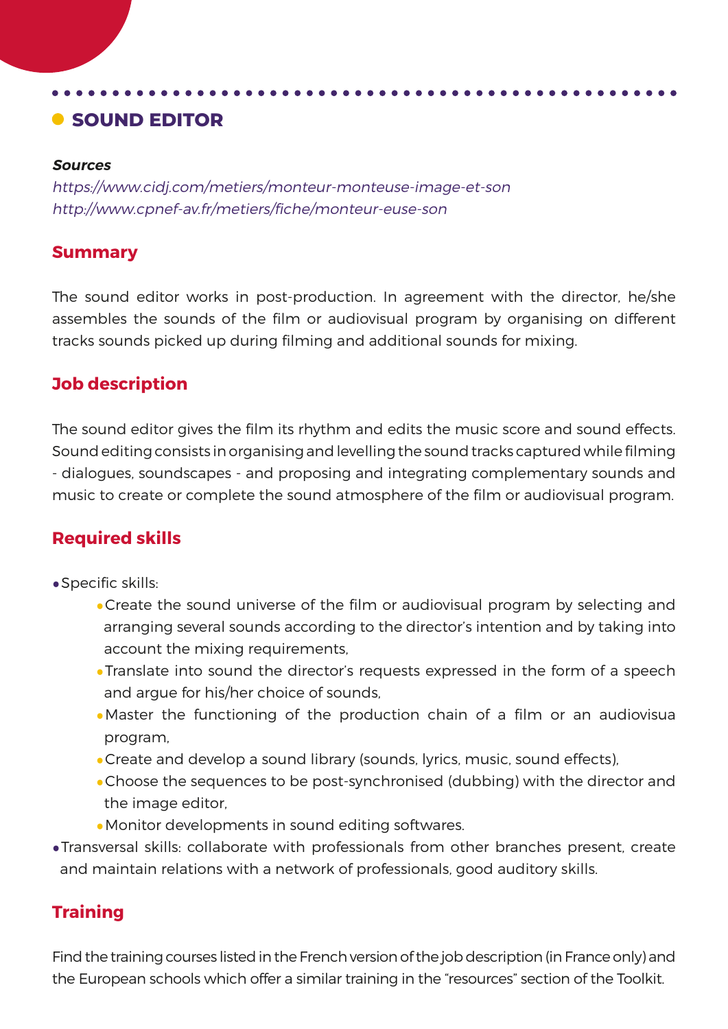## SOUND EDITOR

***Sources***

*https://www.cidj.com/metiers/monteur-monteuse-image-et-son*
*http://www.cpnef-av.fr/metiers/fiche/monteur-euse-son*

### Summary

The sound editor works in post-production. In agreement with the director, he/she assembles the sounds of the film or audiovisual program by organising on different tracks sounds picked up during filming and additional sounds for mixing.

### Job description

The sound editor gives the film its rhythm and edits the music score and sound effects. Sound editing consists in organising and levelling the sound tracks captured while filming - dialogues, soundscapes - and proposing and integrating complementary sounds and music to create or complete the sound atmosphere of the film or audiovisual program.

### Required skills

- Specific skills:
  - Create the sound universe of the film or audiovisual program by selecting and arranging several sounds according to the director's intention and by taking into account the mixing requirements,
  - Translate into sound the director's requests expressed in the form of a speech and argue for his/her choice of sounds,
  - Master the functioning of the production chain of a film or an audiovisua program,
  - Create and develop a sound library (sounds, lyrics, music, sound effects),
  - Choose the sequences to be post-synchronised (dubbing) with the director and the image editor,
  - Monitor developments in sound editing softwares.
- Transversal skills: collaborate with professionals from other branches present, create and maintain relations with a network of professionals, good auditory skills.

### Training

Find the training courses listed in the French version of the job description (in France only) and the European schools which offer a similar training in the "resources" section of the Toolkit.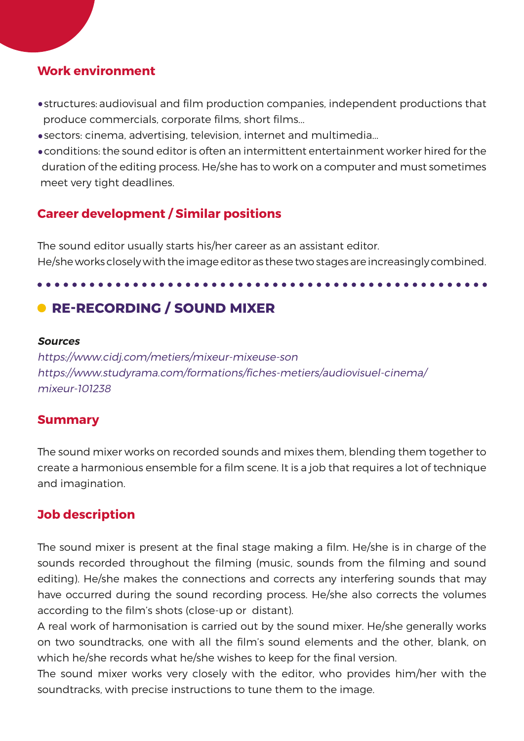### Work environment

- structures: audiovisual and film production companies, independent productions that produce commercials, corporate films, short films...
- sectors: cinema, advertising, television, internet and multimedia...
- conditions: the sound editor is often an intermittent entertainment worker hired for the duration of the editing process. He/she has to work on a computer and must sometimes meet very tight deadlines.

### Career development / Similar positions

The sound editor usually starts his/her career as an assistant editor.
He/she works closely with the image editor as these two stages are increasingly combined.

## RE-RECORDING / SOUND MIXER

***Sources***

*https://www.cidj.com/metiers/mixeur-mixeuse-son*
*https://www.studyrama.com/formations/fiches-metiers/audiovisuel-cinema/mixeur-101238*

### Summary

The sound mixer works on recorded sounds and mixes them, blending them together to create a harmonious ensemble for a film scene. It is a job that requires a lot of technique and imagination.

### Job description

The sound mixer is present at the final stage making a film. He/she is in charge of the sounds recorded throughout the filming (music, sounds from the filming and sound editing). He/she makes the connections and corrects any interfering sounds that may have occurred during the sound recording process. He/she also corrects the volumes according to the film's shots (close-up or distant).
A real work of harmonisation is carried out by the sound mixer. He/she generally works on two soundtracks, one with all the film's sound elements and the other, blank, on which he/she records what he/she wishes to keep for the final version.
The sound mixer works very closely with the editor, who provides him/her with the soundtracks, with precise instructions to tune them to the image.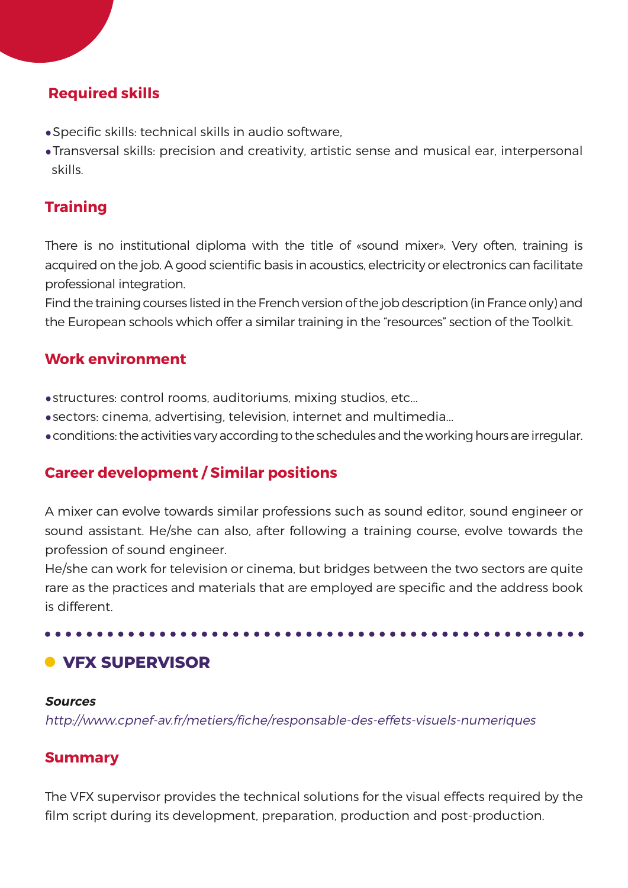### Required skills

- Specific skills: technical skills in audio software,
- Transversal skills: precision and creativity, artistic sense and musical ear, interpersonal skills.

### Training

There is no institutional diploma with the title of «sound mixer». Very often, training is acquired on the job. A good scientific basis in acoustics, electricity or electronics can facilitate professional integration.
Find the training courses listed in the French version of the job description (in France only) and the European schools which offer a similar training in the "resources" section of the Toolkit.

### Work environment

- structures: control rooms, auditoriums, mixing studios, etc...
- sectors: cinema, advertising, television, internet and multimedia...
- conditions: the activities vary according to the schedules and the working hours are irregular.

### Career development / Similar positions

A mixer can evolve towards similar professions such as sound editor, sound engineer or sound assistant. He/she can also, after following a training course, evolve towards the profession of sound engineer.
He/she can work for television or cinema, but bridges between the two sectors are quite rare as the practices and materials that are employed are specific and the address book is different.

---

## VFX SUPERVISOR

***Sources***
*http://www.cpnef-av.fr/metiers/fiche/responsable-des-effets-visuels-numeriques*

### Summary

The VFX supervisor provides the technical solutions for the visual effects required by the film script during its development, preparation, production and post-production.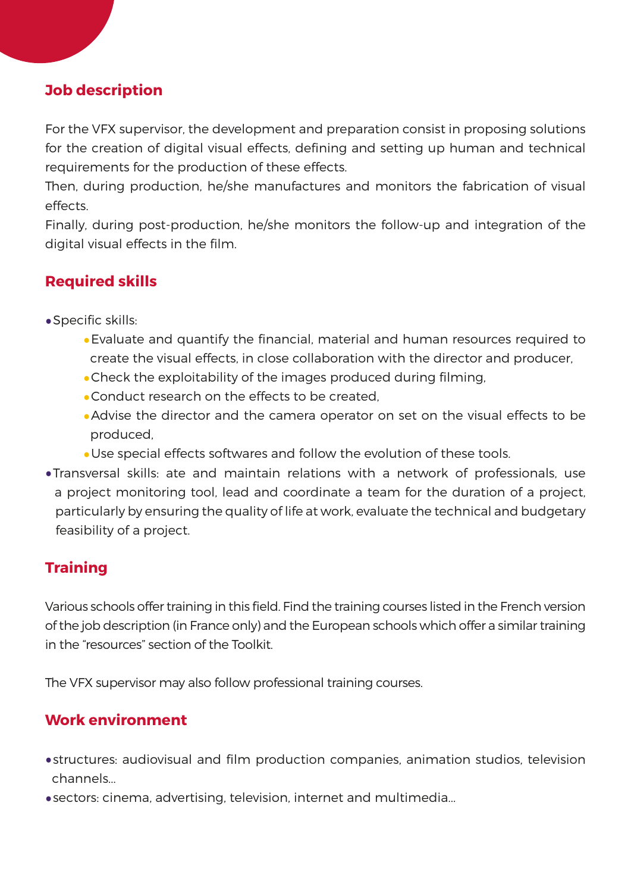## Job description

For the VFX supervisor, the development and preparation consist in proposing solutions for the creation of digital visual effects, defining and setting up human and technical requirements for the production of these effects.
Then, during production, he/she manufactures and monitors the fabrication of visual effects.
Finally, during post-production, he/she monitors the follow-up and integration of the digital visual effects in the film.

## Required skills

- Specific skills:
  - Evaluate and quantify the financial, material and human resources required to create the visual effects, in close collaboration with the director and producer,
  - Check the exploitability of the images produced during filming,
  - Conduct research on the effects to be created,
  - Advise the director and the camera operator on set on the visual effects to be produced,
  - Use special effects softwares and follow the evolution of these tools.
- Transversal skills: ate and maintain relations with a network of professionals, use a project monitoring tool, lead and coordinate a team for the duration of a project, particularly by ensuring the quality of life at work, evaluate the technical and budgetary feasibility of a project.

## Training

Various schools offer training in this field. Find the training courses listed in the French version of the job description (in France only) and the European schools which offer a similar training in the “resources” section of the Toolkit.

The VFX supervisor may also follow professional training courses.

## Work environment

- structures: audiovisual and film production companies, animation studios, television channels...
- sectors: cinema, advertising, television, internet and multimedia...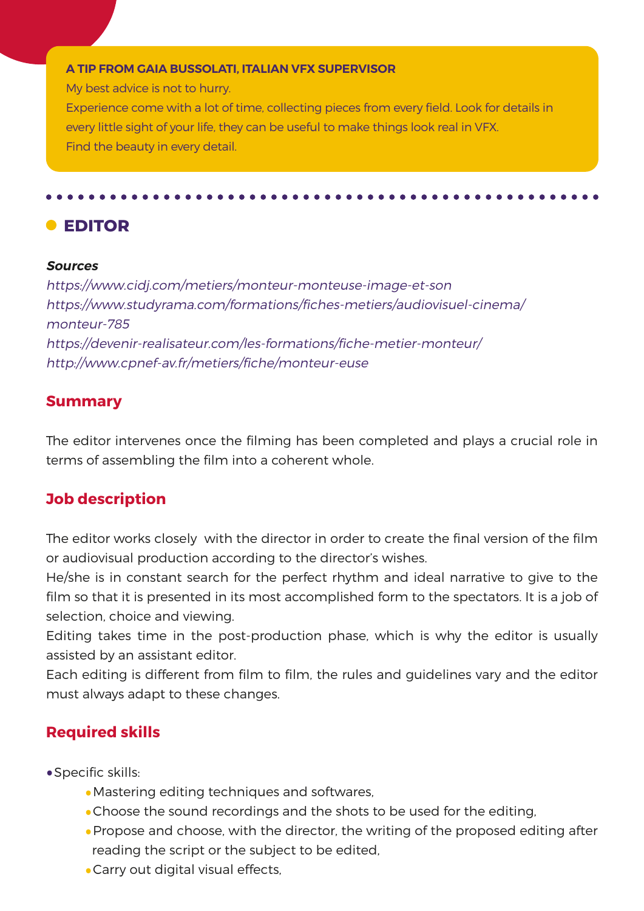**A TIP FROM GAIA BUSSOLATI, ITALIAN VFX SUPERVISOR**

My best advice is not to hurry.

Experience come with a lot of time, collecting pieces from every field. Look for details in every little sight of your life, they can be useful to make things look real in VFX.

Find the beauty in every detail.

## EDITOR

***Sources***

*https://www.cidj.com/metiers/monteur-monteuse-image-et-son*
*https://www.studyrama.com/formations/fiches-metiers/audiovisuel-cinema/monteur-785*
*https://devenir-realisateur.com/les-formations/fiche-metier-monteur/*
*http://www.cpnef-av.fr/metiers/fiche/monteur-euse*

### Summary

The editor intervenes once the filming has been completed and plays a crucial role in terms of assembling the film into a coherent whole.

### Job description

The editor works closely with the director in order to create the final version of the film or audiovisual production according to the director's wishes.

He/she is in constant search for the perfect rhythm and ideal narrative to give to the film so that it is presented in its most accomplished form to the spectators. It is a job of selection, choice and viewing.

Editing takes time in the post-production phase, which is why the editor is usually assisted by an assistant editor.

Each editing is different from film to film, the rules and guidelines vary and the editor must always adapt to these changes.

### Required skills

- Specific skills:
    - Mastering editing techniques and softwares,
    - Choose the sound recordings and the shots to be used for the editing,
    - Propose and choose, with the director, the writing of the proposed editing after reading the script or the subject to be edited,
    - Carry out digital visual effects,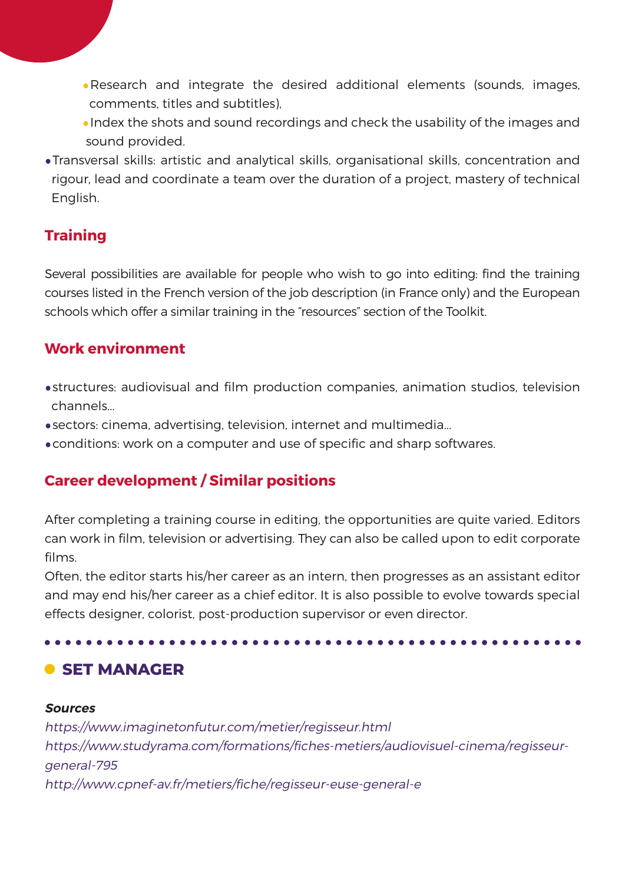- Research and integrate the desired additional elements (sounds, images, comments, titles and subtitles),
- Index the shots and sound recordings and check the usability of the images and sound provided.

- Transversal skills: artistic and analytical skills, organisational skills, concentration and rigour, lead and coordinate a team over the duration of a project, mastery of technical English.

### Training

Several possibilities are available for people who wish to go into editing: find the training courses listed in the French version of the job description (in France only) and the European schools which offer a similar training in the "resources" section of the Toolkit.

### Work environment

- structures: audiovisual and film production companies, animation studios, television channels...
- sectors: cinema, advertising, television, internet and multimedia...
- conditions: work on a computer and use of specific and sharp softwares.

### Career development / Similar positions

After completing a training course in editing, the opportunities are quite varied. Editors can work in film, television or advertising. They can also be called upon to edit corporate films.

Often, the editor starts his/her career as an intern, then progresses as an assistant editor and may end his/her career as a chief editor. It is also possible to evolve towards special effects designer, colorist, post-production supervisor or even director.

## SET MANAGER

***Sources***

*https://www.imaginetonfutur.com/metier/regisseur.html*
*https://www.studyrama.com/formations/fiches-metiers/audiovisuel-cinema/regisseur-general-795*
*http://www.cpnef-av.fr/metiers/fiche/regisseur-euse-general-e*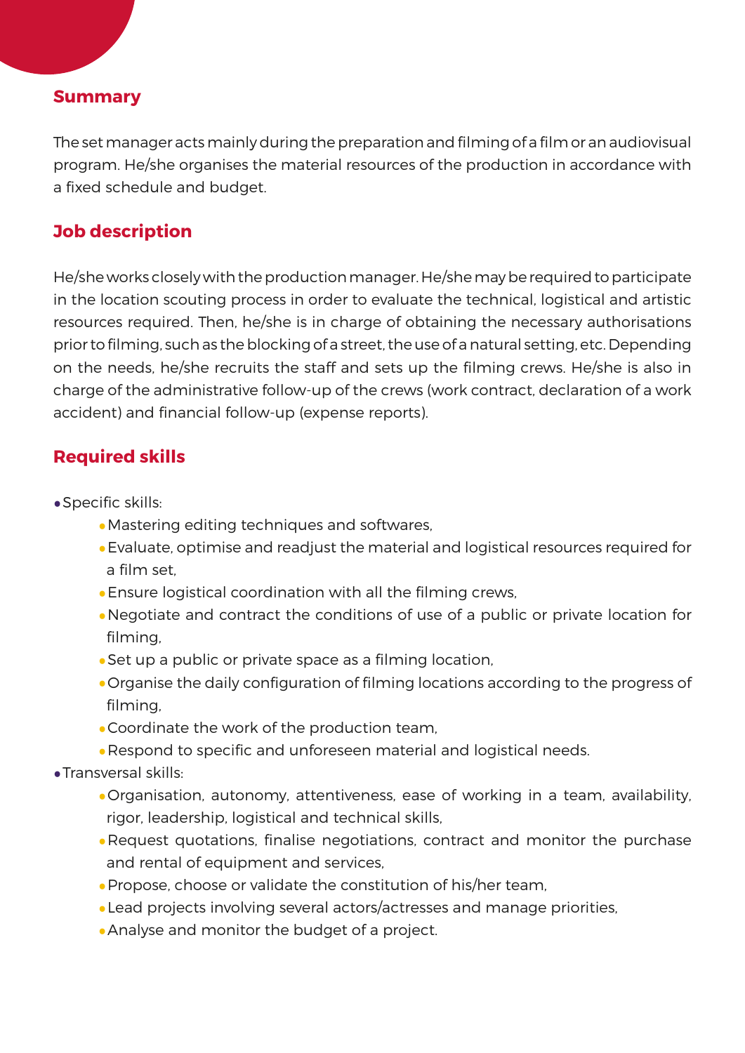## Summary

The set manager acts mainly during the preparation and filming of a film or an audiovisual program. He/she organises the material resources of the production in accordance with a fixed schedule and budget.

## Job description

He/she works closely with the production manager. He/she may be required to participate in the location scouting process in order to evaluate the technical, logistical and artistic resources required. Then, he/she is in charge of obtaining the necessary authorisations prior to filming, such as the blocking of a street, the use of a natural setting, etc. Depending on the needs, he/she recruits the staff and sets up the filming crews. He/she is also in charge of the administrative follow-up of the crews (work contract, declaration of a work accident) and financial follow-up (expense reports).

## Required skills

- Specific skills:
  - Mastering editing techniques and softwares,
  - Evaluate, optimise and readjust the material and logistical resources required for a film set,
  - Ensure logistical coordination with all the filming crews,
  - Negotiate and contract the conditions of use of a public or private location for filming,
  - Set up a public or private space as a filming location,
  - Organise the daily configuration of filming locations according to the progress of filming,
  - Coordinate the work of the production team,
  - Respond to specific and unforeseen material and logistical needs.
- Transversal skills:
  - Organisation, autonomy, attentiveness, ease of working in a team, availability, rigor, leadership, logistical and technical skills,
  - Request quotations, finalise negotiations, contract and monitor the purchase and rental of equipment and services,
  - Propose, choose or validate the constitution of his/her team,
  - Lead projects involving several actors/actresses and manage priorities,
  - Analyse and monitor the budget of a project.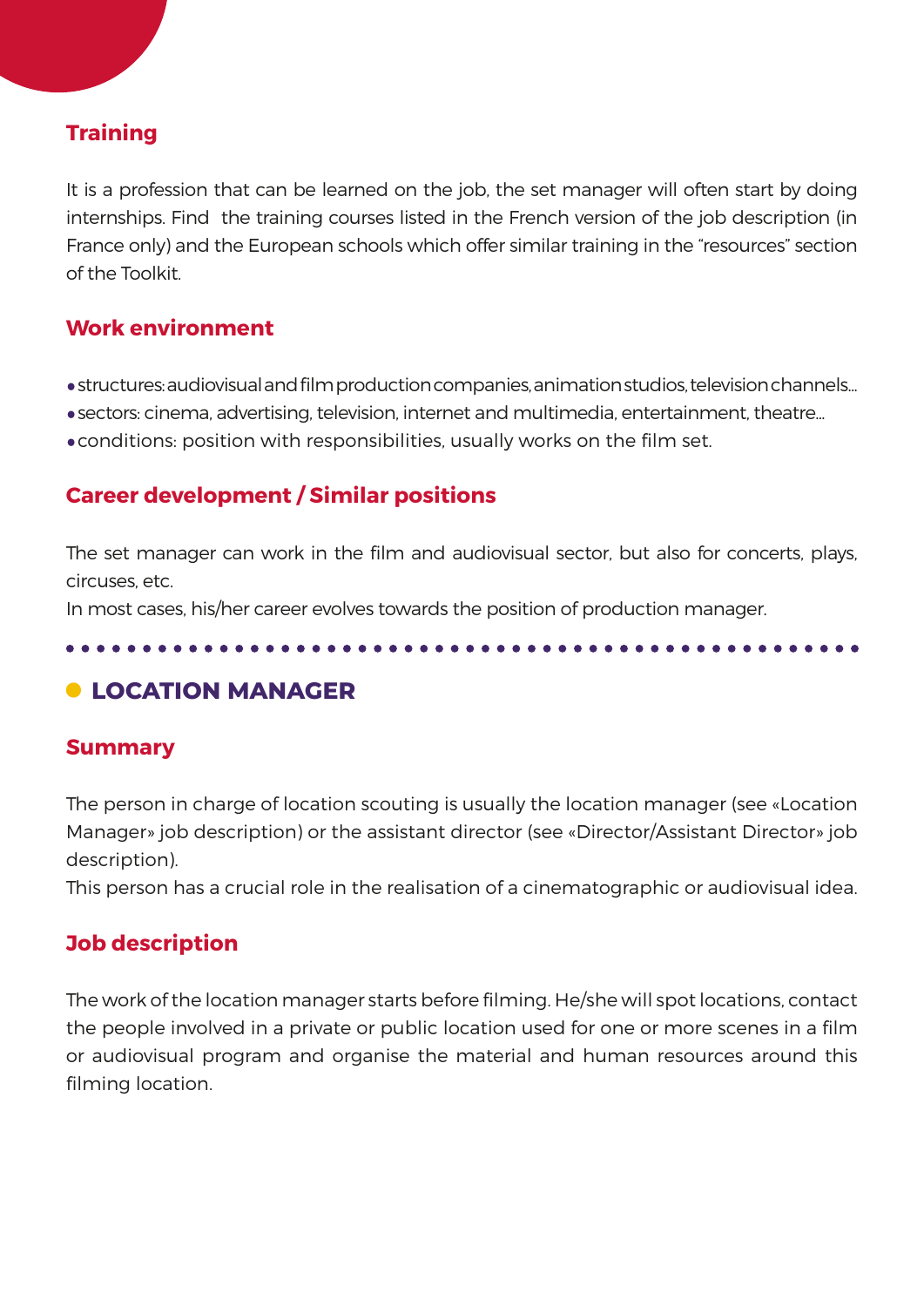### Training

It is a profession that can be learned on the job, the set manager will often start by doing internships. Find the training courses listed in the French version of the job description (in France only) and the European schools which offer similar training in the “resources” section of the Toolkit.

### Work environment

- structures: audiovisual and film production companies, animation studios, television channels...
- sectors: cinema, advertising, television, internet and multimedia, entertainment, theatre...
- conditions: position with responsibilities, usually works on the film set.

### Career development / Similar positions

The set manager can work in the film and audiovisual sector, but also for concerts, plays, circuses, etc.

In most cases, his/her career evolves towards the position of production manager.

---

## LOCATION MANAGER

### Summary

The person in charge of location scouting is usually the location manager (see «Location Manager» job description) or the assistant director (see «Director/Assistant Director» job description).

This person has a crucial role in the realisation of a cinematographic or audiovisual idea.

### Job description

The work of the location manager starts before filming. He/she will spot locations, contact the people involved in a private or public location used for one or more scenes in a film or audiovisual program and organise the material and human resources around this filming location.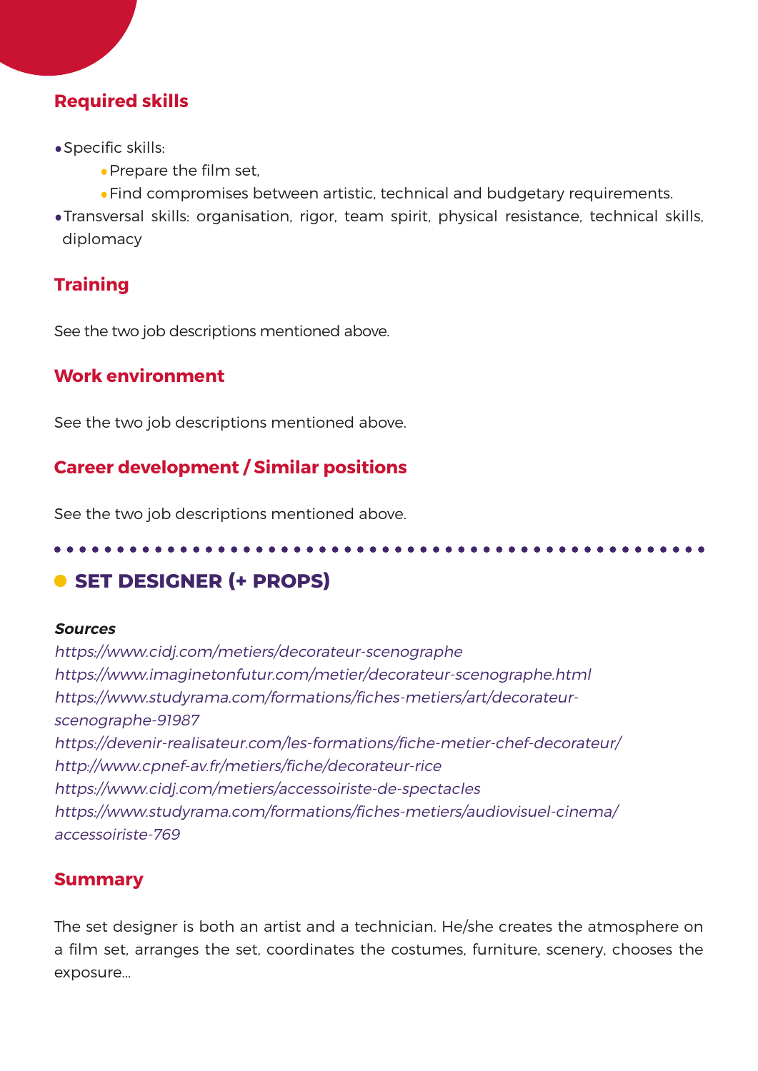### Required skills

- Specific skills:
  - Prepare the film set,
  - Find compromises between artistic, technical and budgetary requirements.
- Transversal skills: organisation, rigor, team spirit, physical resistance, technical skills, diplomacy

### Training

See the two job descriptions mentioned above.

### Work environment

See the two job descriptions mentioned above.

### Career development / Similar positions

See the two job descriptions mentioned above.

---

## SET DESIGNER (+ PROPS)

***Sources***

*https://www.cidj.com/metiers/decorateur-scenographe*
*https://www.imaginetonfutur.com/metier/decorateur-scenographe.html*
*https://www.studyrama.com/formations/fiches-metiers/art/decorateur-scenographe-91987*
*https://devenir-realisateur.com/les-formations/fiche-metier-chef-decorateur/*
*http://www.cpnef-av.fr/metiers/fiche/decorateur-rice*
*https://www.cidj.com/metiers/accessoiriste-de-spectacles*
*https://www.studyrama.com/formations/fiches-metiers/audiovisuel-cinema/accessoiriste-769*

### Summary

The set designer is both an artist and a technician. He/she creates the atmosphere on a film set, arranges the set, coordinates the costumes, furniture, scenery, chooses the exposure...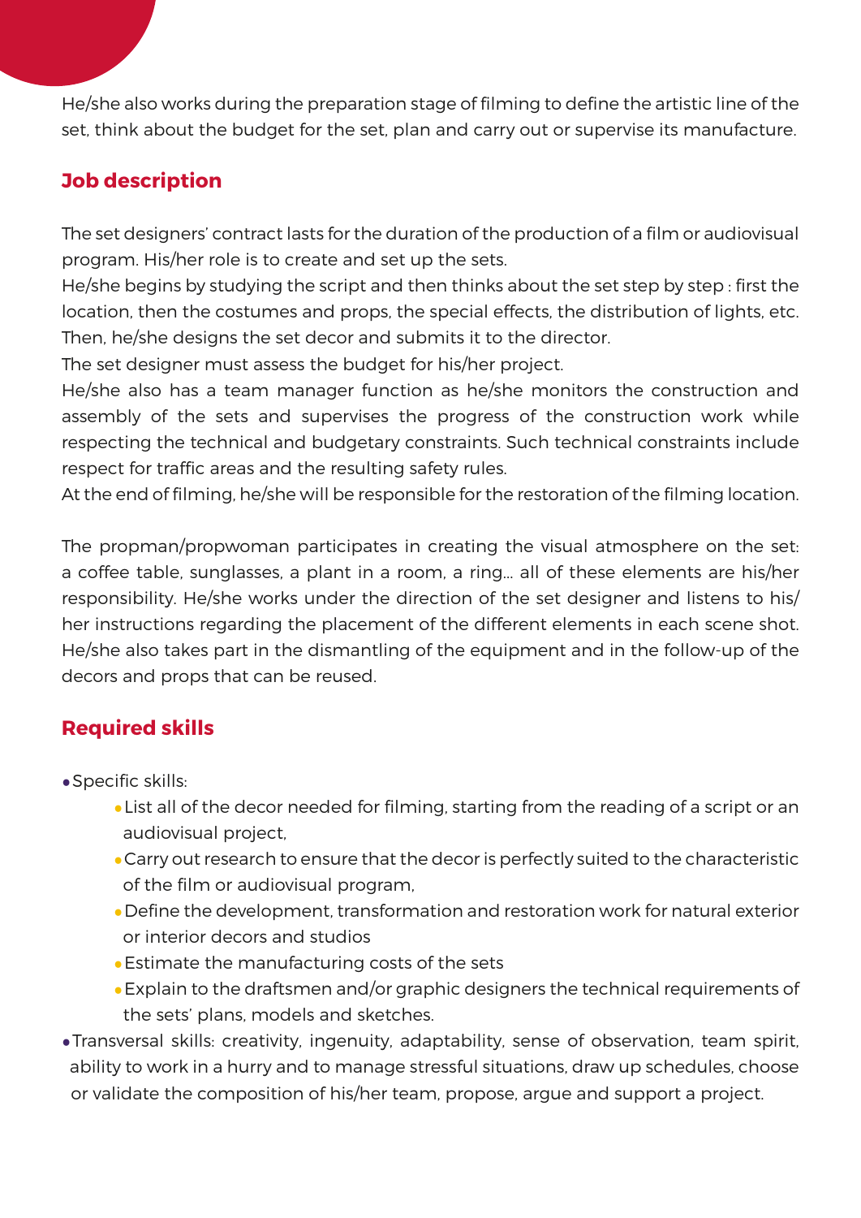He/she also works during the preparation stage of filming to define the artistic line of the set, think about the budget for the set, plan and carry out or supervise its manufacture.

## Job description

The set designers' contract lasts for the duration of the production of a film or audiovisual program. His/her role is to create and set up the sets.

He/she begins by studying the script and then thinks about the set step by step : first the location, then the costumes and props, the special effects, the distribution of lights, etc. Then, he/she designs the set decor and submits it to the director.

The set designer must assess the budget for his/her project.

He/she also has a team manager function as he/she monitors the construction and assembly of the sets and supervises the progress of the construction work while respecting the technical and budgetary constraints. Such technical constraints include respect for traffic areas and the resulting safety rules.

At the end of filming, he/she will be responsible for the restoration of the filming location.

The propman/propwoman participates in creating the visual atmosphere on the set: a coffee table, sunglasses, a plant in a room, a ring... all of these elements are his/her responsibility. He/she works under the direction of the set designer and listens to his/her instructions regarding the placement of the different elements in each scene shot. He/she also takes part in the dismantling of the equipment and in the follow-up of the decors and props that can be reused.

## Required skills

- Specific skills:
  - List all of the decor needed for filming, starting from the reading of a script or an audiovisual project,
  - Carry out research to ensure that the decor is perfectly suited to the characteristic of the film or audiovisual program,
  - Define the development, transformation and restoration work for natural exterior or interior decors and studios
  - Estimate the manufacturing costs of the sets
  - Explain to the draftsmen and/or graphic designers the technical requirements of the sets' plans, models and sketches.
- Transversal skills: creativity, ingenuity, adaptability, sense of observation, team spirit, ability to work in a hurry and to manage stressful situations, draw up schedules, choose or validate the composition of his/her team, propose, argue and support a project.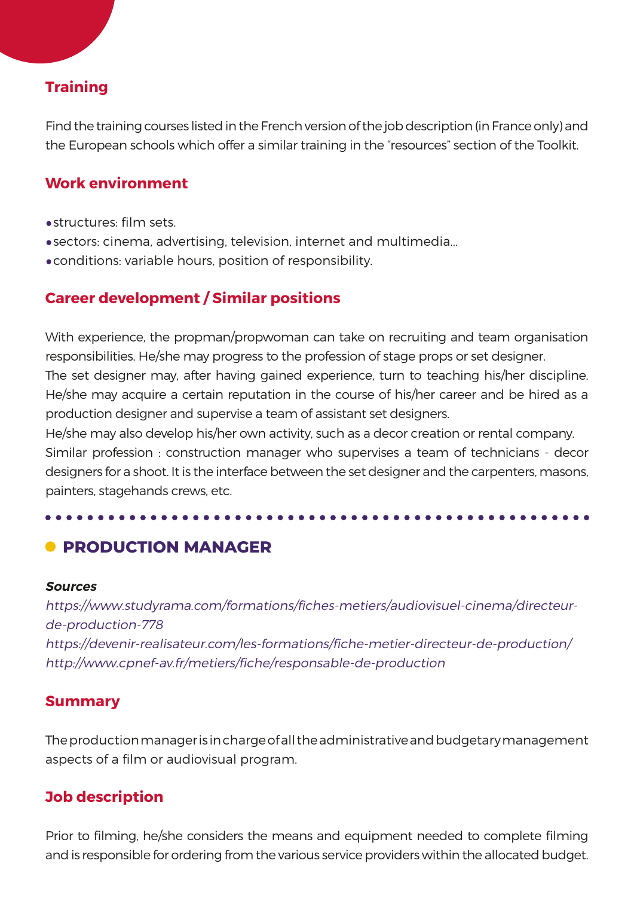### Training

Find the training courses listed in the French version of the job description (in France only) and the European schools which offer a similar training in the "resources" section of the Toolkit.

### Work environment

- structures: film sets.
- sectors: cinema, advertising, television, internet and multimedia...
- conditions: variable hours, position of responsibility.

### Career development / Similar positions

With experience, the propman/propwoman can take on recruiting and team organisation responsibilities. He/she may progress to the profession of stage props or set designer.
The set designer may, after having gained experience, turn to teaching his/her discipline. He/she may acquire a certain reputation in the course of his/her career and be hired as a production designer and supervise a team of assistant set designers.
He/she may also develop his/her own activity, such as a decor creation or rental company.
Similar profession : construction manager who supervises a team of technicians - decor designers for a shoot. It is the interface between the set designer and the carpenters, masons, painters, stagehands crews, etc.

## PRODUCTION MANAGER

***Sources***

*https://www.studyrama.com/formations/fiches-metiers/audiovisuel-cinema/directeur-de-production-778*
*https://devenir-realisateur.com/les-formations/fiche-metier-directeur-de-production/*
*http://www.cpnef-av.fr/metiers/fiche/responsable-de-production*

### Summary

The production manager is in charge of all the administrative and budgetary management aspects of a film or audiovisual program.

### Job description

Prior to filming, he/she considers the means and equipment needed to complete filming and is responsible for ordering from the various service providers within the allocated budget.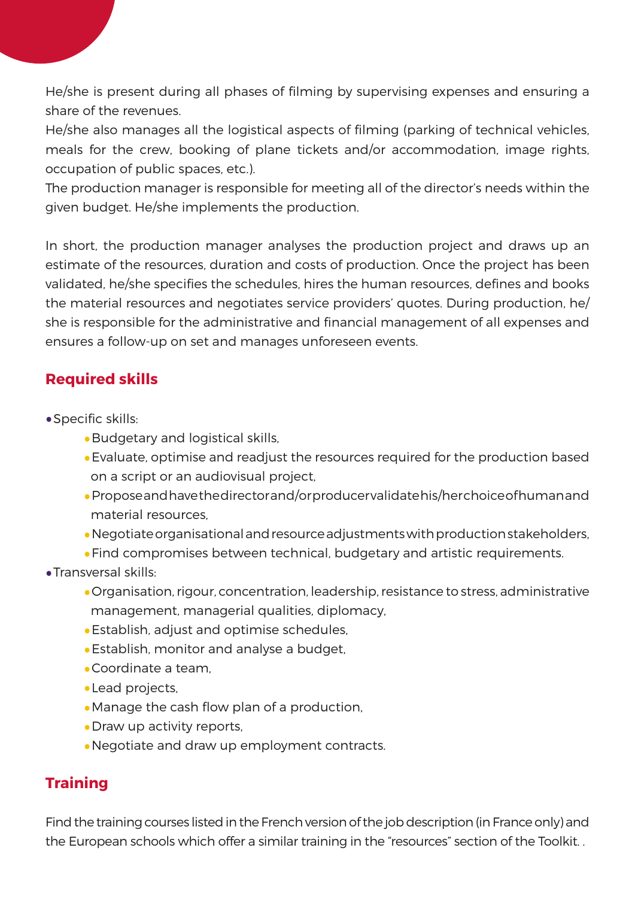He/she is present during all phases of filming by supervising expenses and ensuring a share of the revenues.
He/she also manages all the logistical aspects of filming (parking of technical vehicles, meals for the crew, booking of plane tickets and/or accommodation, image rights, occupation of public spaces, etc.).
The production manager is responsible for meeting all of the director's needs within the given budget. He/she implements the production.

In short, the production manager analyses the production project and draws up an estimate of the resources, duration and costs of production. Once the project has been validated, he/she specifies the schedules, hires the human resources, defines and books the material resources and negotiates service providers' quotes. During production, he/she is responsible for the administrative and financial management of all expenses and ensures a follow-up on set and manages unforeseen events.

## Required skills

- Specific skills:
    - Budgetary and logistical skills,
    - Evaluate, optimise and readjust the resources required for the production based on a script or an audiovisual project,
    - Propose and have the director and/or producer validate his/her choice of human and material resources,
    - Negotiate organisational and resource adjustments with production stakeholders,
    - Find compromises between technical, budgetary and artistic requirements.
- Transversal skills:
    - Organisation, rigour, concentration, leadership, resistance to stress, administrative management, managerial qualities, diplomacy,
    - Establish, adjust and optimise schedules,
    - Establish, monitor and analyse a budget,
    - Coordinate a team,
    - Lead projects,
    - Manage the cash flow plan of a production,
    - Draw up activity reports,
    - Negotiate and draw up employment contracts.

## Training

Find the training courses listed in the French version of the job description (in France only) and the European schools which offer a similar training in the "resources" section of the Toolkit. .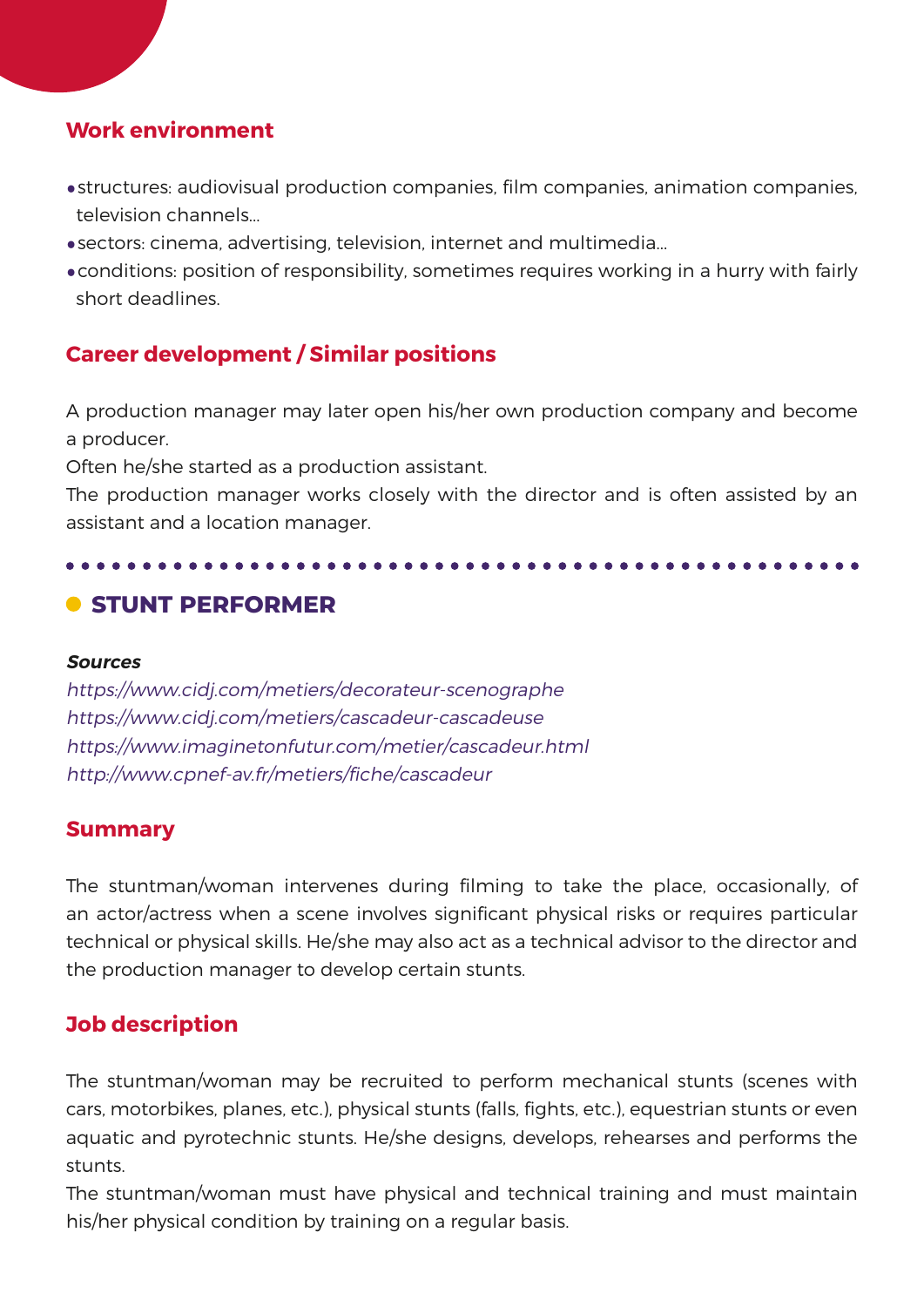### Work environment

- structures: audiovisual production companies, film companies, animation companies, television channels...
- sectors: cinema, advertising, television, internet and multimedia...
- conditions: position of responsibility, sometimes requires working in a hurry with fairly short deadlines.

### Career development / Similar positions

A production manager may later open his/her own production company and become a producer.
Often he/she started as a production assistant.
The production manager works closely with the director and is often assisted by an assistant and a location manager.

## STUNT PERFORMER

***Sources***
*https://www.cidj.com/metiers/decorateur-scenographe*
*https://www.cidj.com/metiers/cascadeur-cascadeuse*
*https://www.imaginetonfutur.com/metier/cascadeur.html*
*http://www.cpnef-av.fr/metiers/fiche/cascadeur*

### Summary

The stuntman/woman intervenes during filming to take the place, occasionally, of an actor/actress when a scene involves significant physical risks or requires particular technical or physical skills. He/she may also act as a technical advisor to the director and the production manager to develop certain stunts.

### Job description

The stuntman/woman may be recruited to perform mechanical stunts (scenes with cars, motorbikes, planes, etc.), physical stunts (falls, fights, etc.), equestrian stunts or even aquatic and pyrotechnic stunts. He/she designs, develops, rehearses and performs the stunts.
The stuntman/woman must have physical and technical training and must maintain his/her physical condition by training on a regular basis.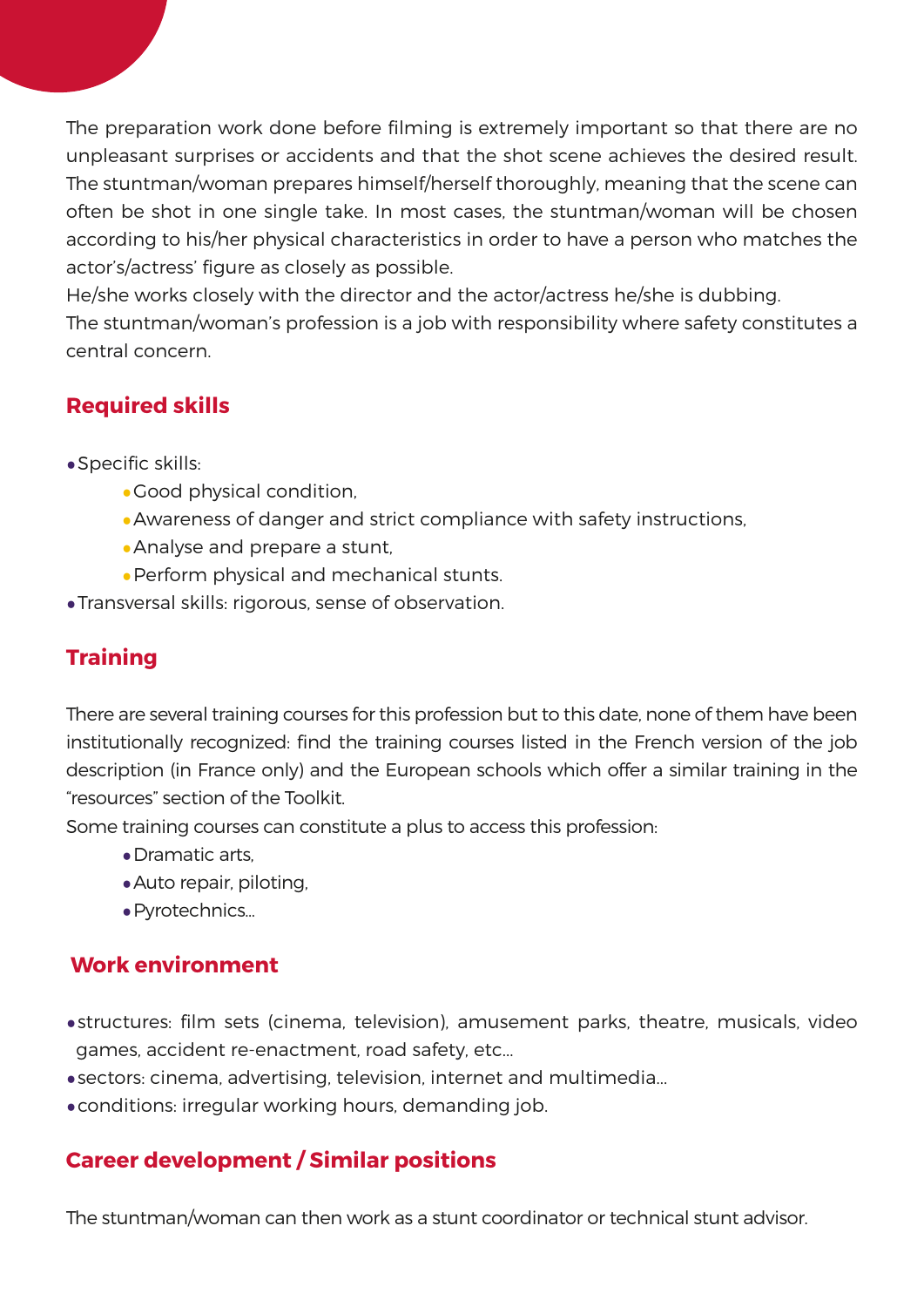The preparation work done before filming is extremely important so that there are no unpleasant surprises or accidents and that the shot scene achieves the desired result. The stuntman/woman prepares himself/herself thoroughly, meaning that the scene can often be shot in one single take. In most cases, the stuntman/woman will be chosen according to his/her physical characteristics in order to have a person who matches the actor's/actress' figure as closely as possible.

He/she works closely with the director and the actor/actress he/she is dubbing.

The stuntman/woman's profession is a job with responsibility where safety constitutes a central concern.

## Required skills

- Specific skills:
  - Good physical condition,
  - Awareness of danger and strict compliance with safety instructions,
  - Analyse and prepare a stunt,
  - Perform physical and mechanical stunts.
- Transversal skills: rigorous, sense of observation.

## Training

There are several training courses for this profession but to this date, none of them have been institutionally recognized: find the training courses listed in the French version of the job description (in France only) and the European schools which offer a similar training in the "resources" section of the Toolkit.

Some training courses can constitute a plus to access this profession:

- Dramatic arts,
- Auto repair, piloting,
- Pyrotechnics...

## Work environment

- structures: film sets (cinema, television), amusement parks, theatre, musicals, video games, accident re-enactment, road safety, etc...
- sectors: cinema, advertising, television, internet and multimedia...
- conditions: irregular working hours, demanding job.

## Career development / Similar positions

The stuntman/woman can then work as a stunt coordinator or technical stunt advisor.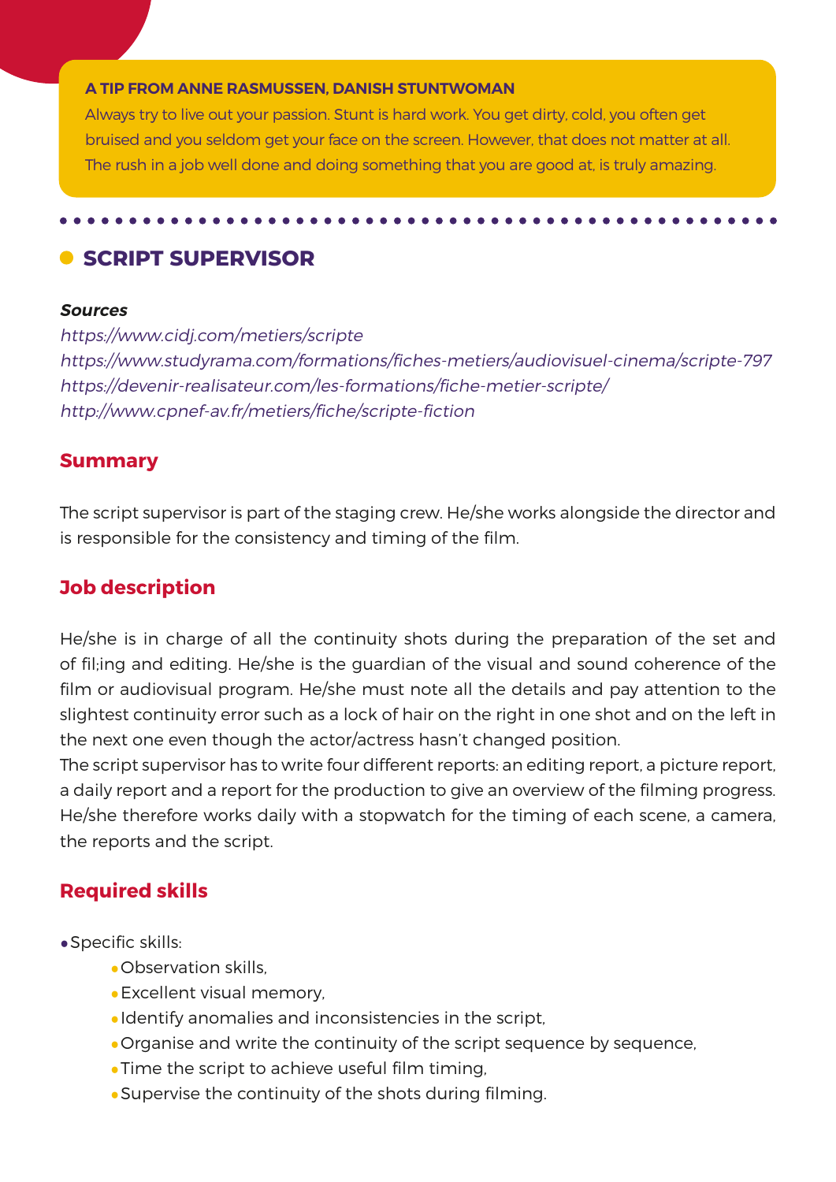**A TIP FROM ANNE RASMUSSEN, DANISH STUNTWOMAN**

Always try to live out your passion. Stunt is hard work. You get dirty, cold, you often get bruised and you seldom get your face on the screen. However, that does not matter at all. The rush in a job well done and doing something that you are good at, is truly amazing.

## SCRIPT SUPERVISOR

***Sources***

*https://www.cidj.com/metiers/scripte*
*https://www.studyrama.com/formations/fiches-metiers/audiovisuel-cinema/scripte-797*
*https://devenir-realisateur.com/les-formations/fiche-metier-scripte/*
*http://www.cpnef-av.fr/metiers/fiche/scripte-fiction*

### Summary

The script supervisor is part of the staging crew. He/she works alongside the director and is responsible for the consistency and timing of the film.

### Job description

He/she is in charge of all the continuity shots during the preparation of the set and of fil;ing and editing. He/she is the guardian of the visual and sound coherence of the film or audiovisual program. He/she must note all the details and pay attention to the slightest continuity error such as a lock of hair on the right in one shot and on the left in the next one even though the actor/actress hasn't changed position.

The script supervisor has to write four different reports: an editing report, a picture report, a daily report and a report for the production to give an overview of the filming progress. He/she therefore works daily with a stopwatch for the timing of each scene, a camera, the reports and the script.

### Required skills

- Specific skills:
  - Observation skills,
  - Excellent visual memory,
  - Identify anomalies and inconsistencies in the script,
  - Organise and write the continuity of the script sequence by sequence,
  - Time the script to achieve useful film timing,
  - Supervise the continuity of the shots during filming.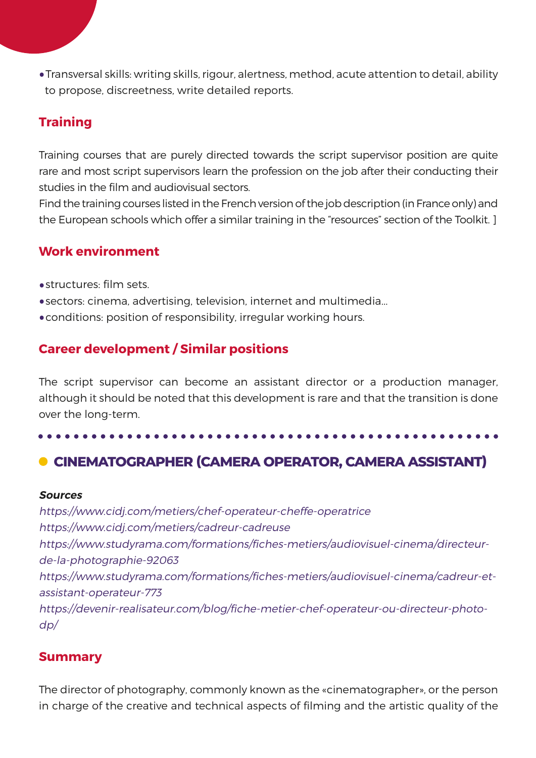- Transversal skills: writing skills, rigour, alertness, method, acute attention to detail, ability to propose, discreetness, write detailed reports.

### Training

Training courses that are purely directed towards the script supervisor position are quite rare and most script supervisors learn the profession on the job after their conducting their studies in the film and audiovisual sectors.
Find the training courses listed in the French version of the job description (in France only) and the European schools which offer a similar training in the “resources” section of the Toolkit. ]

### Work environment

- structures: film sets.
- sectors: cinema, advertising, television, internet and multimedia...
- conditions: position of responsibility, irregular working hours.

### Career development / Similar positions

The script supervisor can become an assistant director or a production manager, although it should be noted that this development is rare and that the transition is done over the long-term.

## CINEMATOGRAPHER (CAMERA OPERATOR, CAMERA ASSISTANT)

***Sources***

*https://www.cidj.com/metiers/chef-operateur-cheffe-operatrice*
*https://www.cidj.com/metiers/cadreur-cadreuse*
*https://www.studyrama.com/formations/fiches-metiers/audiovisuel-cinema/directeur-de-la-photographie-92063*
*https://www.studyrama.com/formations/fiches-metiers/audiovisuel-cinema/cadreur-et-assistant-operateur-773*
*https://devenir-realisateur.com/blog/fiche-metier-chef-operateur-ou-directeur-photo-dp/*

### Summary

The director of photography, commonly known as the «cinematographer», or the person in charge of the creative and technical aspects of filming and the artistic quality of the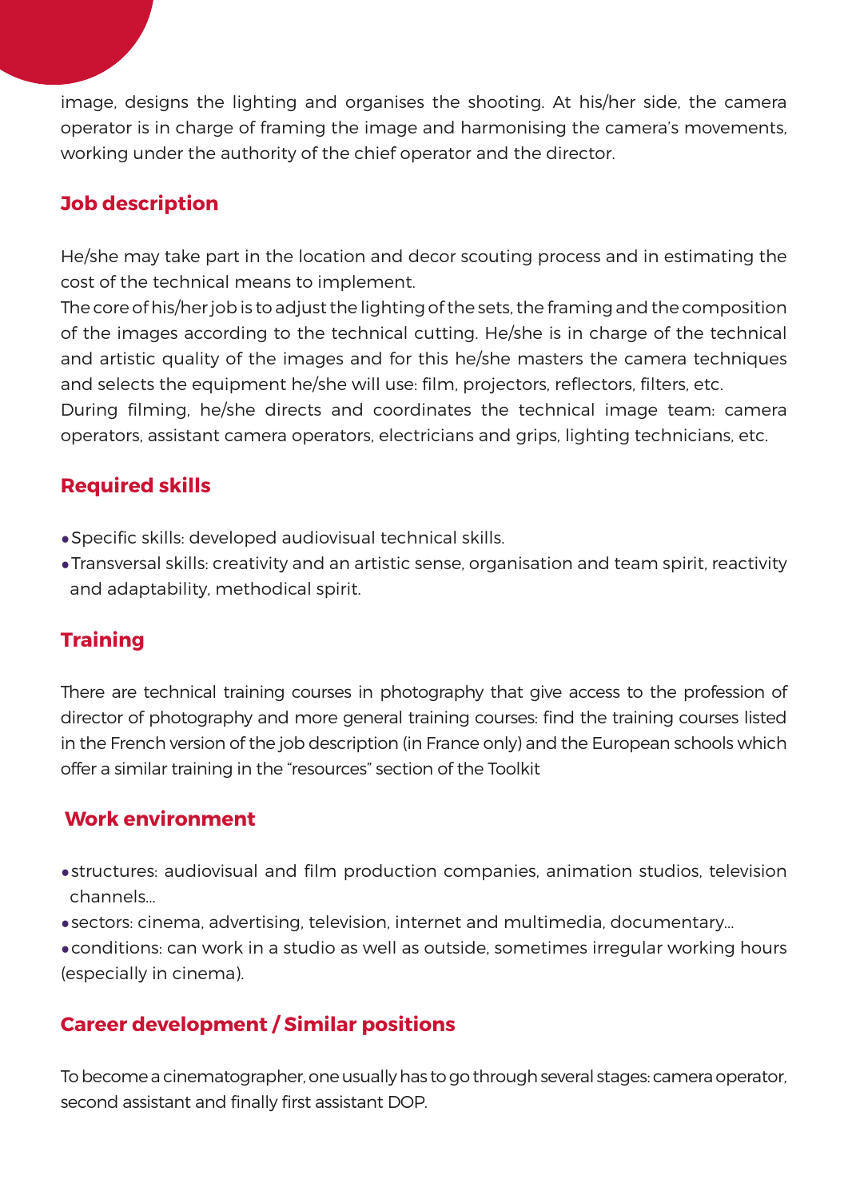image, designs the lighting and organises the shooting. At his/her side, the camera operator is in charge of framing the image and harmonising the camera's movements, working under the authority of the chief operator and the director.

## Job description

He/she may take part in the location and decor scouting process and in estimating the cost of the technical means to implement.
The core of his/her job is to adjust the lighting of the sets, the framing and the composition of the images according to the technical cutting. He/she is in charge of the technical and artistic quality of the images and for this he/she masters the camera techniques and selects the equipment he/she will use: film, projectors, reflectors, filters, etc.
During filming, he/she directs and coordinates the technical image team: camera operators, assistant camera operators, electricians and grips, lighting technicians, etc.

## Required skills

- Specific skills: developed audiovisual technical skills.
- Transversal skills: creativity and an artistic sense, organisation and team spirit, reactivity and adaptability, methodical spirit.

## Training

There are technical training courses in photography that give access to the profession of director of photography and more general training courses: find the training courses listed in the French version of the job description (in France only) and the European schools which offer a similar training in the "resources" section of the Toolkit

## Work environment

- structures: audiovisual and film production companies, animation studios, television channels...
- sectors: cinema, advertising, television, internet and multimedia, documentary...
- conditions: can work in a studio as well as outside, sometimes irregular working hours (especially in cinema).

## Career development / Similar positions

To become a cinematographer, one usually has to go through several stages: camera operator, second assistant and finally first assistant DOP.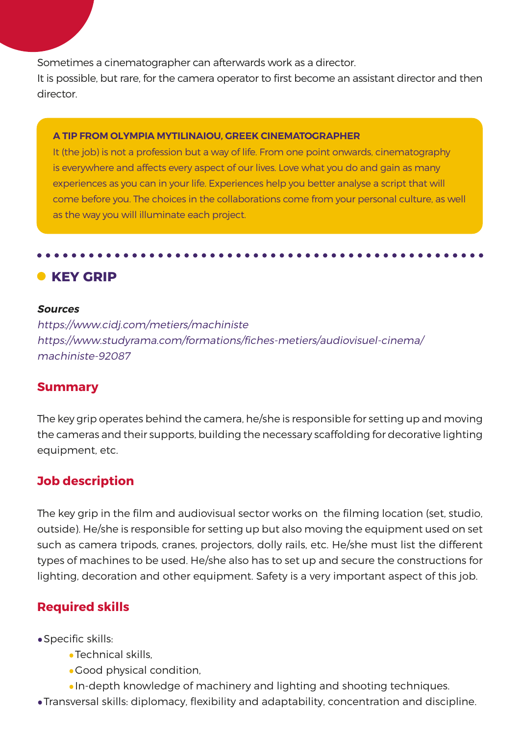Sometimes a cinematographer can afterwards work as a director.
It is possible, but rare, for the camera operator to first become an assistant director and then director.

> **A TIP FROM OLYMPIA MYTILINAIOU, GREEK CINEMATOGRAPHER**
> It (the job) is not a profession but a way of life. From one point onwards, cinematography is everywhere and affects every aspect of our lives. Love what you do and gain as many experiences as you can in your life. Experiences help you better analyse a script that will come before you. The choices in the collaborations come from your personal culture, as well as the way you will illuminate each project.

## KEY GRIP

***Sources***
*https://www.cidj.com/metiers/machiniste*
*https://www.studyrama.com/formations/fiches-metiers/audiovisuel-cinema/machiniste-92087*

### Summary

The key grip operates behind the camera, he/she is responsible for setting up and moving the cameras and their supports, building the necessary scaffolding for decorative lighting equipment, etc.

### Job description

The key grip in the film and audiovisual sector works on the filming location (set, studio, outside). He/she is responsible for setting up but also moving the equipment used on set such as camera tripods, cranes, projectors, dolly rails, etc. He/she must list the different types of machines to be used. He/she also has to set up and secure the constructions for lighting, decoration and other equipment. Safety is a very important aspect of this job.

### Required skills

- Specific skills:
    - Technical skills,
    - Good physical condition,
    - In-depth knowledge of machinery and lighting and shooting techniques.
- Transversal skills: diplomacy, flexibility and adaptability, concentration and discipline.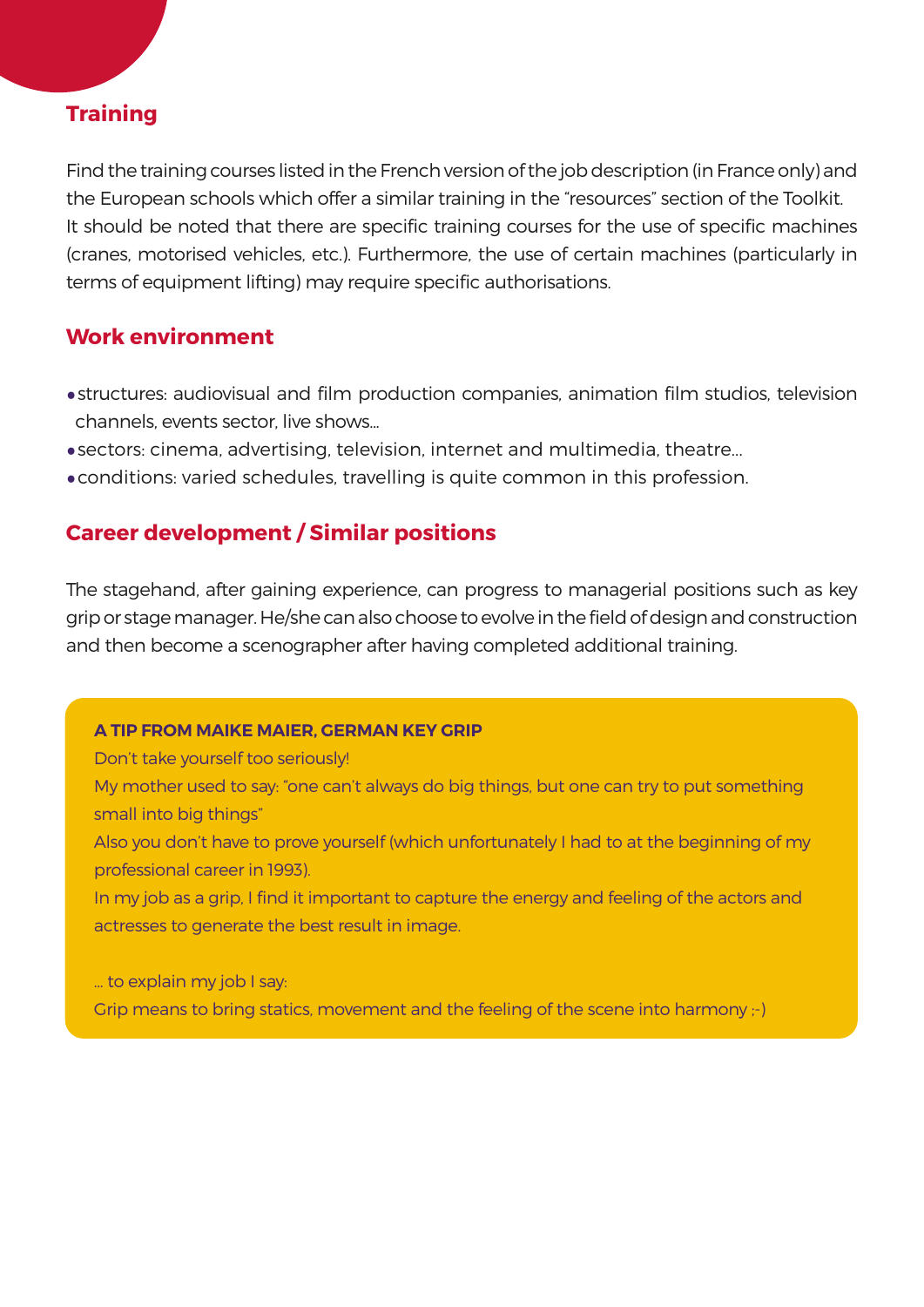## Training

Find the training courses listed in the French version of the job description (in France only) and the European schools which offer a similar training in the "resources" section of the Toolkit. It should be noted that there are specific training courses for the use of specific machines (cranes, motorised vehicles, etc.). Furthermore, the use of certain machines (particularly in terms of equipment lifting) may require specific authorisations.

## Work environment

- structures: audiovisual and film production companies, animation film studios, television channels, events sector, live shows...
- sectors: cinema, advertising, television, internet and multimedia, theatre...
- conditions: varied schedules, travelling is quite common in this profession.

## Career development / Similar positions

The stagehand, after gaining experience, can progress to managerial positions such as key grip or stage manager. He/she can also choose to evolve in the field of design and construction and then become a scenographer after having completed additional training.

**A TIP FROM MAIKE MAIER, GERMAN KEY GRIP**

Don't take yourself too seriously!

My mother used to say: "one can't always do big things, but one can try to put something small into big things"

Also you don't have to prove yourself (which unfortunately I had to at the beginning of my professional career in 1993).

In my job as a grip, I find it important to capture the energy and feeling of the actors and actresses to generate the best result in image.

... to explain my job I say:

Grip means to bring statics, movement and the feeling of the scene into harmony ;-)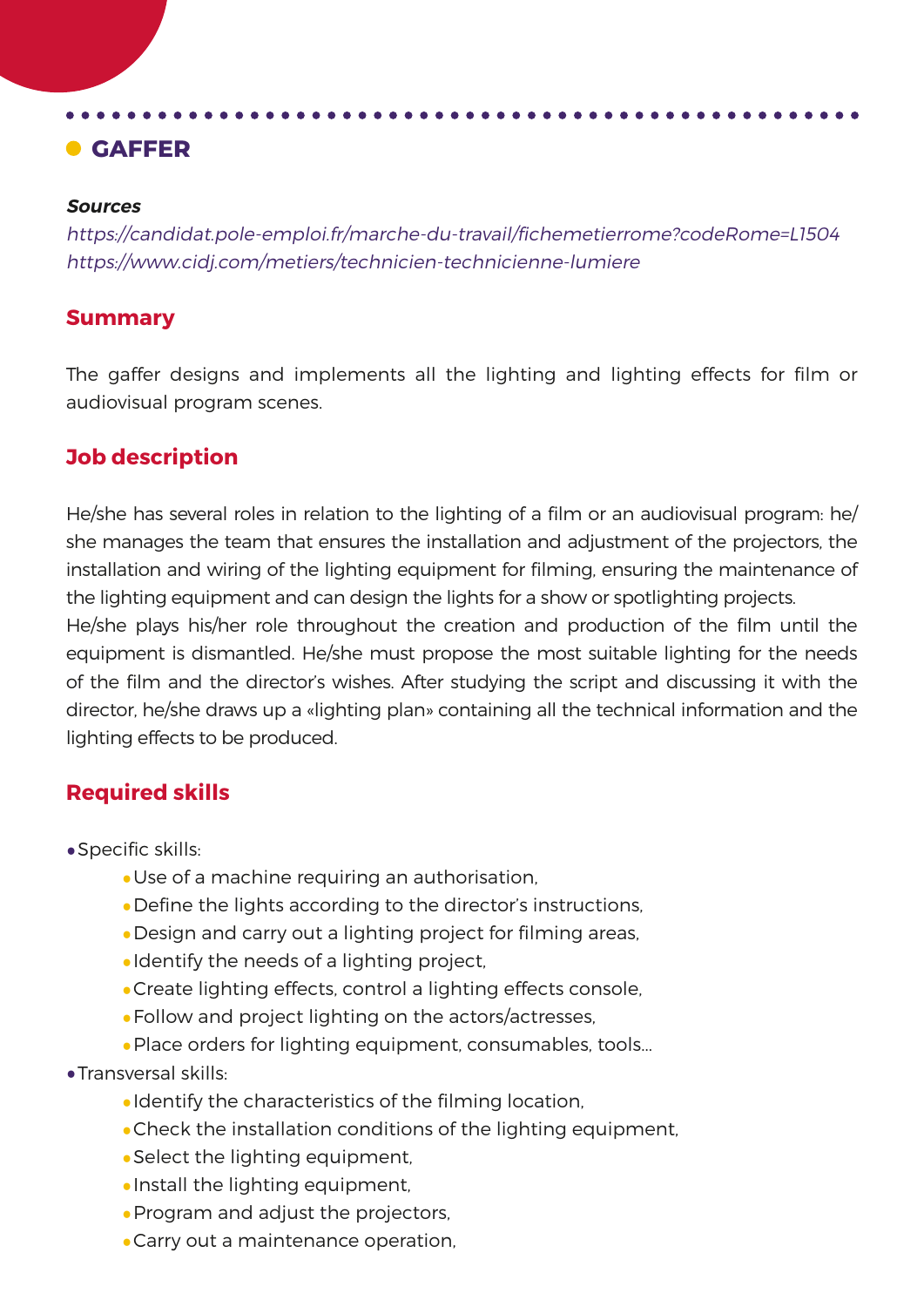## GAFFER

***Sources***

*https://candidat.pole-emploi.fr/marche-du-travail/fichemetierrome?codeRome=L1504*
*https://www.cidj.com/metiers/technicien-technicienne-lumiere*

### Summary

The gaffer designs and implements all the lighting and lighting effects for film or audiovisual program scenes.

### Job description

He/she has several roles in relation to the lighting of a film or an audiovisual program: he/she manages the team that ensures the installation and adjustment of the projectors, the installation and wiring of the lighting equipment for filming, ensuring the maintenance of the lighting equipment and can design the lights for a show or spotlighting projects.
He/she plays his/her role throughout the creation and production of the film until the equipment is dismantled. He/she must propose the most suitable lighting for the needs of the film and the director's wishes. After studying the script and discussing it with the director, he/she draws up a «lighting plan» containing all the technical information and the lighting effects to be produced.

### Required skills

- Specific skills:
  - Use of a machine requiring an authorisation,
  - Define the lights according to the director's instructions,
  - Design and carry out a lighting project for filming areas,
  - Identify the needs of a lighting project,
  - Create lighting effects, control a lighting effects console,
  - Follow and project lighting on the actors/actresses,
  - Place orders for lighting equipment, consumables, tools...
- Transversal skills:
  - Identify the characteristics of the filming location,
  - Check the installation conditions of the lighting equipment,
  - Select the lighting equipment,
  - Install the lighting equipment,
  - Program and adjust the projectors,
  - Carry out a maintenance operation,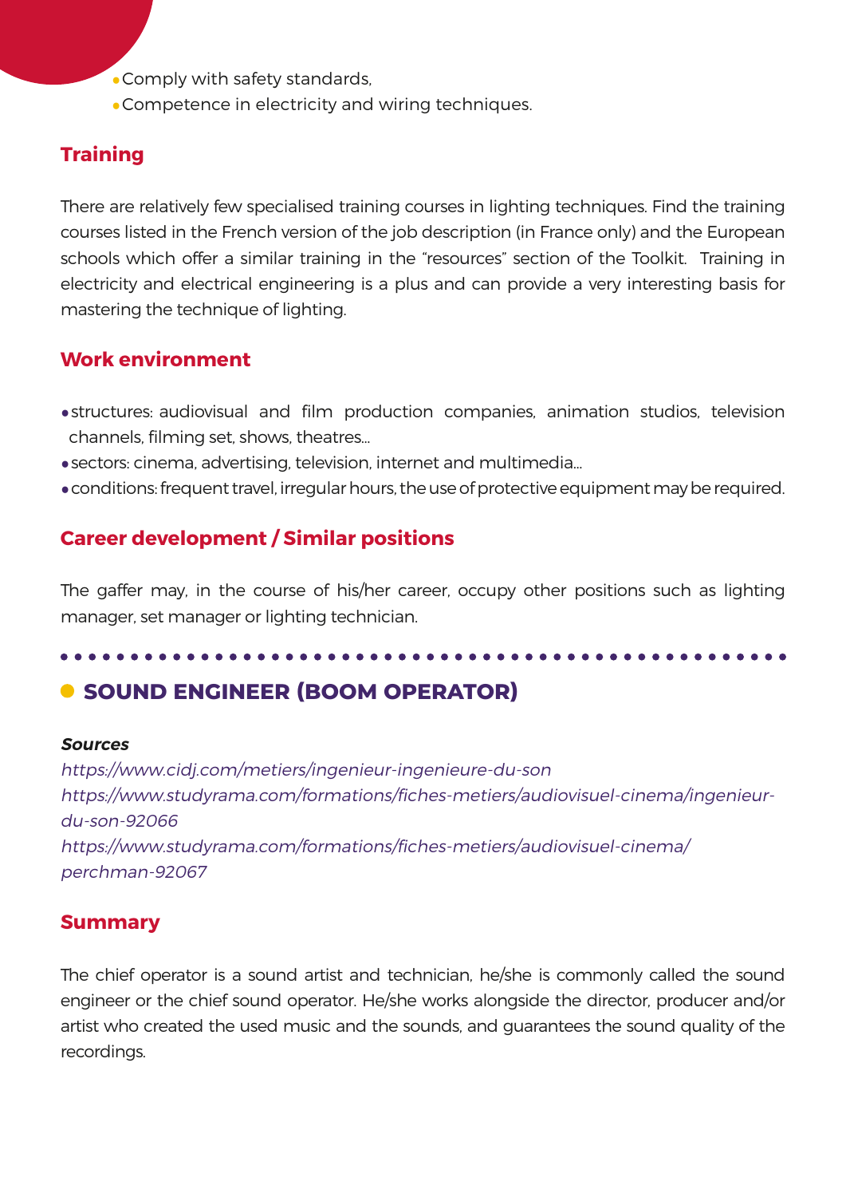- Comply with safety standards,
- Competence in electricity and wiring techniques.

## Training

There are relatively few specialised training courses in lighting techniques. Find the training courses listed in the French version of the job description (in France only) and the European schools which offer a similar training in the "resources" section of the Toolkit. Training in electricity and electrical engineering is a plus and can provide a very interesting basis for mastering the technique of lighting.

## Work environment

- structures: audiovisual and film production companies, animation studios, television channels, filming set, shows, theatres...
- sectors: cinema, advertising, television, internet and multimedia...
- conditions: frequent travel, irregular hours, the use of protective equipment may be required.

## Career development / Similar positions

The gaffer may, in the course of his/her career, occupy other positions such as lighting manager, set manager or lighting technician.

# SOUND ENGINEER (BOOM OPERATOR)

***Sources***

*https://www.cidj.com/metiers/ingenieur-ingenieure-du-son*
*https://www.studyrama.com/formations/fiches-metiers/audiovisuel-cinema/ingenieur-du-son-92066*
*https://www.studyrama.com/formations/fiches-metiers/audiovisuel-cinema/perchman-92067*

## Summary

The chief operator is a sound artist and technician, he/she is commonly called the sound engineer or the chief sound operator. He/she works alongside the director, producer and/or artist who created the used music and the sounds, and guarantees the sound quality of the recordings.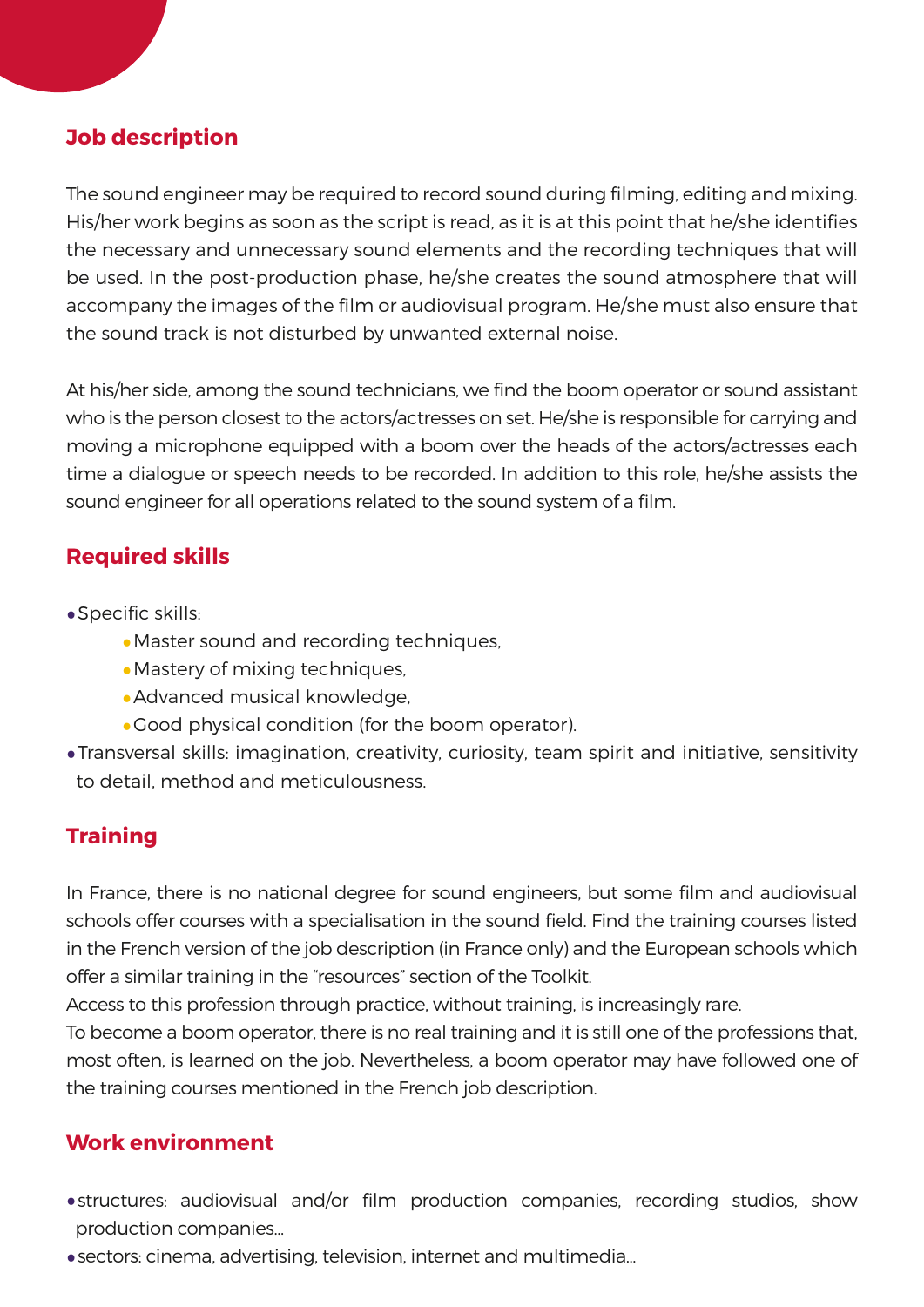## Job description

The sound engineer may be required to record sound during filming, editing and mixing. His/her work begins as soon as the script is read, as it is at this point that he/she identifies the necessary and unnecessary sound elements and the recording techniques that will be used. In the post-production phase, he/she creates the sound atmosphere that will accompany the images of the film or audiovisual program. He/she must also ensure that the sound track is not disturbed by unwanted external noise.

At his/her side, among the sound technicians, we find the boom operator or sound assistant who is the person closest to the actors/actresses on set. He/she is responsible for carrying and moving a microphone equipped with a boom over the heads of the actors/actresses each time a dialogue or speech needs to be recorded. In addition to this role, he/she assists the sound engineer for all operations related to the sound system of a film.

## Required skills

- Specific skills:
    - Master sound and recording techniques,
    - Mastery of mixing techniques,
    - Advanced musical knowledge,
    - Good physical condition (for the boom operator).
- Transversal skills: imagination, creativity, curiosity, team spirit and initiative, sensitivity to detail, method and meticulousness.

## Training

In France, there is no national degree for sound engineers, but some film and audiovisual schools offer courses with a specialisation in the sound field. Find the training courses listed in the French version of the job description (in France only) and the European schools which offer a similar training in the "resources" section of the Toolkit.
Access to this profession through practice, without training, is increasingly rare.
To become a boom operator, there is no real training and it is still one of the professions that, most often, is learned on the job. Nevertheless, a boom operator may have followed one of the training courses mentioned in the French job description.

## Work environment

- structures: audiovisual and/or film production companies, recording studios, show production companies...
- sectors: cinema, advertising, television, internet and multimedia...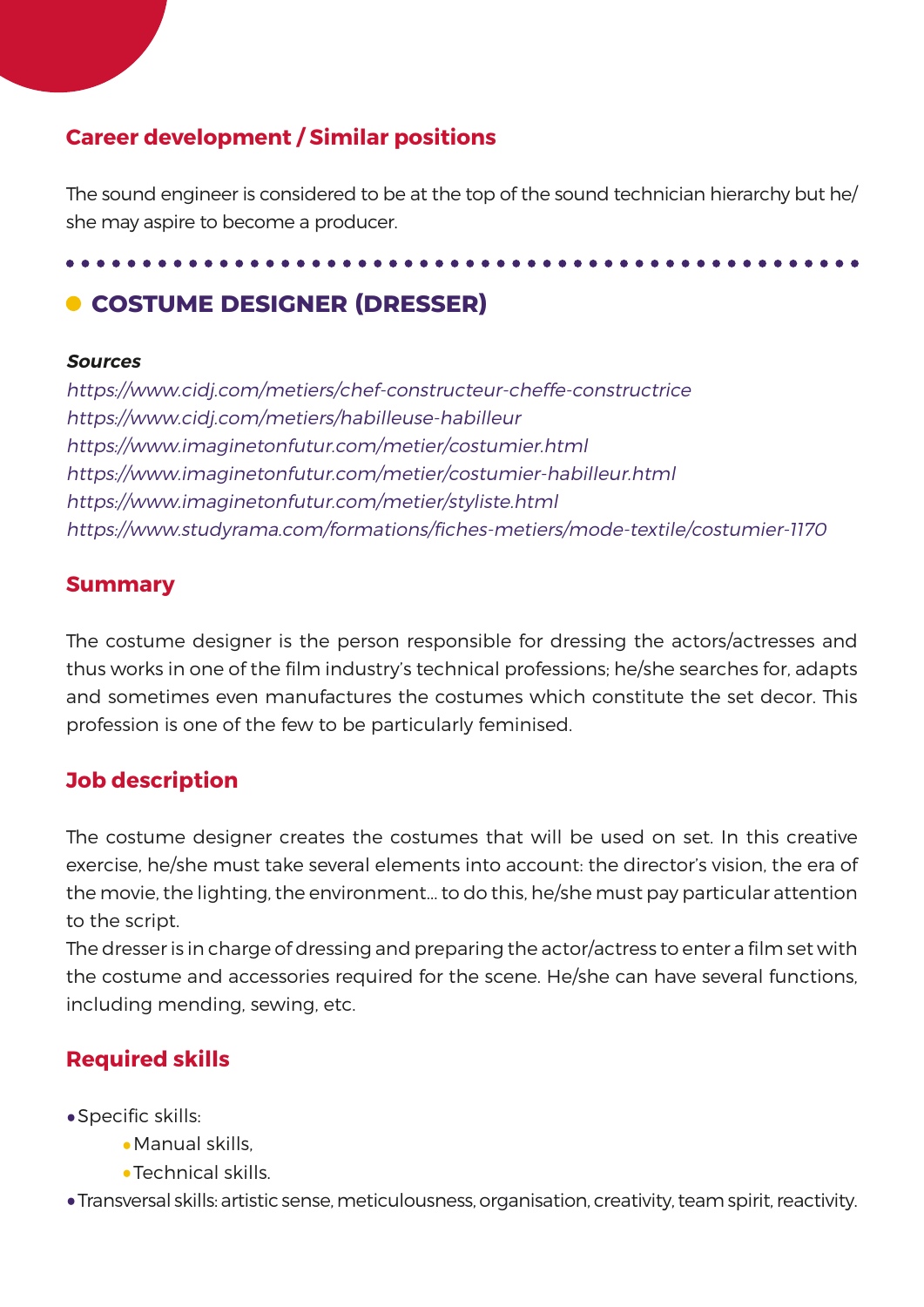### Career development / Similar positions

The sound engineer is considered to be at the top of the sound technician hierarchy but he/she may aspire to become a producer.

## COSTUME DESIGNER (DRESSER)

***Sources***

*https://www.cidj.com/metiers/chef-constructeur-cheffe-constructrice*
*https://www.cidj.com/metiers/habilleuse-habilleur*
*https://www.imaginetonfutur.com/metier/costumier.html*
*https://www.imaginetonfutur.com/metier/costumier-habilleur.html*
*https://www.imaginetonfutur.com/metier/styliste.html*
*https://www.studyrama.com/formations/fiches-metiers/mode-textile/costumier-1170*

### Summary

The costume designer is the person responsible for dressing the actors/actresses and thus works in one of the film industry's technical professions; he/she searches for, adapts and sometimes even manufactures the costumes which constitute the set decor. This profession is one of the few to be particularly feminised.

### Job description

The costume designer creates the costumes that will be used on set. In this creative exercise, he/she must take several elements into account: the director's vision, the era of the movie, the lighting, the environment... to do this, he/she must pay particular attention to the script.

The dresser is in charge of dressing and preparing the actor/actress to enter a film set with the costume and accessories required for the scene. He/she can have several functions, including mending, sewing, etc.

### Required skills

- Specific skills:
  - Manual skills,
  - Technical skills.
- Transversal skills: artistic sense, meticulousness, organisation, creativity, team spirit, reactivity.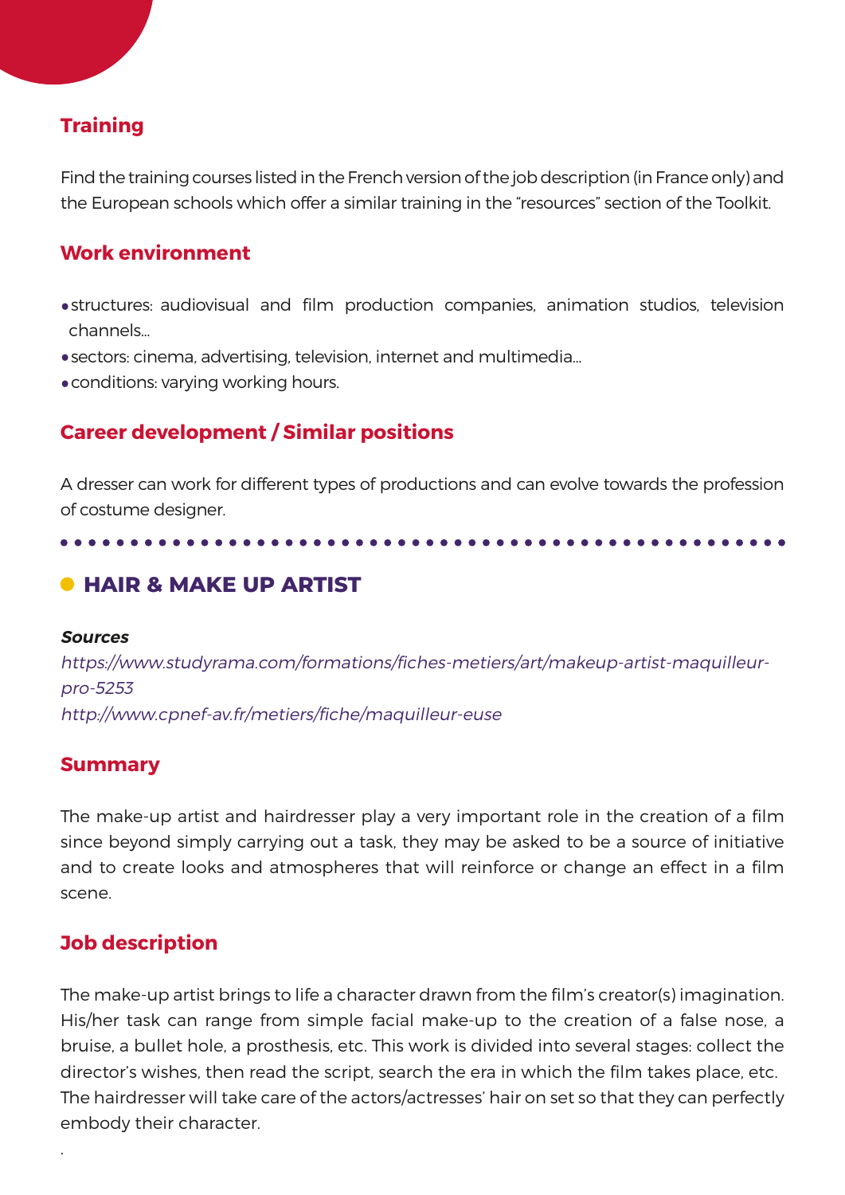### Training

Find the training courses listed in the French version of the job description (in France only) and the European schools which offer a similar training in the "resources" section of the Toolkit.

### Work environment

- structures: audiovisual and film production companies, animation studios, television channels...
- sectors: cinema, advertising, television, internet and multimedia...
- conditions: varying working hours.

### Career development / Similar positions

A dresser can work for different types of productions and can evolve towards the profession of costume designer.

## HAIR & MAKE UP ARTIST

***Sources***

*https://www.studyrama.com/formations/fiches-metiers/art/makeup-artist-maquilleur-pro-5253*

*http://www.cpnef-av.fr/metiers/fiche/maquilleur-euse*

### Summary

The make-up artist and hairdresser play a very important role in the creation of a film since beyond simply carrying out a task, they may be asked to be a source of initiative and to create looks and atmospheres that will reinforce or change an effect in a film scene.

### Job description

The make-up artist brings to life a character drawn from the film's creator(s) imagination. His/her task can range from simple facial make-up to the creation of a false nose, a bruise, a bullet hole, a prosthesis, etc. This work is divided into several stages: collect the director's wishes, then read the script, search the era in which the film takes place, etc.
The hairdresser will take care of the actors/actresses' hair on set so that they can perfectly embody their character.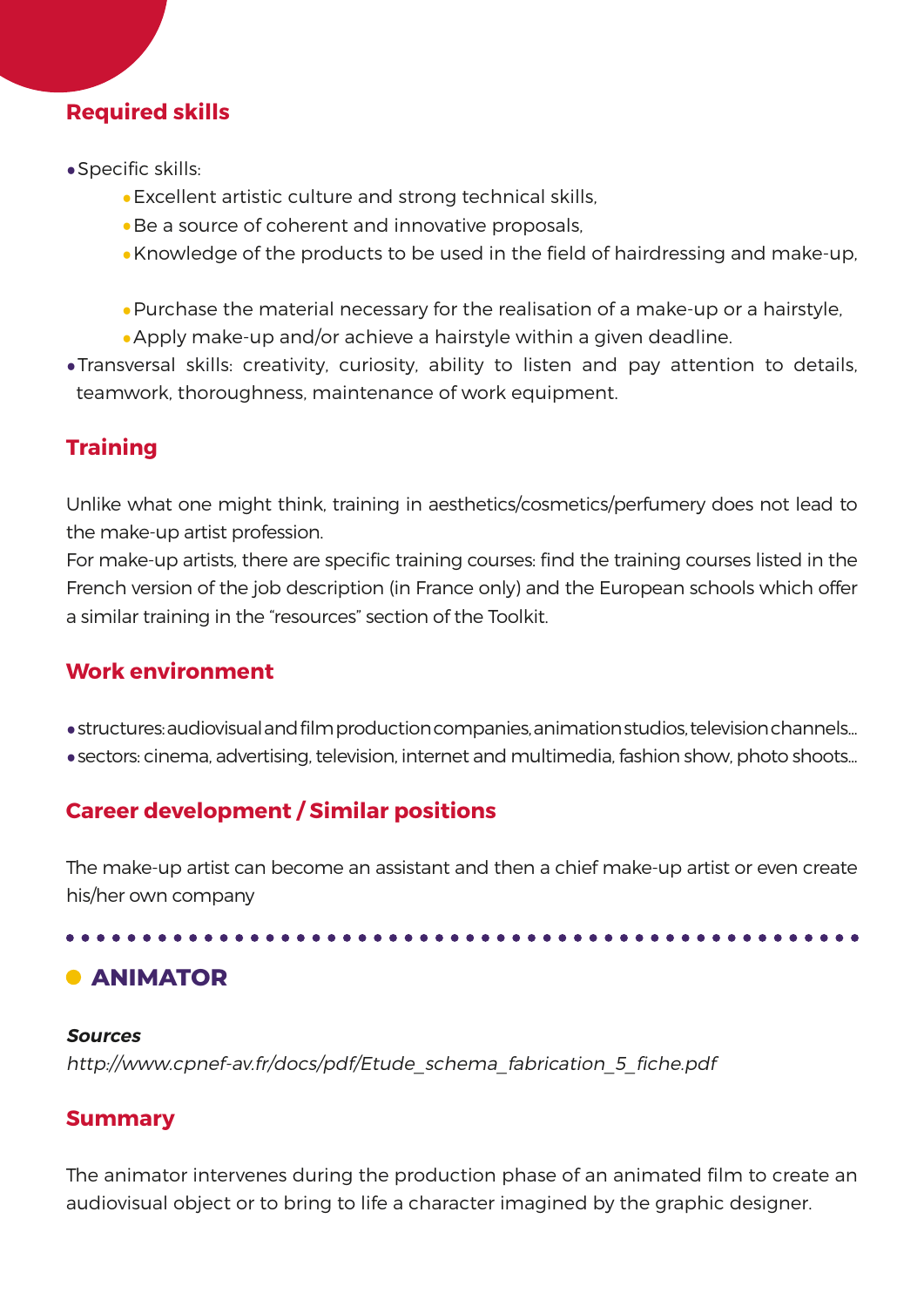## Required skills

- Specific skills:
    - Excellent artistic culture and strong technical skills,
    - Be a source of coherent and innovative proposals,
    - Knowledge of the products to be used in the field of hairdressing and make-up,
    - Purchase the material necessary for the realisation of a make-up or a hairstyle,
    - Apply make-up and/or achieve a hairstyle within a given deadline.
- Transversal skills: creativity, curiosity, ability to listen and pay attention to details, teamwork, thoroughness, maintenance of work equipment.

## Training

Unlike what one might think, training in aesthetics/cosmetics/perfumery does not lead to the make-up artist profession.
For make-up artists, there are specific training courses: find the training courses listed in the French version of the job description (in France only) and the European schools which offer a similar training in the “resources” section of the Toolkit.

## Work environment

- structures: audiovisual and film production companies, animation studios, television channels...
- sectors: cinema, advertising, television, internet and multimedia, fashion show, photo shoots...

## Career development / Similar positions

The make-up artist can become an assistant and then a chief make-up artist or even create his/her own company

---

# ANIMATOR

***Sources***
*http://www.cpnef-av.fr/docs/pdf/Etude_schema_fabrication_5_fiche.pdf*

## Summary

The animator intervenes during the production phase of an animated film to create an audiovisual object or to bring to life a character imagined by the graphic designer.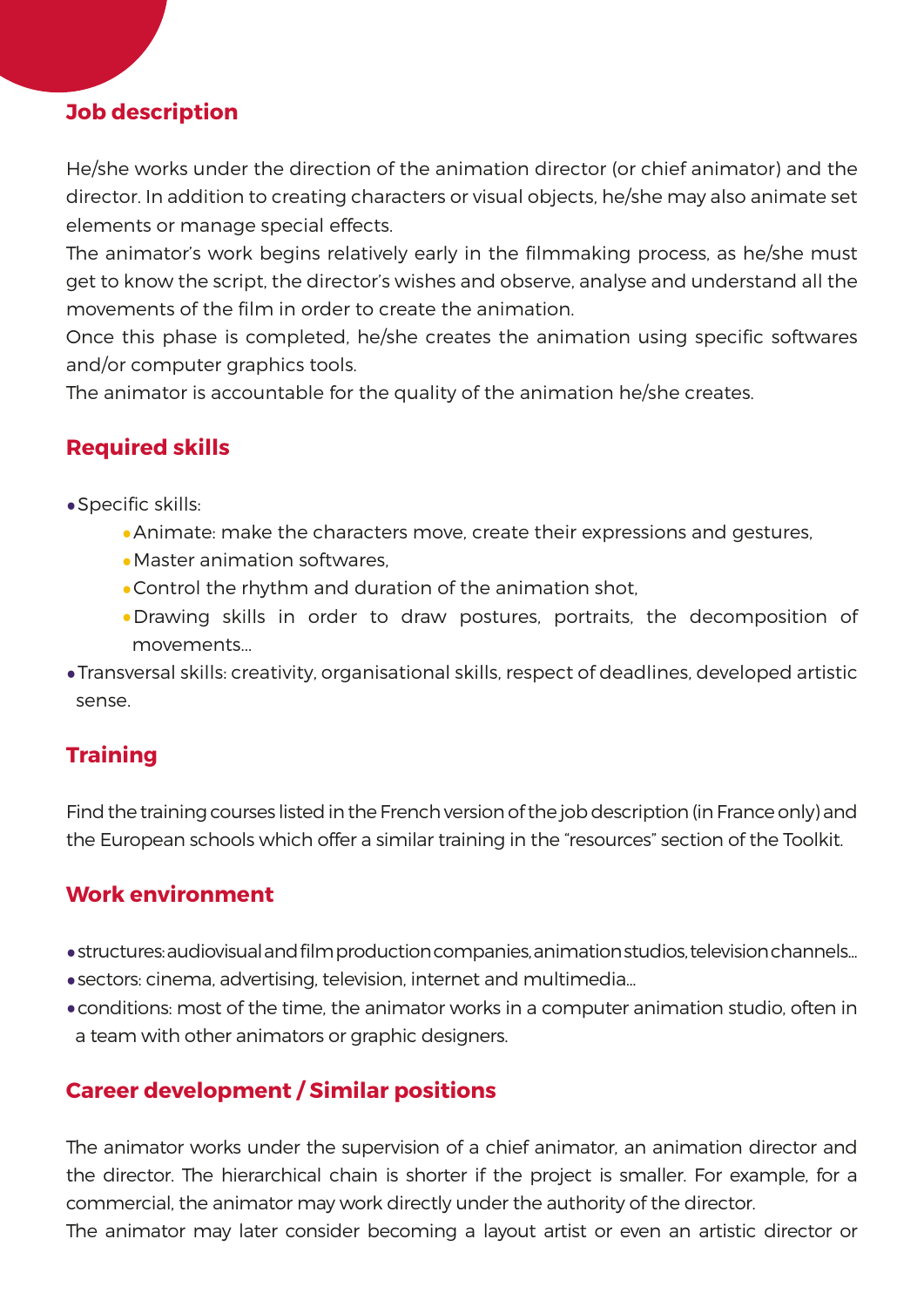## Job description

He/she works under the direction of the animation director (or chief animator) and the director. In addition to creating characters or visual objects, he/she may also animate set elements or manage special effects.

The animator's work begins relatively early in the filmmaking process, as he/she must get to know the script, the director's wishes and observe, analyse and understand all the movements of the film in order to create the animation.

Once this phase is completed, he/she creates the animation using specific softwares and/or computer graphics tools.

The animator is accountable for the quality of the animation he/she creates.

## Required skills

- Specific skills:
  - Animate: make the characters move, create their expressions and gestures,
  - Master animation softwares,
  - Control the rhythm and duration of the animation shot,
  - Drawing skills in order to draw postures, portraits, the decomposition of movements...
- Transversal skills: creativity, organisational skills, respect of deadlines, developed artistic sense.

## Training

Find the training courses listed in the French version of the job description (in France only) and the European schools which offer a similar training in the "resources" section of the Toolkit.

## Work environment

- structures: audiovisual and film production companies, animation studios, television channels...
- sectors: cinema, advertising, television, internet and multimedia...
- conditions: most of the time, the animator works in a computer animation studio, often in a team with other animators or graphic designers.

## Career development / Similar positions

The animator works under the supervision of a chief animator, an animation director and the director. The hierarchical chain is shorter if the project is smaller. For example, for a commercial, the animator may work directly under the authority of the director.

The animator may later consider becoming a layout artist or even an artistic director or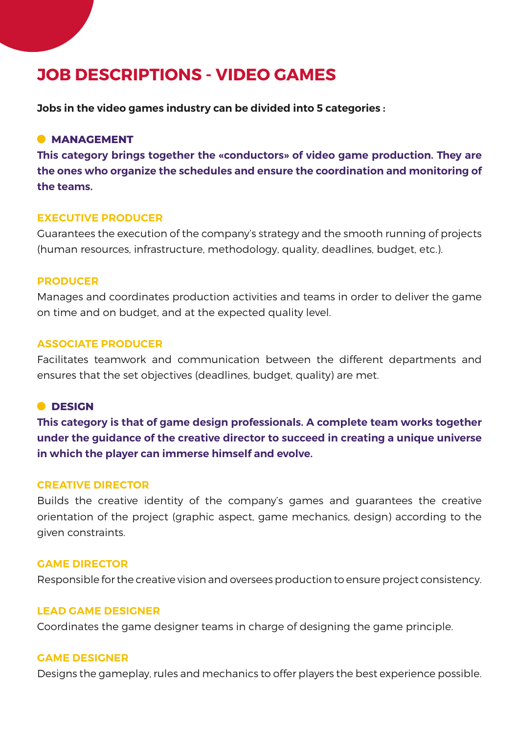# JOB DESCRIPTIONS - VIDEO GAMES

**Jobs in the video games industry can be divided into 5 categories :**

## MANAGEMENT

**This category brings together the «conductors» of video game production. They are the ones who organize the schedules and ensure the coordination and monitoring of the teams.**

### EXECUTIVE PRODUCER

Guarantees the execution of the company's strategy and the smooth running of projects (human resources, infrastructure, methodology, quality, deadlines, budget, etc.).

### PRODUCER

Manages and coordinates production activities and teams in order to deliver the game on time and on budget, and at the expected quality level.

### ASSOCIATE PRODUCER

Facilitates teamwork and communication between the different departments and ensures that the set objectives (deadlines, budget, quality) are met.

## DESIGN

**This category is that of game design professionals. A complete team works together under the guidance of the creative director to succeed in creating a unique universe in which the player can immerse himself and evolve.**

### CREATIVE DIRECTOR

Builds the creative identity of the company's games and guarantees the creative orientation of the project (graphic aspect, game mechanics, design) according to the given constraints.

### GAME DIRECTOR

Responsible for the creative vision and oversees production to ensure project consistency.

### LEAD GAME DESIGNER

Coordinates the game designer teams in charge of designing the game principle.

### GAME DESIGNER

Designs the gameplay, rules and mechanics to offer players the best experience possible.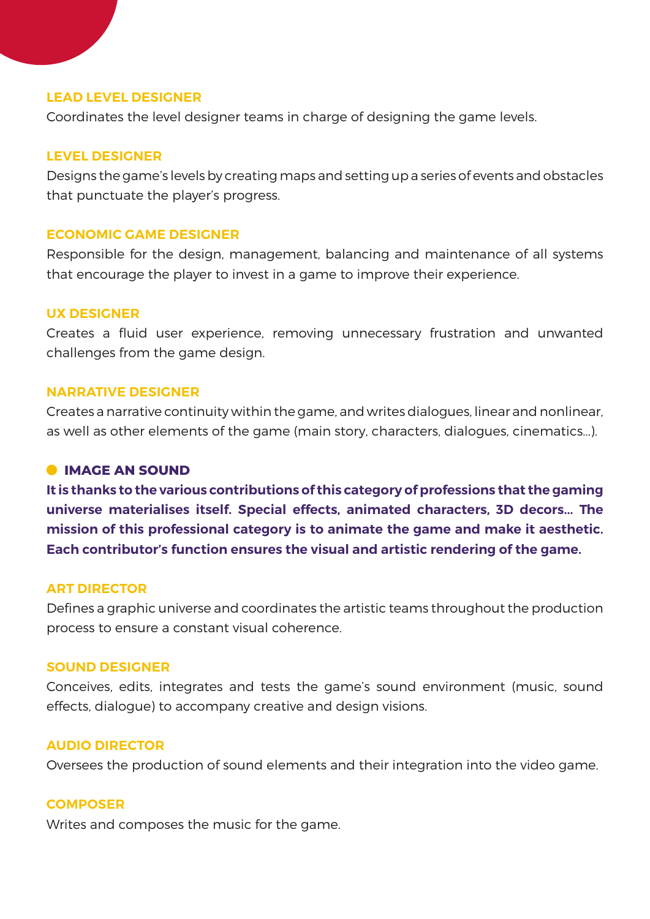### LEAD LEVEL DESIGNER

Coordinates the level designer teams in charge of designing the game levels.

### LEVEL DESIGNER

Designs the game's levels by creating maps and setting up a series of events and obstacles that punctuate the player's progress.

### ECONOMIC GAME DESIGNER

Responsible for the design, management, balancing and maintenance of all systems that encourage the player to invest in a game to improve their experience.

### UX DESIGNER

Creates a fluid user experience, removing unnecessary frustration and unwanted challenges from the game design.

### NARRATIVE DESIGNER

Creates a narrative continuity within the game, and writes dialogues, linear and nonlinear, as well as other elements of the game (main story, characters, dialogues, cinematics...).

## IMAGE AN SOUND

**It is thanks to the various contributions of this category of professions that the gaming universe materialises itself. Special effects, animated characters, 3D decors... The mission of this professional category is to animate the game and make it aesthetic. Each contributor's function ensures the visual and artistic rendering of the game.**

### ART DIRECTOR

Defines a graphic universe and coordinates the artistic teams throughout the production process to ensure a constant visual coherence.

### SOUND DESIGNER

Conceives, edits, integrates and tests the game's sound environment (music, sound effects, dialogue) to accompany creative and design visions.

### AUDIO DIRECTOR

Oversees the production of sound elements and their integration into the video game.

### COMPOSER

Writes and composes the music for the game.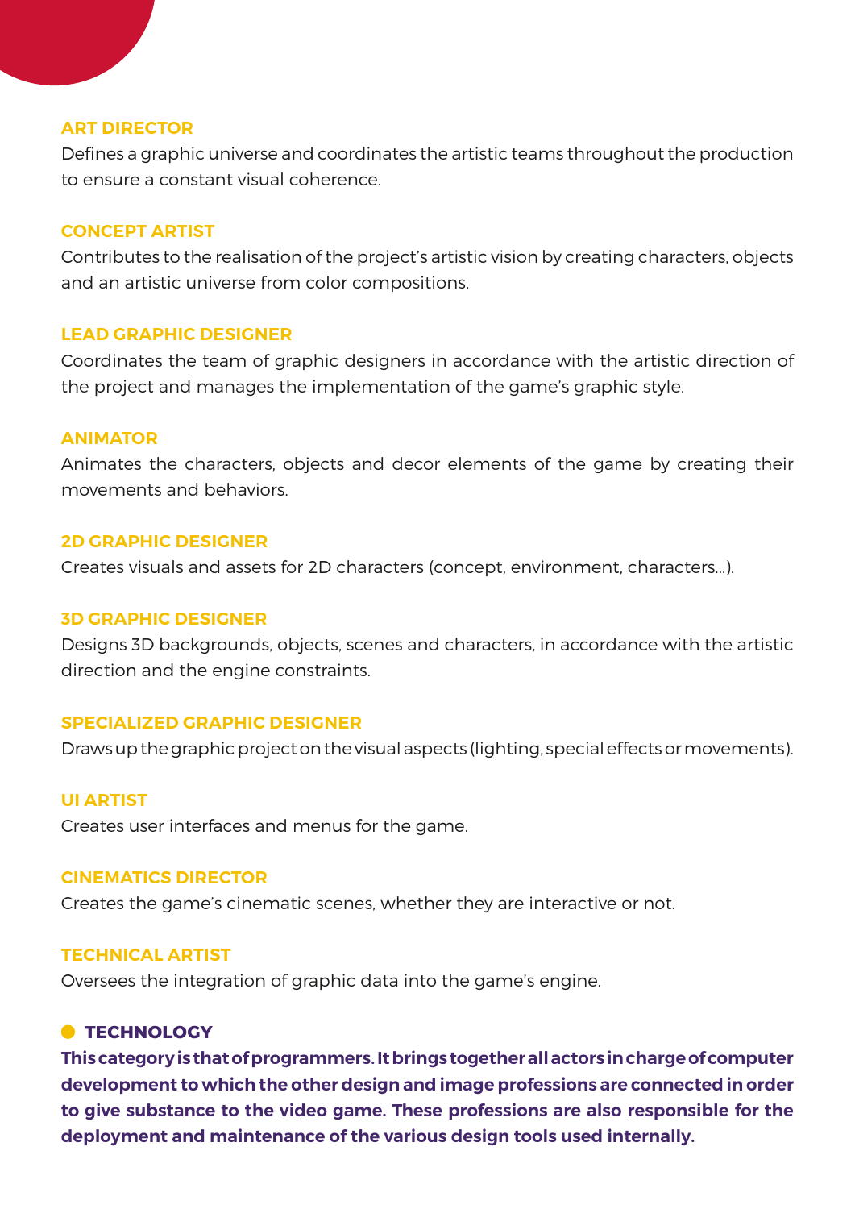### ART DIRECTOR

Defines a graphic universe and coordinates the artistic teams throughout the production to ensure a constant visual coherence.

### CONCEPT ARTIST

Contributes to the realisation of the project's artistic vision by creating characters, objects and an artistic universe from color compositions.

### LEAD GRAPHIC DESIGNER

Coordinates the team of graphic designers in accordance with the artistic direction of the project and manages the implementation of the game's graphic style.

### ANIMATOR

Animates the characters, objects and decor elements of the game by creating their movements and behaviors.

### 2D GRAPHIC DESIGNER

Creates visuals and assets for 2D characters (concept, environment, characters...).

### 3D GRAPHIC DESIGNER

Designs 3D backgrounds, objects, scenes and characters, in accordance with the artistic direction and the engine constraints.

### SPECIALIZED GRAPHIC DESIGNER

Draws up the graphic project on the visual aspects (lighting, special effects or movements).

### UI ARTIST

Creates user interfaces and menus for the game.

### CINEMATICS DIRECTOR

Creates the game's cinematic scenes, whether they are interactive or not.

### TECHNICAL ARTIST

Oversees the integration of graphic data into the game's engine.

## TECHNOLOGY

**This category is that of programmers. It brings together all actors in charge of computer development to which the other design and image professions are connected in order to give substance to the video game. These professions are also responsible for the deployment and maintenance of the various design tools used internally.**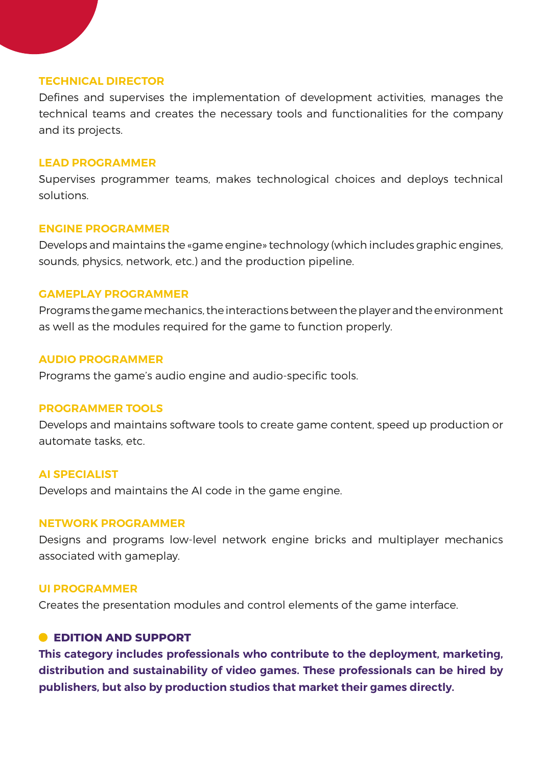#### TECHNICAL DIRECTOR

Defines and supervises the implementation of development activities, manages the technical teams and creates the necessary tools and functionalities for the company and its projects.

#### LEAD PROGRAMMER

Supervises programmer teams, makes technological choices and deploys technical solutions.

#### ENGINE PROGRAMMER

Develops and maintains the «game engine» technology (which includes graphic engines, sounds, physics, network, etc.) and the production pipeline.

#### GAMEPLAY PROGRAMMER

Programs the game mechanics, the interactions between the player and the environment as well as the modules required for the game to function properly.

#### AUDIO PROGRAMMER

Programs the game's audio engine and audio-specific tools.

#### PROGRAMMER TOOLS

Develops and maintains software tools to create game content, speed up production or automate tasks, etc.

#### AI SPECIALIST

Develops and maintains the AI code in the game engine.

#### NETWORK PROGRAMMER

Designs and programs low-level network engine bricks and multiplayer mechanics associated with gameplay.

#### UI PROGRAMMER

Creates the presentation modules and control elements of the game interface.

### EDITION AND SUPPORT

**This category includes professionals who contribute to the deployment, marketing, distribution and sustainability of video games. These professionals can be hired by publishers, but also by production studios that market their games directly.**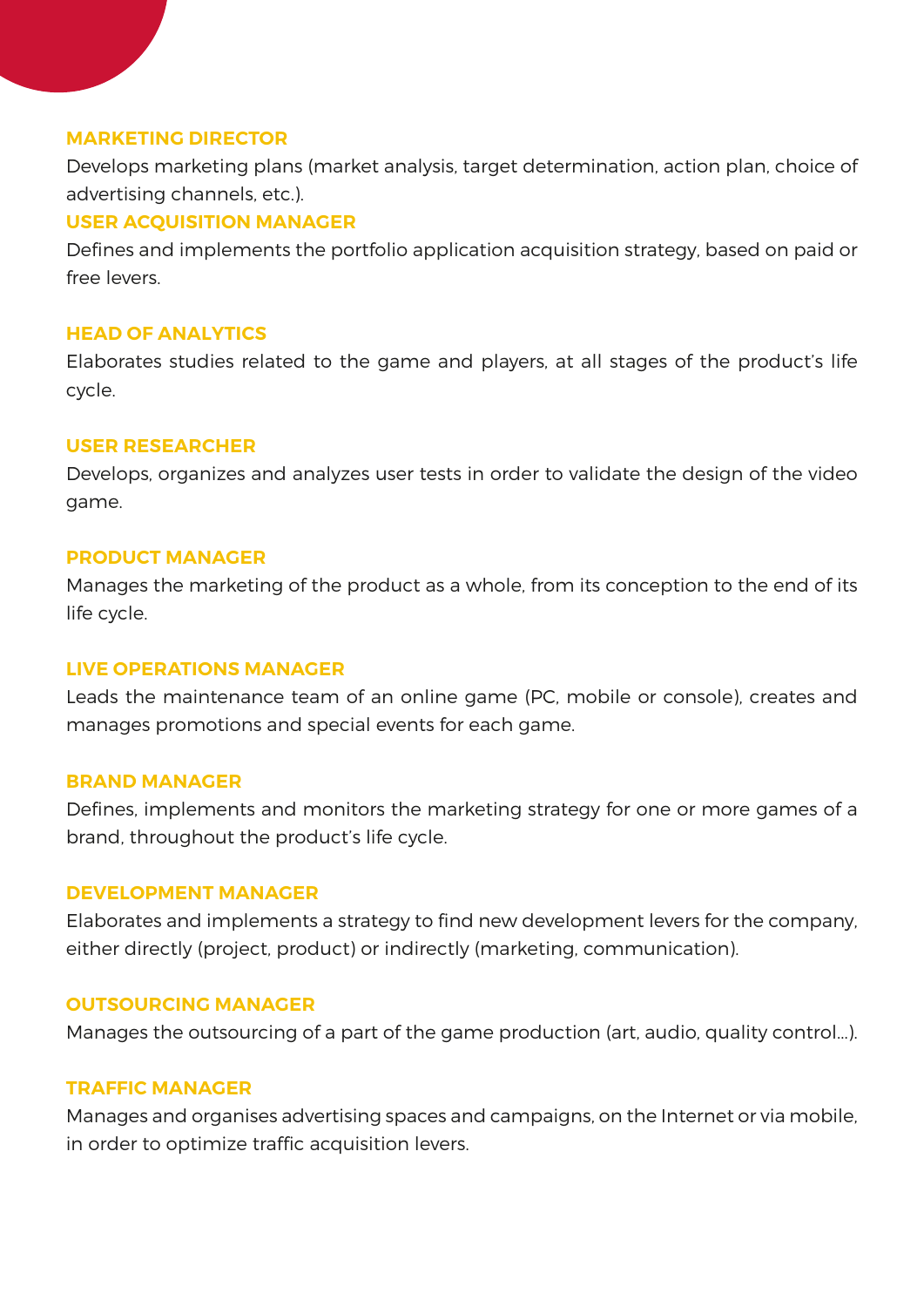### MARKETING DIRECTOR

Develops marketing plans (market analysis, target determination, action plan, choice of advertising channels, etc.).

### USER ACQUISITION MANAGER

Defines and implements the portfolio application acquisition strategy, based on paid or free levers.

### HEAD OF ANALYTICS

Elaborates studies related to the game and players, at all stages of the product's life cycle.

### USER RESEARCHER

Develops, organizes and analyzes user tests in order to validate the design of the video game.

### PRODUCT MANAGER

Manages the marketing of the product as a whole, from its conception to the end of its life cycle.

### LIVE OPERATIONS MANAGER

Leads the maintenance team of an online game (PC, mobile or console), creates and manages promotions and special events for each game.

### BRAND MANAGER

Defines, implements and monitors the marketing strategy for one or more games of a brand, throughout the product's life cycle.

### DEVELOPMENT MANAGER

Elaborates and implements a strategy to find new development levers for the company, either directly (project, product) or indirectly (marketing, communication).

### OUTSOURCING MANAGER

Manages the outsourcing of a part of the game production (art, audio, quality control...).

### TRAFFIC MANAGER

Manages and organises advertising spaces and campaigns, on the Internet or via mobile, in order to optimize traffic acquisition levers.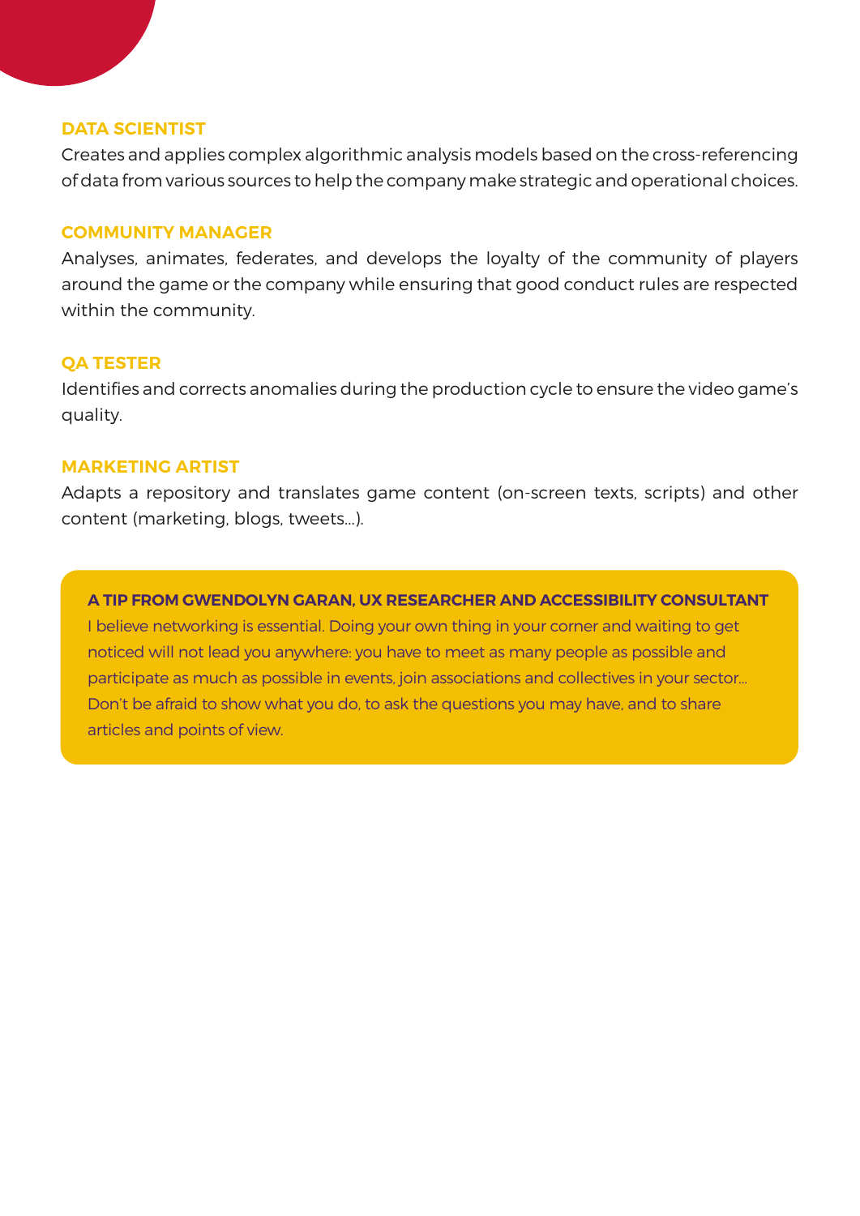### DATA SCIENTIST

Creates and applies complex algorithmic analysis models based on the cross-referencing of data from various sources to help the company make strategic and operational choices.

### COMMUNITY MANAGER

Analyses, animates, federates, and develops the loyalty of the community of players around the game or the company while ensuring that good conduct rules are respected within the community.

### QA TESTER

Identifies and corrects anomalies during the production cycle to ensure the video game's quality.

### MARKETING ARTIST

Adapts a repository and translates game content (on-screen texts, scripts) and other content (marketing, blogs, tweets...).

> **A TIP FROM GWENDOLYN GARAN, UX RESEARCHER AND ACCESSIBILITY CONSULTANT**
>
> I believe networking is essential. Doing your own thing in your corner and waiting to get noticed will not lead you anywhere: you have to meet as many people as possible and participate as much as possible in events, join associations and collectives in your sector... Don't be afraid to show what you do, to ask the questions you may have, and to share articles and points of view.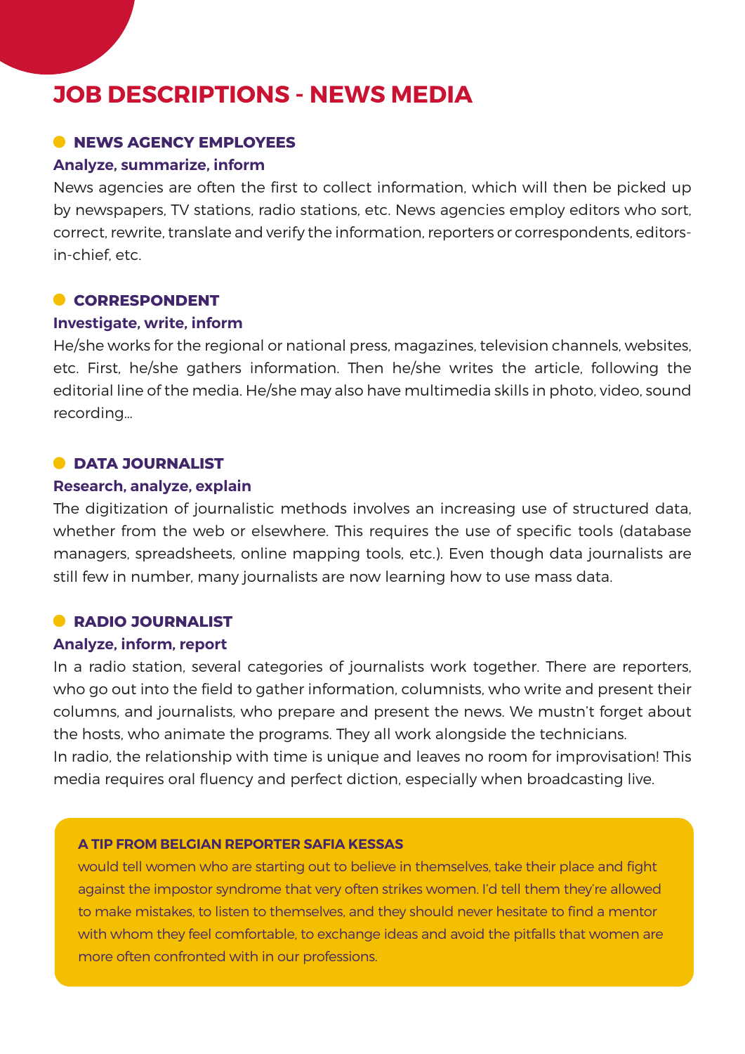# JOB DESCRIPTIONS - NEWS MEDIA

## NEWS AGENCY EMPLOYEES

**Analyze, summarize, inform**

News agencies are often the first to collect information, which will then be picked up by newspapers, TV stations, radio stations, etc. News agencies employ editors who sort, correct, rewrite, translate and verify the information, reporters or correspondents, editors-in-chief, etc.

## CORRESPONDENT

**Investigate, write, inform**

He/she works for the regional or national press, magazines, television channels, websites, etc. First, he/she gathers information. Then he/she writes the article, following the editorial line of the media. He/she may also have multimedia skills in photo, video, sound recording...

## DATA JOURNALIST

**Research, analyze, explain**

The digitization of journalistic methods involves an increasing use of structured data, whether from the web or elsewhere. This requires the use of specific tools (database managers, spreadsheets, online mapping tools, etc.). Even though data journalists are still few in number, many journalists are now learning how to use mass data.

## RADIO JOURNALIST

**Analyze, inform, report**

In a radio station, several categories of journalists work together. There are reporters, who go out into the field to gather information, columnists, who write and present their columns, and journalists, who prepare and present the news. We mustn't forget about the hosts, who animate the programs. They all work alongside the technicians.

In radio, the relationship with time is unique and leaves no room for improvisation! This media requires oral fluency and perfect diction, especially when broadcasting live.

**A TIP FROM BELGIAN REPORTER SAFIA KESSAS**

would tell women who are starting out to believe in themselves, take their place and fight against the impostor syndrome that very often strikes women. I'd tell them they're allowed to make mistakes, to listen to themselves, and they should never hesitate to find a mentor with whom they feel comfortable, to exchange ideas and avoid the pitfalls that women are more often confronted with in our professions.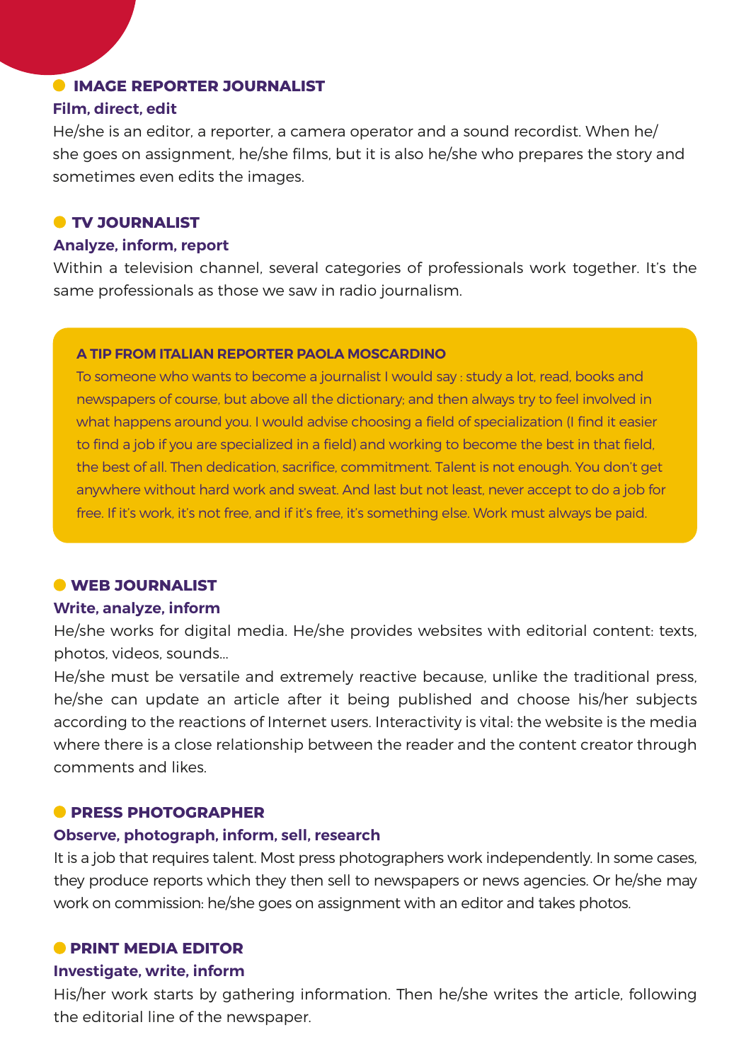### IMAGE REPORTER JOURNALIST

**Film, direct, edit**

He/she is an editor, a reporter, a camera operator and a sound recordist. When he/she goes on assignment, he/she films, but it is also he/she who prepares the story and sometimes even edits the images.

### TV JOURNALIST

**Analyze, inform, report**

Within a television channel, several categories of professionals work together. It's the same professionals as those we saw in radio journalism.

> **A TIP FROM ITALIAN REPORTER PAOLA MOSCARDINO**
>
> To someone who wants to become a journalist I would say : study a lot, read, books and newspapers of course, but above all the dictionary; and then always try to feel involved in what happens around you. I would advise choosing a field of specialization (I find it easier to find a job if you are specialized in a field) and working to become the best in that field, the best of all. Then dedication, sacrifice, commitment. Talent is not enough. You don't get anywhere without hard work and sweat. And last but not least, never accept to do a job for free. If it's work, it's not free, and if it's free, it's something else. Work must always be paid.

### WEB JOURNALIST

**Write, analyze, inform**

He/she works for digital media. He/she provides websites with editorial content: texts, photos, videos, sounds...

He/she must be versatile and extremely reactive because, unlike the traditional press, he/she can update an article after it being published and choose his/her subjects according to the reactions of Internet users. Interactivity is vital: the website is the media where there is a close relationship between the reader and the content creator through comments and likes.

### PRESS PHOTOGRAPHER

**Observe, photograph, inform, sell, research**

It is a job that requires talent. Most press photographers work independently. In some cases, they produce reports which they then sell to newspapers or news agencies. Or he/she may work on commission: he/she goes on assignment with an editor and takes photos.

### PRINT MEDIA EDITOR

**Investigate, write, inform**

His/her work starts by gathering information. Then he/she writes the article, following the editorial line of the newspaper.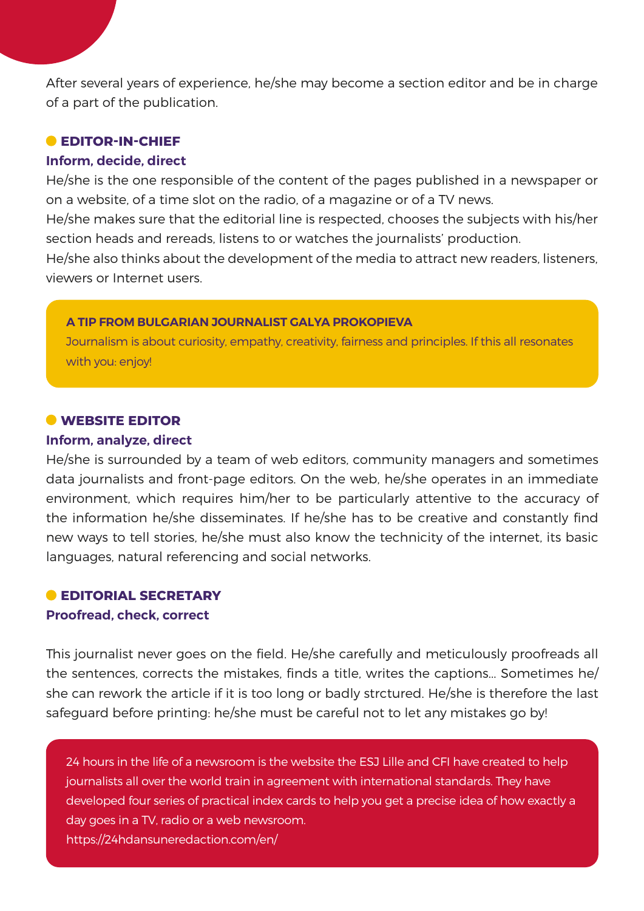After several years of experience, he/she may become a section editor and be in charge of a part of the publication.

### EDITOR-IN-CHIEF

**Inform, decide, direct**

He/she is the one responsible of the content of the pages published in a newspaper or on a website, of a time slot on the radio, of a magazine or of a TV news.

He/she makes sure that the editorial line is respected, chooses the subjects with his/her section heads and rereads, listens to or watches the journalists' production.

He/she also thinks about the development of the media to attract new readers, listeners, viewers or Internet users.

> **A TIP FROM BULGARIAN JOURNALIST GALYA PROKOPIEVA**
>
> Journalism is about curiosity, empathy, creativity, fairness and principles. If this all resonates with you: enjoy!

### WEBSITE EDITOR

**Inform, analyze, direct**

He/she is surrounded by a team of web editors, community managers and sometimes data journalists and front-page editors. On the web, he/she operates in an immediate environment, which requires him/her to be particularly attentive to the accuracy of the information he/she disseminates. If he/she has to be creative and constantly find new ways to tell stories, he/she must also know the technicity of the internet, its basic languages, natural referencing and social networks.

### EDITORIAL SECRETARY

**Proofread, check, correct**

This journalist never goes on the field. He/she carefully and meticulously proofreads all the sentences, corrects the mistakes, finds a title, writes the captions... Sometimes he/she can rework the article if it is too long or badly strctured. He/she is therefore the last safeguard before printing: he/she must be careful not to let any mistakes go by!

> 24 hours in the life of a newsroom is the website the ESJ Lille and CFI have created to help journalists all over the world train in agreement with international standards. They have developed four series of practical index cards to help you get a precise idea of how exactly a day goes in a TV, radio or a web newsroom.
> https://24hdansuneredaction.com/en/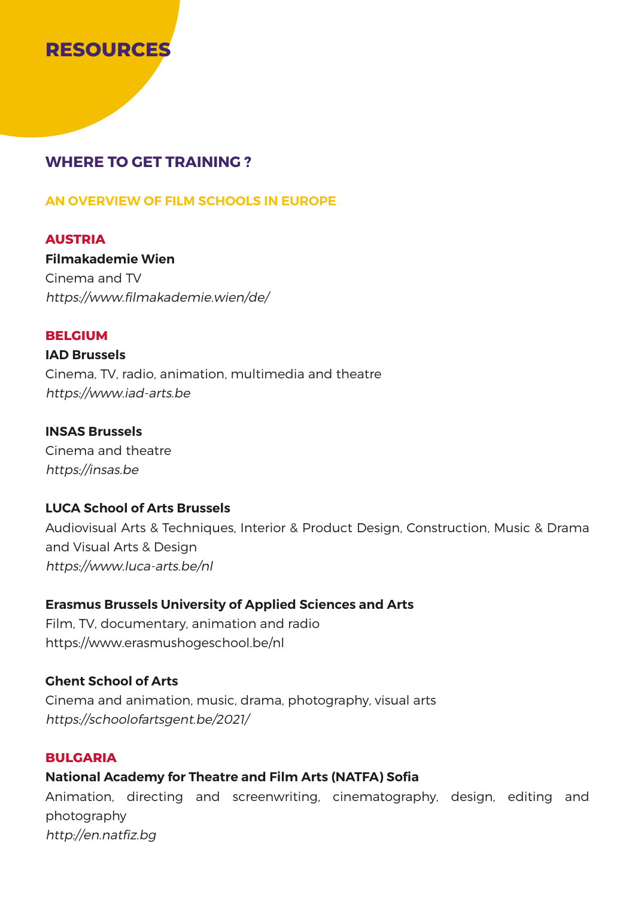# RESOURCES

## WHERE TO GET TRAINING ?

### AN OVERVIEW OF FILM SCHOOLS IN EUROPE

#### AUSTRIA

**Filmakademie Wien**
Cinema and TV
*https://www.filmakademie.wien/de/*

#### BELGIUM

**IAD Brussels**
Cinema, TV, radio, animation, multimedia and theatre
*https://www.iad-arts.be*

**INSAS Brussels**
Cinema and theatre
*https://insas.be*

**LUCA School of Arts Brussels**
Audiovisual Arts & Techniques, Interior & Product Design, Construction, Music & Drama and Visual Arts & Design
*https://www.luca-arts.be/nl*

**Erasmus Brussels University of Applied Sciences and Arts**
Film, TV, documentary, animation and radio
https://www.erasmushogeschool.be/nl

**Ghent School of Arts**
Cinema and animation, music, drama, photography, visual arts
*https://schoolofartsgent.be/2021/*

#### BULGARIA

**National Academy for Theatre and Film Arts (NATFA) Sofia**
Animation, directing and screenwriting, cinematography, design, editing and photography
*http://en.natfiz.bg*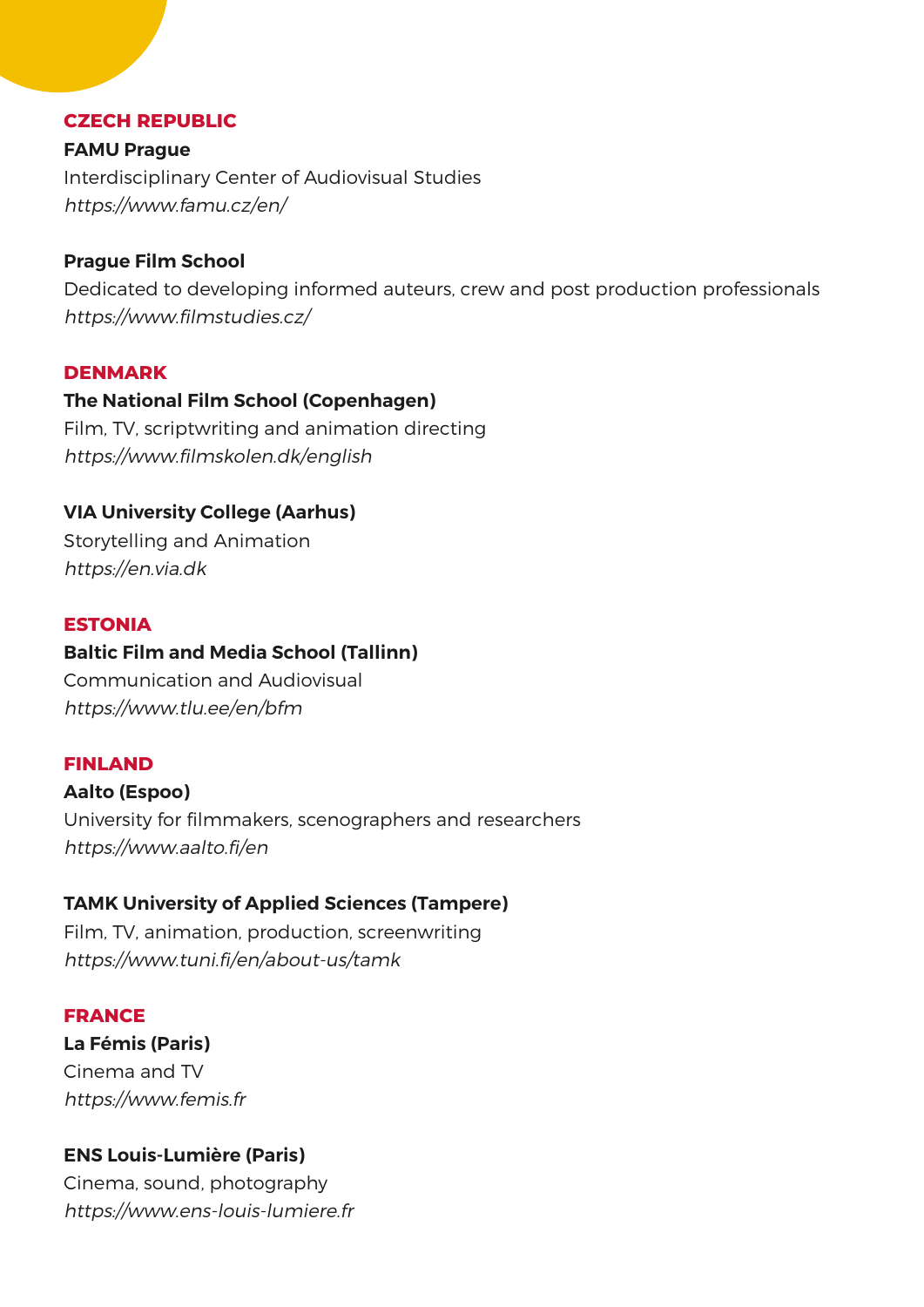## CZECH REPUBLIC

**FAMU Prague**
Interdisciplinary Center of Audiovisual Studies
*https://www.famu.cz/en/*

**Prague Film School**
Dedicated to developing informed auteurs, crew and post production professionals
*https://www.filmstudies.cz/*

## DENMARK

**The National Film School (Copenhagen)**
Film, TV, scriptwriting and animation directing
*https://www.filmskolen.dk/english*

**VIA University College (Aarhus)**
Storytelling and Animation
*https://en.via.dk*

## ESTONIA

**Baltic Film and Media School (Tallinn)**
Communication and Audiovisual
*https://www.tlu.ee/en/bfm*

## FINLAND

**Aalto (Espoo)**
University for filmmakers, scenographers and researchers
*https://www.aalto.fi/en*

**TAMK University of Applied Sciences (Tampere)**
Film, TV, animation, production, screenwriting
*https://www.tuni.fi/en/about-us/tamk*

## FRANCE

**La Fémis (Paris)**
Cinema and TV
*https://www.femis.fr*

**ENS Louis-Lumière (Paris)**
Cinema, sound, photography
*https://www.ens-louis-lumiere.fr*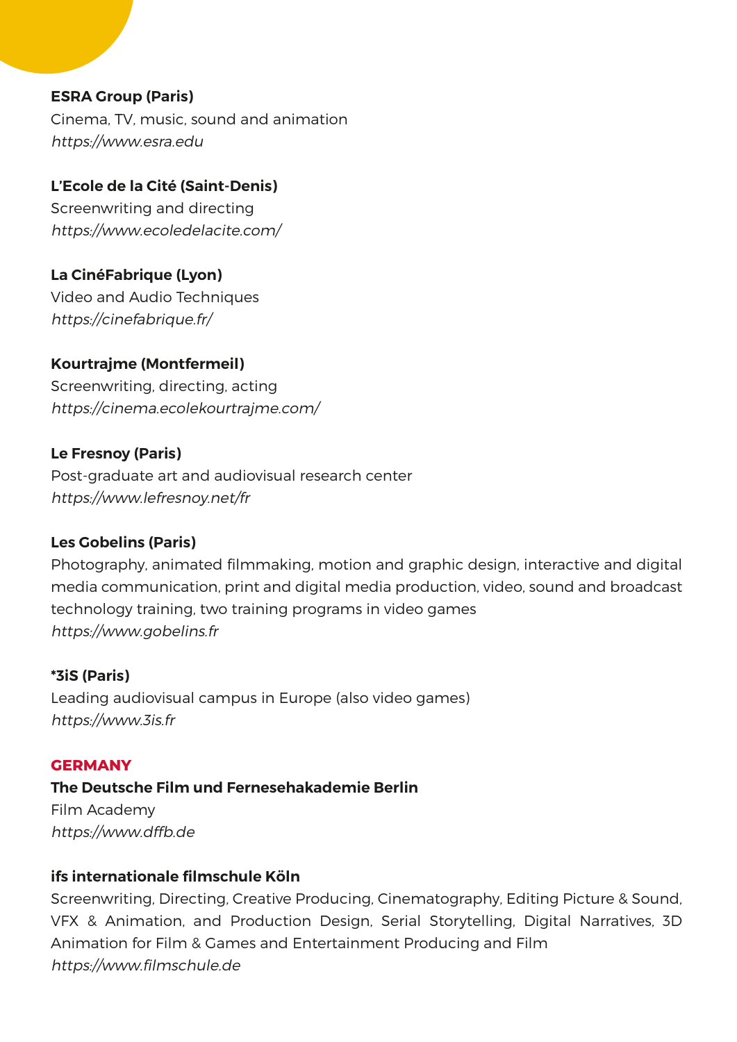**ESRA Group (Paris)**
Cinema, TV, music, sound and animation
*https://www.esra.edu*

**L'Ecole de la Cité (Saint-Denis)**
Screenwriting and directing
*https://www.ecoledelacite.com/*

**La CinéFabrique (Lyon)**
Video and Audio Techniques
*https://cinefabrique.fr/*

**Kourtrajme (Montfermeil)**
Screenwriting, directing, acting
*https://cinema.ecolekourtrajme.com/*

**Le Fresnoy (Paris)**
Post-graduate art and audiovisual research center
*https://www.lefresnoy.net/fr*

**Les Gobelins (Paris)**
Photography, animated filmmaking, motion and graphic design, interactive and digital media communication, print and digital media production, video, sound and broadcast technology training, two training programs in video games
*https://www.gobelins.fr*

**\*3iS (Paris)**
Leading audiovisual campus in Europe (also video games)
*https://www.3is.fr*

## GERMANY

**The Deutsche Film und Fernesehakademie Berlin**
Film Academy
*https://www.dffb.de*

**ifs internationale filmschule Köln**
Screenwriting, Directing, Creative Producing, Cinematography, Editing Picture & Sound, VFX & Animation, and Production Design, Serial Storytelling, Digital Narratives, 3D Animation for Film & Games and Entertainment Producing and Film
*https://www.filmschule.de*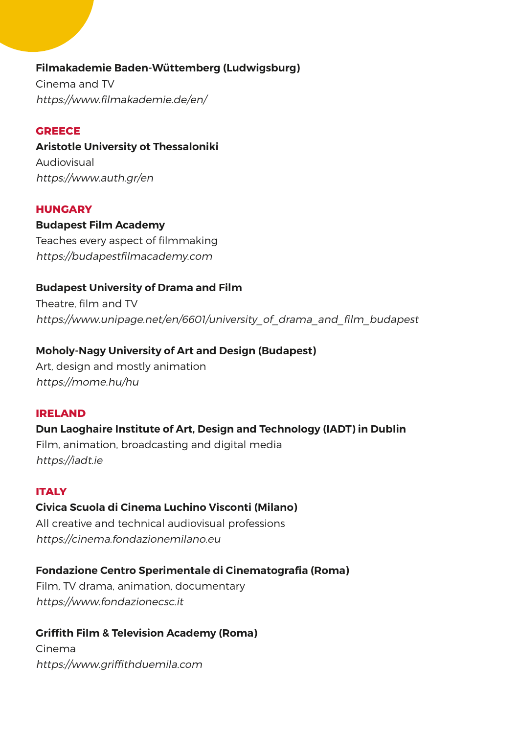**Filmakademie Baden-Wüttemberg (Ludwigsburg)**
Cinema and TV
*https://www.filmakademie.de/en/*

## GREECE

**Aristotle University ot Thessaloniki**
Audiovisual
*https://www.auth.gr/en*

## HUNGARY

**Budapest Film Academy**
Teaches every aspect of filmmaking
*https://budapestfilmacademy.com*

**Budapest University of Drama and Film**
Theatre, film and TV
*https://www.unipage.net/en/6601/university_of_drama_and_film_budapest*

**Moholy-Nagy University of Art and Design (Budapest)**
Art, design and mostly animation
*https://mome.hu/hu*

## IRELAND

**Dun Laoghaire Institute of Art, Design and Technology (IADT) in Dublin**
Film, animation, broadcasting and digital media
*https://iadt.ie*

## ITALY

**Civica Scuola di Cinema Luchino Visconti (Milano)**
All creative and technical audiovisual professions
*https://cinema.fondazionemilano.eu*

**Fondazione Centro Sperimentale di Cinematografia (Roma)**
Film, TV drama, animation, documentary
*https://www.fondazionecsc.it*

**Griffith Film & Television Academy (Roma)**
Cinema
*https://www.griffithduemila.com*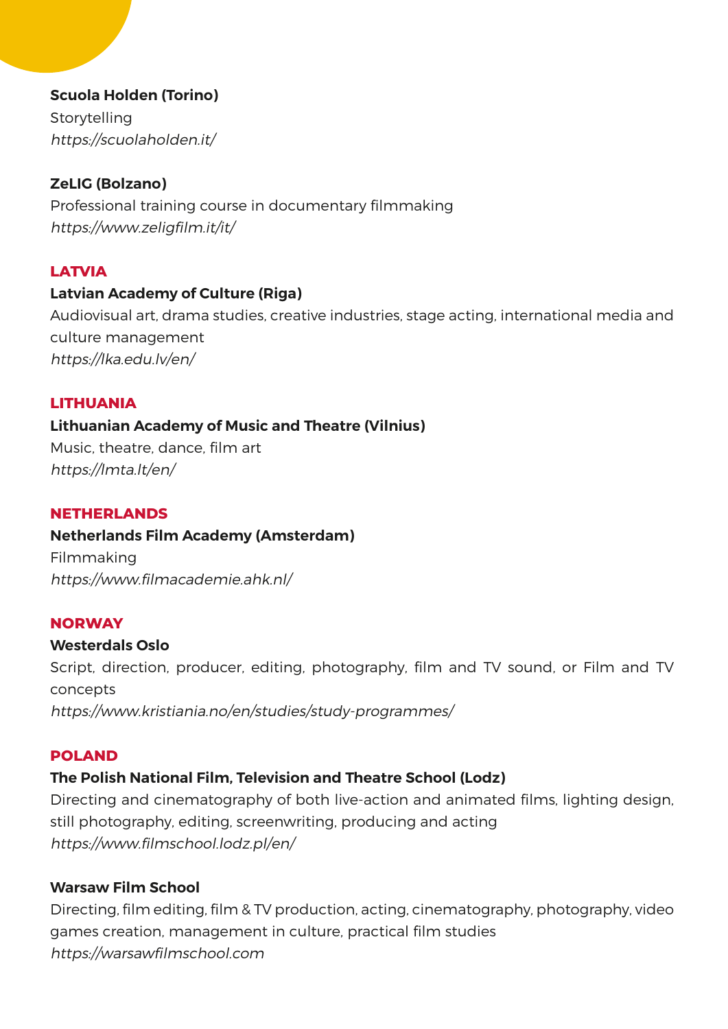**Scuola Holden (Torino)**
Storytelling
*https://scuolaholden.it/*

**ZeLIG (Bolzano)**
Professional training course in documentary filmmaking
*https://www.zeligfilm.it/it/*

## LATVIA

**Latvian Academy of Culture (Riga)**
Audiovisual art, drama studies, creative industries, stage acting, international media and culture management
*https://lka.edu.lv/en/*

## LITHUANIA

**Lithuanian Academy of Music and Theatre (Vilnius)**
Music, theatre, dance, film art
*https://lmta.lt/en/*

## NETHERLANDS

**Netherlands Film Academy (Amsterdam)**
Filmmaking
*https://www.filmacademie.ahk.nl/*

## NORWAY

**Westerdals Oslo**
Script, direction, producer, editing, photography, film and TV sound, or Film and TV concepts
*https://www.kristiania.no/en/studies/study-programmes/*

## POLAND

**The Polish National Film, Television and Theatre School (Lodz)**
Directing and cinematography of both live-action and animated films, lighting design, still photography, editing, screenwriting, producing and acting
*https://www.filmschool.lodz.pl/en/*

**Warsaw Film School**
Directing, film editing, film & TV production, acting, cinematography, photography, video games creation, management in culture, practical film studies
*https://warsawfilmschool.com*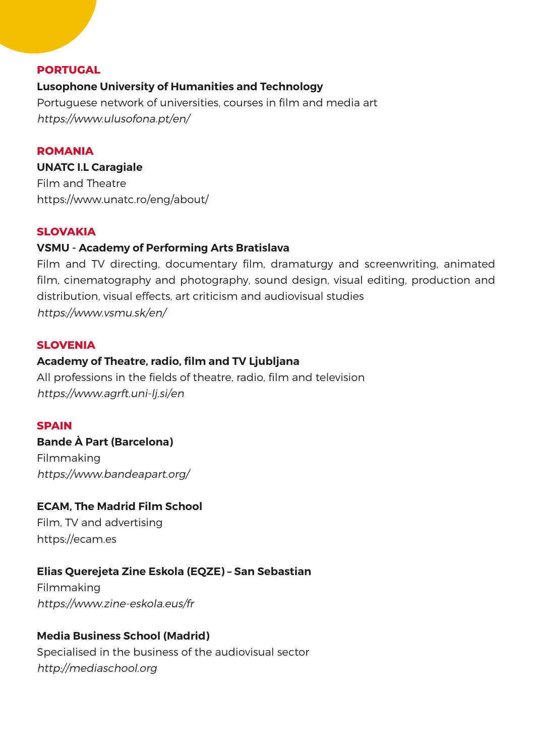## PORTUGAL

**Lusophone University of Humanities and Technology**

Portuguese network of universities, courses in film and media art

*https://www.ulusofona.pt/en/*

## ROMANIA

**UNATC I.L Caragiale**

Film and Theatre

https://www.unatc.ro/eng/about/

## SLOVAKIA

**VSMU - Academy of Performing Arts Bratislava**

Film and TV directing, documentary film, dramaturgy and screenwriting, animated film, cinematography and photography, sound design, visual editing, production and distribution, visual effects, art criticism and audiovisual studies

*https://www.vsmu.sk/en/*

## SLOVENIA

**Academy of Theatre, radio, film and TV Ljubljana**

All professions in the fields of theatre, radio, film and television

*https://www.agrft.uni-lj.si/en*

## SPAIN

**Bande À Part (Barcelona)**

Filmmaking

*https://www.bandeapart.org/*

**ECAM, The Madrid Film School**

Film, TV and advertising

https://ecam.es

**Elias Querejeta Zine Eskola (EQZE) – San Sebastian**

Filmmaking

*https://www.zine-eskola.eus/fr*

**Media Business School (Madrid)**

Specialised in the business of the audiovisual sector

*http://mediaschool.org*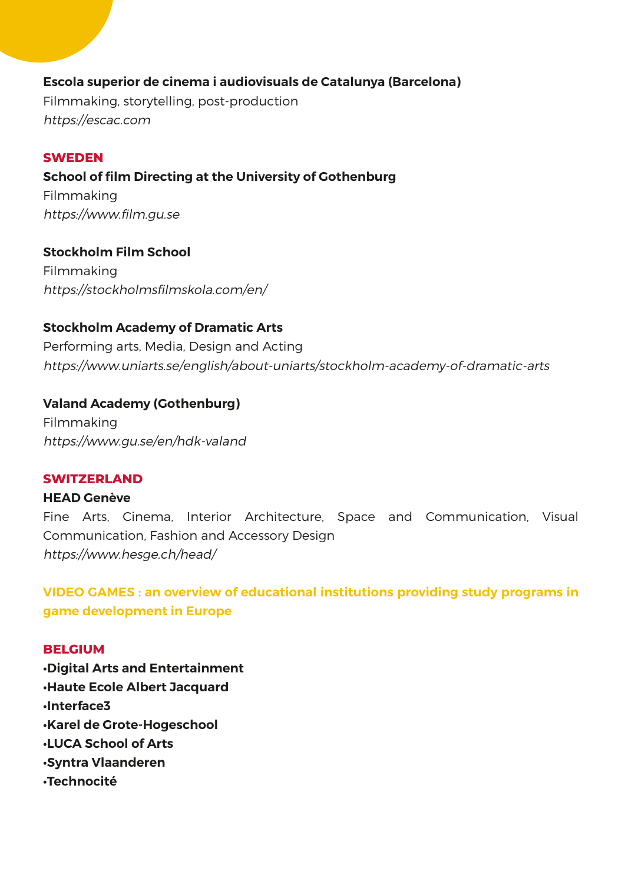**Escola superior de cinema i audiovisuals de Catalunya (Barcelona)**
Filmmaking, storytelling, post-production
*https://escac.com*

## SWEDEN

**School of film Directing at the University of Gothenburg**
Filmmaking
*https://www.film.gu.se*

**Stockholm Film School**
Filmmaking
*https://stockholmsfilmskola.com/en/*

**Stockholm Academy of Dramatic Arts**
Performing arts, Media, Design and Acting
*https://www.uniarts.se/english/about-uniarts/stockholm-academy-of-dramatic-arts*

**Valand Academy (Gothenburg)**
Filmmaking
*https://www.gu.se/en/hdk-valand*

## SWITZERLAND

**HEAD Genève**
Fine Arts, Cinema, Interior Architecture, Space and Communication, Visual Communication, Fashion and Accessory Design
*https://www.hesge.ch/head/*

# VIDEO GAMES : an overview of educational institutions providing study programs in game development in Europe

## BELGIUM

- **Digital Arts and Entertainment**
- **Haute Ecole Albert Jacquard**
- **Interface3**
- **Karel de Grote-Hogeschool**
- **LUCA School of Arts**
- **Syntra Vlaanderen**
- **Technocité**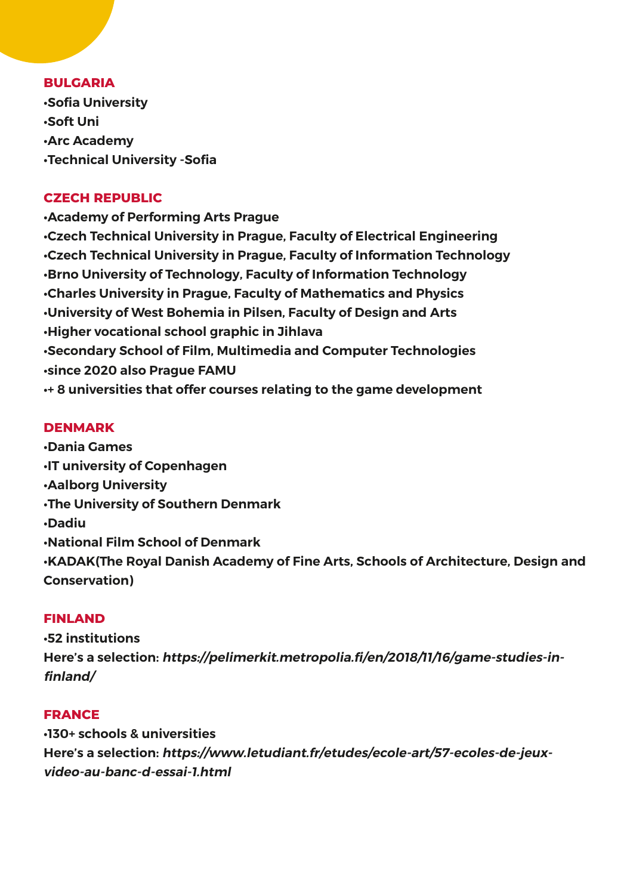## BULGARIA

- **Sofia University**
- **Soft Uni**
- **Arc Academy**
- **Technical University -Sofia**

## CZECH REPUBLIC

- **Academy of Performing Arts Prague**
- **Czech Technical University in Prague, Faculty of Electrical Engineering**
- **Czech Technical University in Prague, Faculty of Information Technology**
- **Brno University of Technology, Faculty of Information Technology**
- **Charles University in Prague, Faculty of Mathematics and Physics**
- **University of West Bohemia in Pilsen, Faculty of Design and Arts**
- **Higher vocational school graphic in Jihlava**
- **Secondary School of Film, Multimedia and Computer Technologies**
- **since 2020 also Prague FAMU**
- **+ 8 universities that offer courses relating to the game development**

## DENMARK

- **Dania Games**
- **IT university of Copenhagen**
- **Aalborg University**
- **The University of Southern Denmark**
- **Dadiu**
- **National Film School of Denmark**
- **KADAK(The Royal Danish Academy of Fine Arts, Schools of Architecture, Design and Conservation)**

## FINLAND

- **52 institutions**

**Here's a selection:** ***https://pelimerkit.metropolia.fi/en/2018/11/16/game-studies-in-finland/***

## FRANCE

- **130+ schools & universities**

**Here's a selection:** ***https://www.letudiant.fr/etudes/ecole-art/57-ecoles-de-jeux-video-au-banc-d-essai-1.html***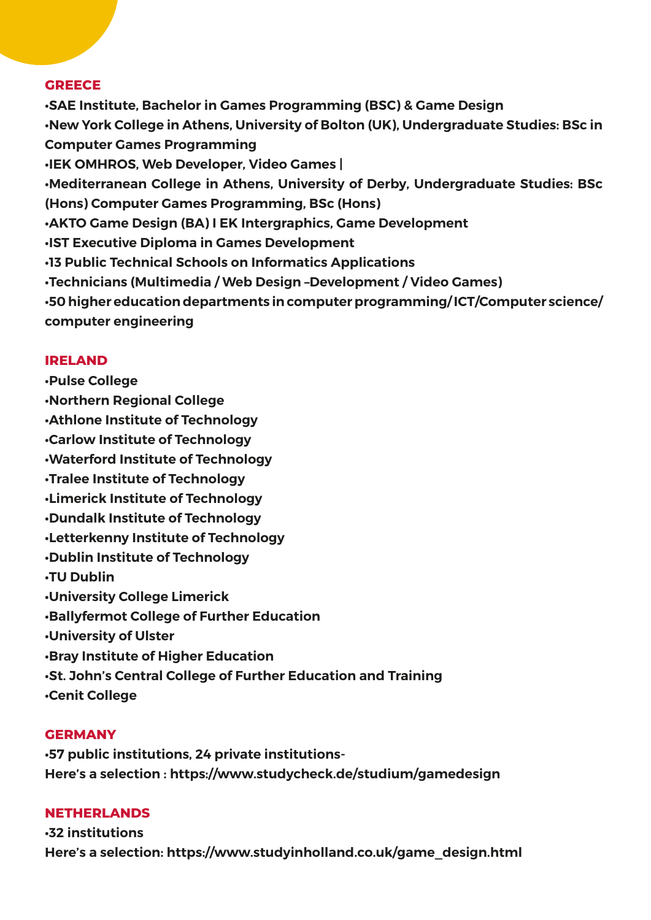## GREECE

- SAE Institute, Bachelor in Games Programming (BSC) & Game Design
- New York College in Athens, University of Bolton (UK), Undergraduate Studies: BSc in Computer Games Programming
- IEK OMHROS, Web Developer, Video Games |
- Mediterranean College in Athens, University of Derby, Undergraduate Studies: BSc (Hons) Computer Games Programming, BSc (Hons)
- AKTO Game Design (BA) I EK Intergraphics, Game Development
- IST Executive Diploma in Games Development
- 13 Public Technical Schools on Informatics Applications
- Technicians (Multimedia / Web Design –Development / Video Games)
- 50 higher education departments in computer programming/ ICT/Computer science/ computer engineering

## IRELAND

- Pulse College
- Northern Regional College
- Athlone Institute of Technology
- Carlow Institute of Technology
- Waterford Institute of Technology
- Tralee Institute of Technology
- Limerick Institute of Technology
- Dundalk Institute of Technology
- Letterkenny Institute of Technology
- Dublin Institute of Technology
- TU Dublin
- University College Limerick
- Ballyfermot College of Further Education
- University of Ulster
- Bray Institute of Higher Education
- St. John's Central College of Further Education and Training
- Cenit College

## GERMANY

- 57 public institutions, 24 private institutions-

Here's a selection : https://www.studycheck.de/studium/gamedesign

## NETHERLANDS

- 32 institutions

Here's a selection: https://www.studyinholland.co.uk/game_design.html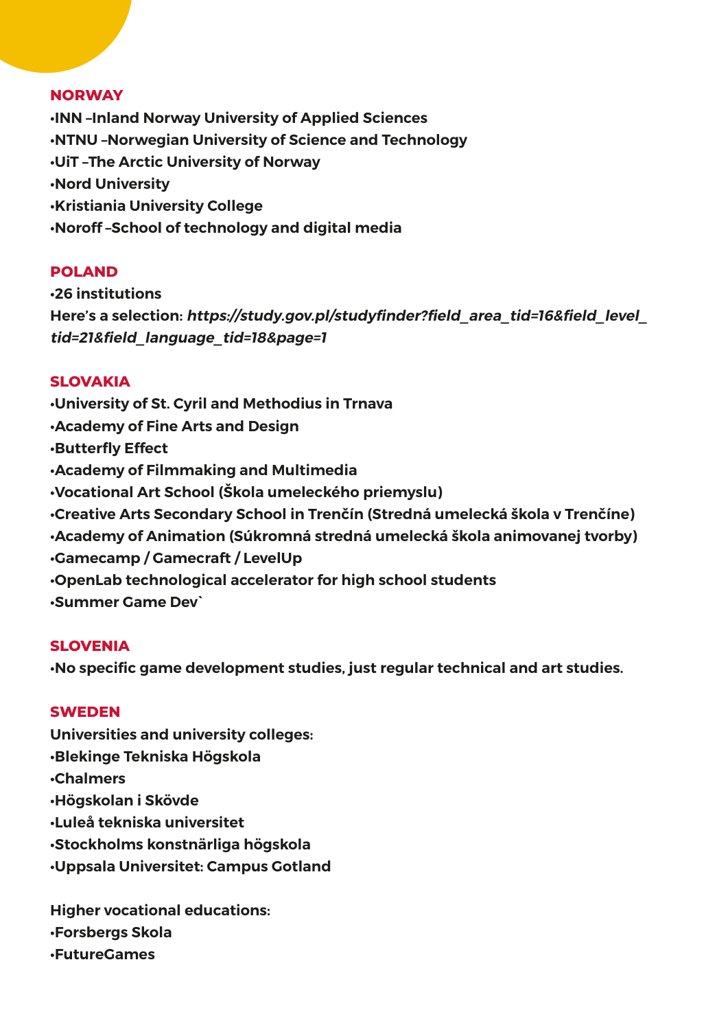## NORWAY

- INN –Inland Norway University of Applied Sciences
- NTNU –Norwegian University of Science and Technology
- UiT –The Arctic University of Norway
- Nord University
- Kristiania University College
- Noroff –School of technology and digital media

## POLAND

- 26 institutions

Here's a selection: *https://study.gov.pl/studyfinder?field_area_tid=16&field_level_tid=21&field_language_tid=18&page=1*

## SLOVAKIA

- University of St. Cyril and Methodius in Trnava
- Academy of Fine Arts and Design
- Butterfly Effect
- Academy of Filmmaking and Multimedia
- Vocational Art School (Škola umeleckého priemyslu)
- Creative Arts Secondary School in Trenčín (Stredná umelecká škola v Trenčíne)
- Academy of Animation (Súkromná stredná umelecká škola animovanej tvorby)
- Gamecamp / Gamecraft / LevelUp
- OpenLab technological accelerator for high school students
- Summer Game Dev`

## SLOVENIA

- No specific game development studies, just regular technical and art studies.

## SWEDEN

**Universities and university colleges:**

- Blekinge Tekniska Högskola
- Chalmers
- Högskolan i Skövde
- Luleå tekniska universitet
- Stockholms konstnärliga högskola
- Uppsala Universitet: Campus Gotland

**Higher vocational educations:**

- Forsbergs Skola
- FutureGames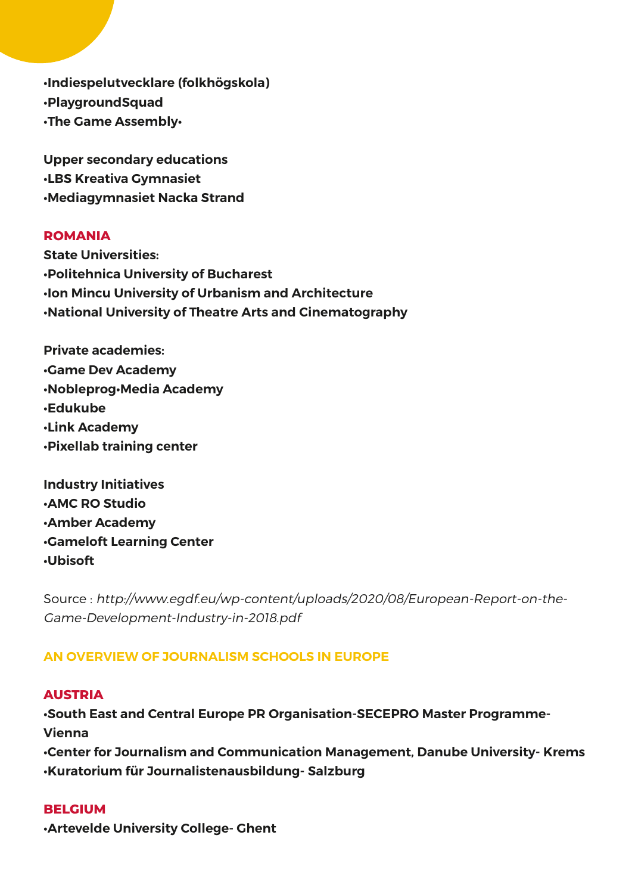**•Indiespelutvecklare (folkhögskola)**
**•PlaygroundSquad**
**•The Game Assembly•**

**Upper secondary educations**
**•LBS Kreativa Gymnasiet**
**•Mediagymnasiet Nacka Strand**

### ROMANIA

**State Universities:**
**•Politehnica University of Bucharest**
**•Ion Mincu University of Urbanism and Architecture**
**•National University of Theatre Arts and Cinematography**

**Private academies:**
**•Game Dev Academy**
**•Nobleprog•Media Academy**
**•Edukube**
**•Link Academy**
**•Pixellab training center**

**Industry Initiatives**
**•AMC RO Studio**
**•Amber Academy**
**•Gameloft Learning Center**
**•Ubisoft**

Source : *http://www.egdf.eu/wp-content/uploads/2020/08/European-Report-on-the-Game-Development-Industry-in-2018.pdf*

## AN OVERVIEW OF JOURNALISM SCHOOLS IN EUROPE

### AUSTRIA

**•South East and Central Europe PR Organisation-SECEPRO Master Programme-Vienna**
**•Center for Journalism and Communication Management, Danube University- Krems**
**•Kuratorium für Journalistenausbildung- Salzburg**

### BELGIUM

**•Artevelde University College- Ghent**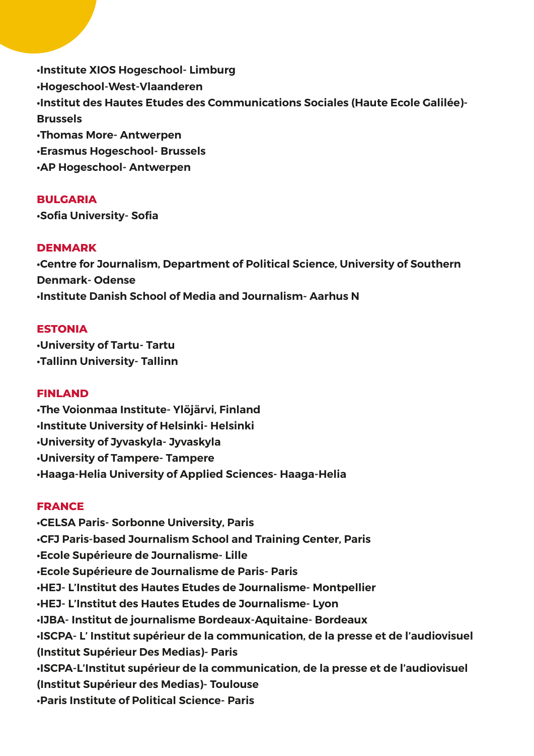- **Institute XIOS Hogeschool- Limburg**
- **Hogeschool-West-Vlaanderen**
- **Institut des Hautes Etudes des Communications Sociales (Haute Ecole Galilée)- Brussels**
- **Thomas More- Antwerpen**
- **Erasmus Hogeschool- Brussels**
- **AP Hogeschool- Antwerpen**

## BULGARIA

- **Sofia University- Sofia**

## DENMARK

- **Centre for Journalism, Department of Political Science, University of Southern Denmark- Odense**
- **Institute Danish School of Media and Journalism- Aarhus N**

## ESTONIA

- **University of Tartu- Tartu**
- **Tallinn University- Tallinn**

## FINLAND

- **The Voionmaa Institute- Ylöjärvi, Finland**
- **Institute University of Helsinki- Helsinki**
- **University of Jyvaskyla- Jyvaskyla**
- **University of Tampere- Tampere**
- **Haaga-Helia University of Applied Sciences- Haaga-Helia**

## FRANCE

- **CELSA Paris- Sorbonne University, Paris**
- **CFJ Paris-based Journalism School and Training Center, Paris**
- **Ecole Supérieure de Journalisme- Lille**
- **Ecole Supérieure de Journalisme de Paris- Paris**
- **HEJ- L'Institut des Hautes Etudes de Journalisme- Montpellier**
- **HEJ- L'Institut des Hautes Etudes de Journalisme- Lyon**
- **IJBA- Institut de journalisme Bordeaux-Aquitaine- Bordeaux**
- **ISCPA- L' Institut supérieur de la communication, de la presse et de l'audiovisuel (Institut Supérieur Des Medias)- Paris**
- **ISCPA-L'Institut supérieur de la communication, de la presse et de l'audiovisuel (Institut Supérieur des Medias)- Toulouse**
- **Paris Institute of Political Science- Paris**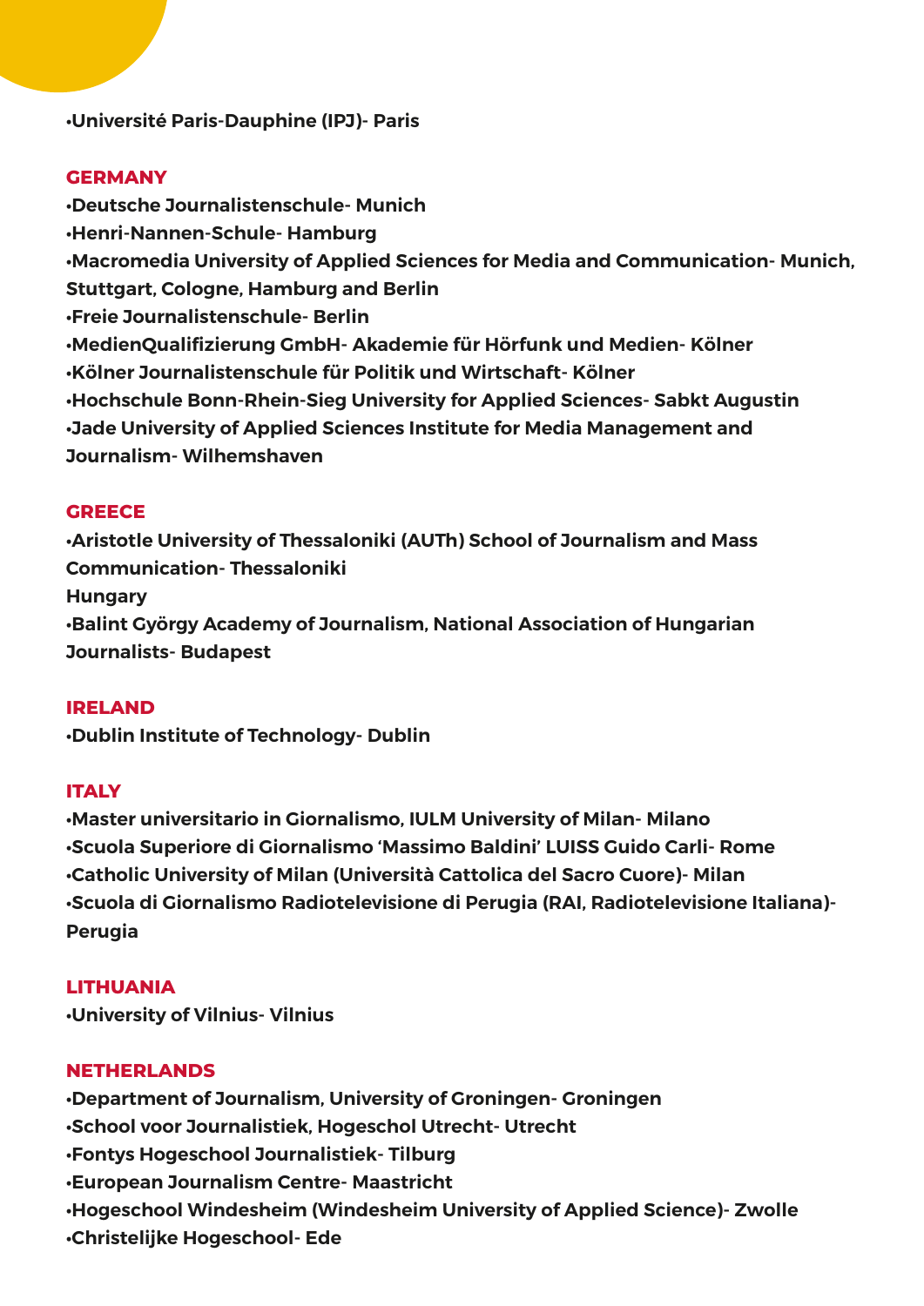**•Université Paris-Dauphine (IPJ)- Paris**

**GERMANY**

**•Deutsche Journalistenschule- Munich**
**•Henri-Nannen-Schule- Hamburg**
**•Macromedia University of Applied Sciences for Media and Communication- Munich, Stuttgart, Cologne, Hamburg and Berlin**
**•Freie Journalistenschule- Berlin**
**•MedienQualifizierung GmbH- Akademie für Hörfunk und Medien- Kölner**
**•Kölner Journalistenschule für Politik und Wirtschaft- Kölner**
**•Hochschule Bonn-Rhein-Sieg University for Applied Sciences- Sabkt Augustin**
**•Jade University of Applied Sciences Institute for Media Management and Journalism- Wilhemshaven**

**GREECE**

**•Aristotle University of Thessaloniki (AUTh) School of Journalism and Mass Communication- Thessaloniki**

**Hungary**

**•Balint György Academy of Journalism, National Association of Hungarian Journalists- Budapest**

**IRELAND**

**•Dublin Institute of Technology- Dublin**

**ITALY**

**•Master universitario in Giornalismo, IULM University of Milan- Milano**
**•Scuola Superiore di Giornalismo 'Massimo Baldini' LUISS Guido Carli- Rome**
**•Catholic University of Milan (Università Cattolica del Sacro Cuore)- Milan**
**•Scuola di Giornalismo Radiotelevisione di Perugia (RAI, Radiotelevisione Italiana)- Perugia**

**LITHUANIA**

**•University of Vilnius- Vilnius**

**NETHERLANDS**

**•Department of Journalism, University of Groningen- Groningen**
**•School voor Journalistiek, Hogeschol Utrecht- Utrecht**
**•Fontys Hogeschool Journalistiek- Tilburg**
**•European Journalism Centre- Maastricht**
**•Hogeschool Windesheim (Windesheim University of Applied Science)- Zwolle**
**•Christelijke Hogeschool- Ede**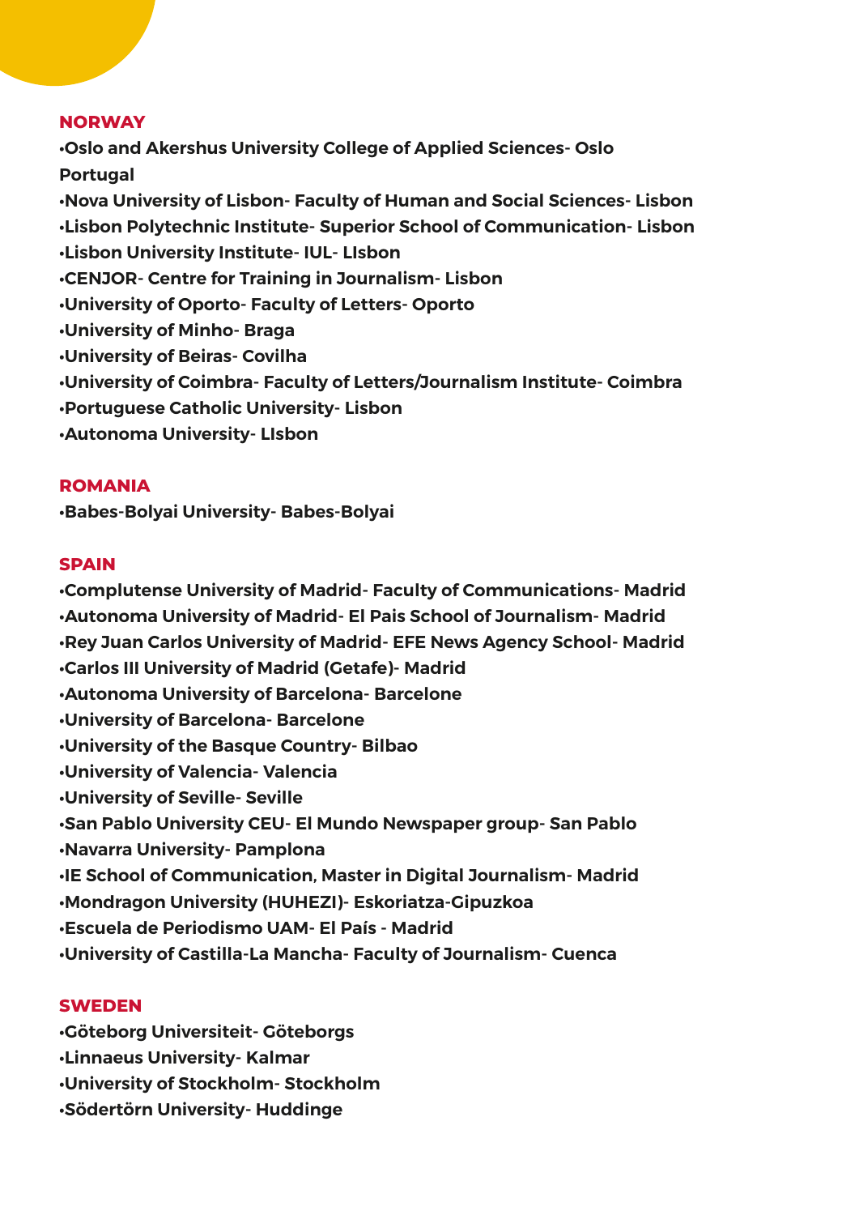**NORWAY**

**•Oslo and Akershus University College of Applied Sciences- Oslo**

**Portugal**

**•Nova University of Lisbon- Faculty of Human and Social Sciences- Lisbon**

**•Lisbon Polytechnic Institute- Superior School of Communication- Lisbon**

**•Lisbon University Institute- IUL- LIsbon**

**•CENJOR- Centre for Training in Journalism- Lisbon**

**•University of Oporto- Faculty of Letters- Oporto**

**•University of Minho- Braga**

**•University of Beiras- Covilha**

**•University of Coimbra- Faculty of Letters/Journalism Institute- Coimbra**

**•Portuguese Catholic University- Lisbon**

**•Autonoma University- LIsbon**

**ROMANIA**

**•Babes-Bolyai University- Babes-Bolyai**

**SPAIN**

**•Complutense University of Madrid- Faculty of Communications- Madrid**

**•Autonoma University of Madrid- El Pais School of Journalism- Madrid**

**•Rey Juan Carlos University of Madrid- EFE News Agency School- Madrid**

**•Carlos III University of Madrid (Getafe)- Madrid**

**•Autonoma University of Barcelona- Barcelone**

**•University of Barcelona- Barcelone**

**•University of the Basque Country- Bilbao**

**•University of Valencia- Valencia**

**•University of Seville- Seville**

**•San Pablo University CEU- El Mundo Newspaper group- San Pablo**

**•Navarra University- Pamplona**

**•IE School of Communication, Master in Digital Journalism- Madrid**

**•Mondragon University (HUHEZI)- Eskoriatza-Gipuzkoa**

**•Escuela de Periodismo UAM- El País - Madrid**

**•University of Castilla-La Mancha- Faculty of Journalism- Cuenca**

**SWEDEN**

**•Göteborg Universiteit- Göteborgs**

**•Linnaeus University- Kalmar**

**•University of Stockholm- Stockholm**

**•Södertörn University- Huddinge**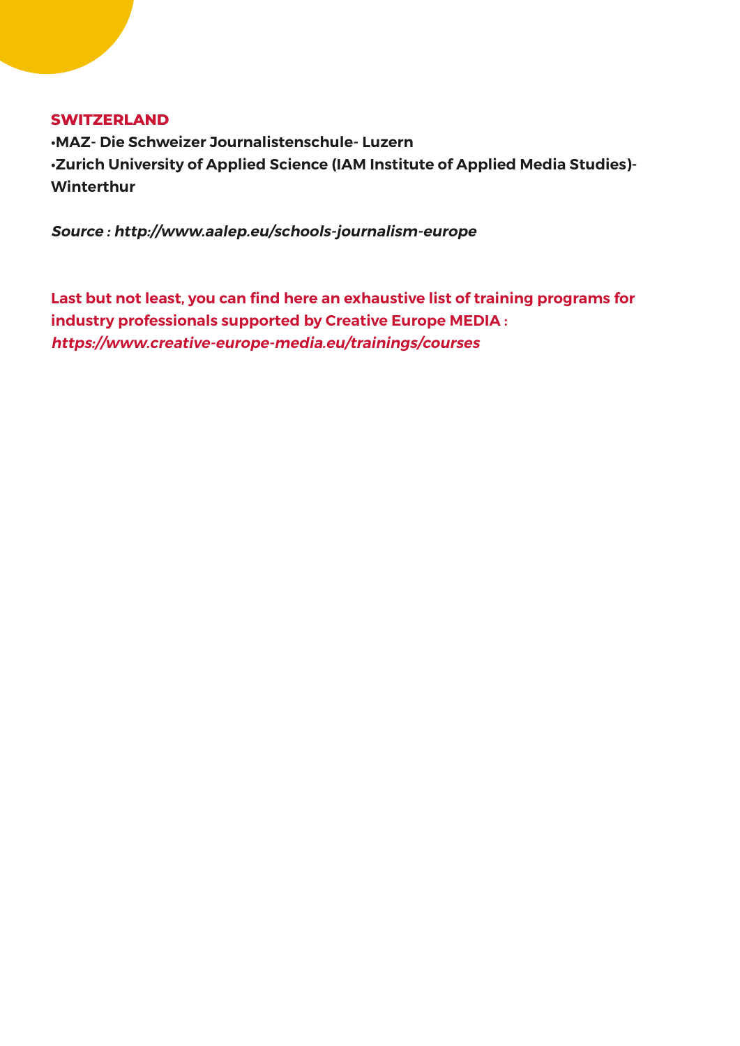**SWITZERLAND**

- **MAZ- Die Schweizer Journalistenschule- Luzern**
- **Zurich University of Applied Science (IAM Institute of Applied Media Studies)- Winterthur**

***Source : http://www.aalep.eu/schools-journalism-europe***

**Last but not least, you can find here an exhaustive list of training programs for industry professionals supported by Creative Europe MEDIA :** ***https://www.creative-europe-media.eu/trainings/courses***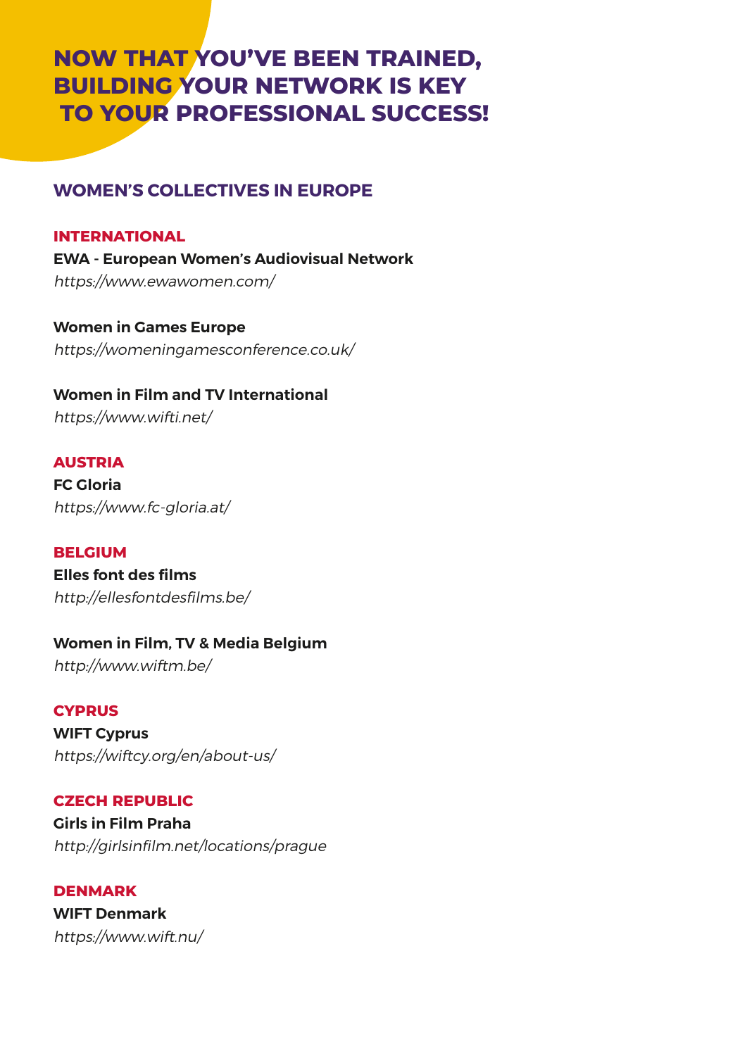# NOW THAT YOU'VE BEEN TRAINED, BUILDING YOUR NETWORK IS KEY TO YOUR PROFESSIONAL SUCCESS!

## WOMEN'S COLLECTIVES IN EUROPE

### INTERNATIONAL

**EWA - European Women's Audiovisual Network**
*https://www.ewawomen.com/*

**Women in Games Europe**
*https://womeningamesconference.co.uk/*

**Women in Film and TV International**
*https://www.wifti.net/*

### AUSTRIA

**FC Gloria**
*https://www.fc-gloria.at/*

### BELGIUM

**Elles font des films**
*http://ellesfontdesfilms.be/*

**Women in Film, TV & Media Belgium**
*http://www.wiftm.be/*

### CYPRUS

**WIFT Cyprus**
*https://wiftcy.org/en/about-us/*

### CZECH REPUBLIC

**Girls in Film Praha**
*http://girlsinfilm.net/locations/prague*

### DENMARK

**WIFT Denmark**
*https://www.wift.nu/*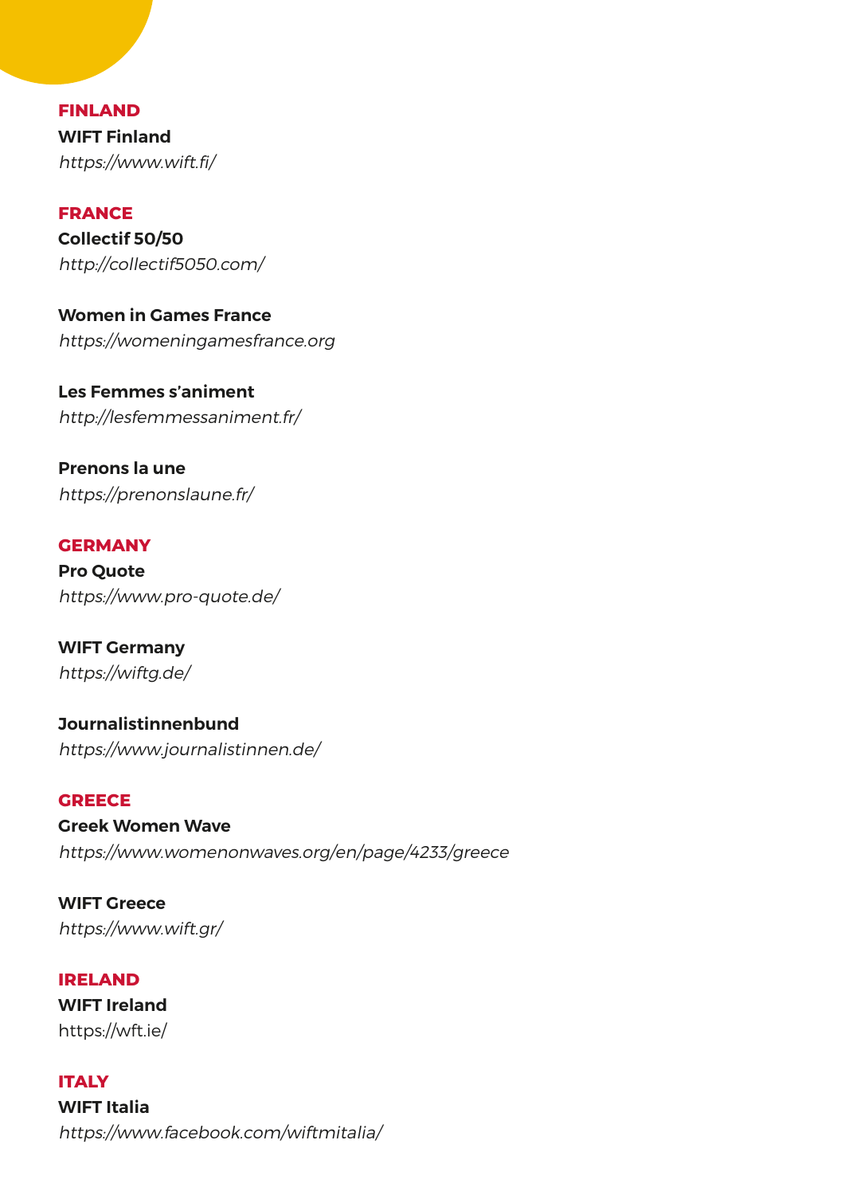## FINLAND

**WIFT Finland**
*https://www.wift.fi/*

## FRANCE

**Collectif 50/50**
*http://collectif5050.com/*

**Women in Games France**
*https://womeningamesfrance.org*

**Les Femmes s'animent**
*http://lesfemmessaniment.fr/*

**Prenons la une**
*https://prenonslaune.fr/*

## GERMANY

**Pro Quote**
*https://www.pro-quote.de/*

**WIFT Germany**
*https://wiftg.de/*

**Journalistinnenbund**
*https://www.journalistinnen.de/*

## GREECE

**Greek Women Wave**
*https://www.womenonwaves.org/en/page/4233/greece*

**WIFT Greece**
*https://www.wift.gr/*

## IRELAND

**WIFT Ireland**
https://wft.ie/

## ITALY

**WIFT Italia**
*https://www.facebook.com/wiftmitalia/*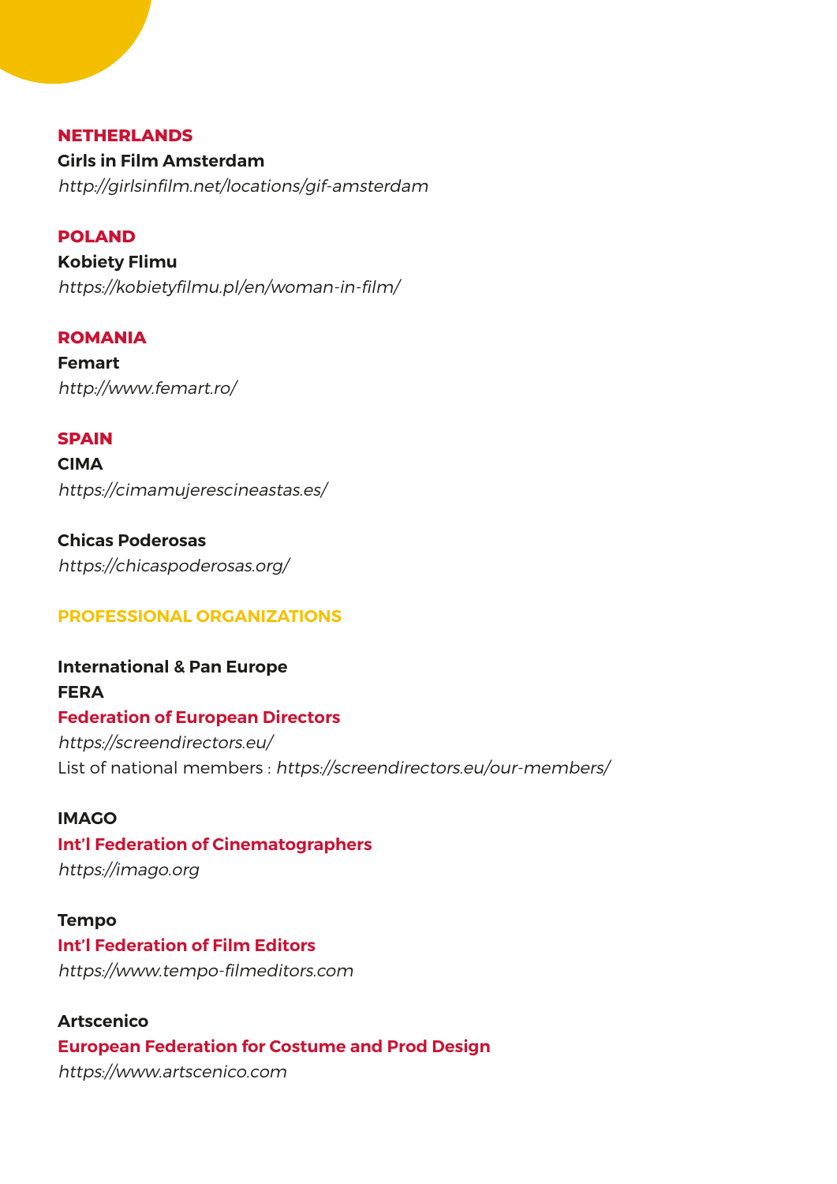### NETHERLANDS

**Girls in Film Amsterdam**
*http://girlsinfilm.net/locations/gif-amsterdam*

### POLAND

**Kobiety Flimu**
*https://kobietyfilmu.pl/en/woman-in-film/*

### ROMANIA

**Femart**
*http://www.femart.ro/*

### SPAIN

**CIMA**
*https://cimamujerescineastas.es/*

**Chicas Poderosas**
*https://chicaspoderosas.org/*

## PROFESSIONAL ORGANIZATIONS

**International & Pan Europe**

**FERA**
**Federation of European Directors**
*https://screendirectors.eu/*
List of national members : *https://screendirectors.eu/our-members/*

**IMAGO**
**Int'l Federation of Cinematographers**
*https://imago.org*

**Tempo**
**Int'l Federation of Film Editors**
*https://www.tempo-filmeditors.com*

**Artscenico**
**European Federation for Costume and Prod Design**
*https://www.artscenico.com*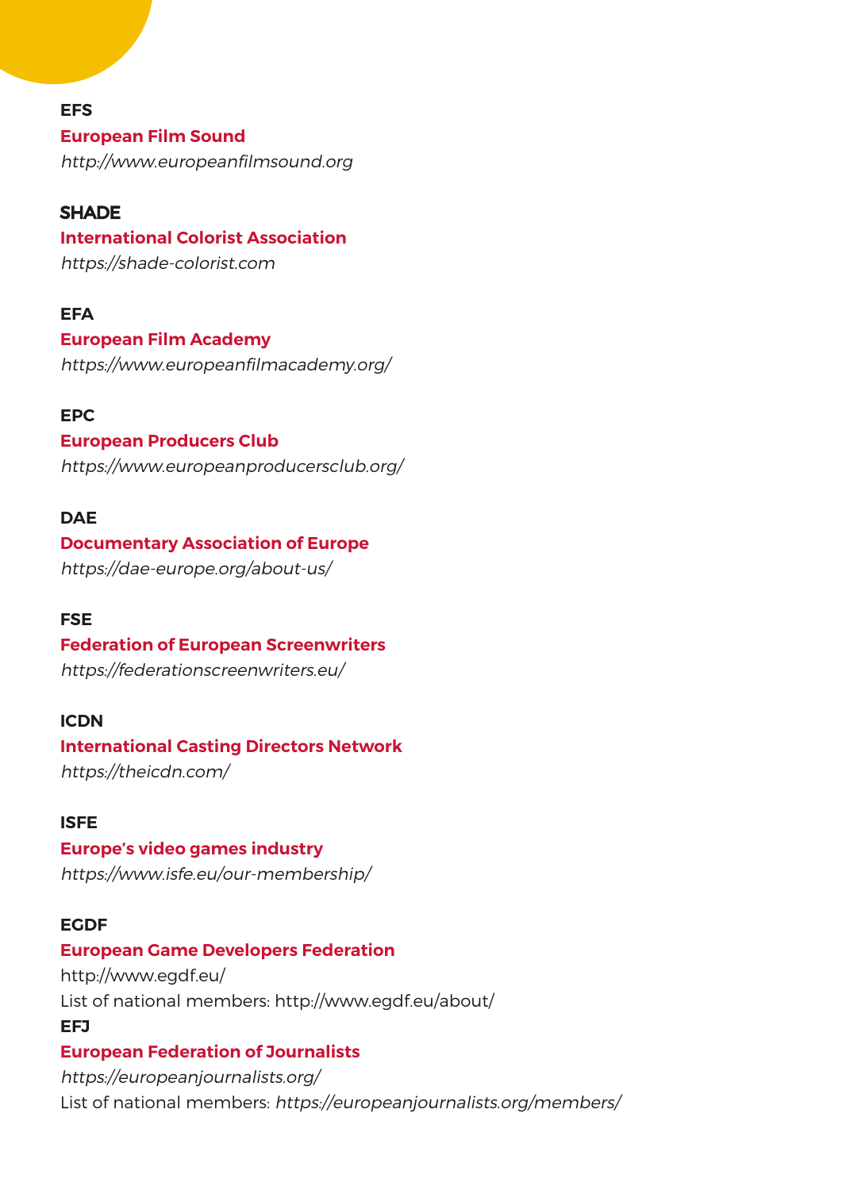**EFS**

**European Film Sound**

*http://www.europeanfilmsound.org*

**SHADE**

**International Colorist Association**

*https://shade-colorist.com*

**EFA**

**European Film Academy**

*https://www.europeanfilmacademy.org/*

**EPC**

**European Producers Club**

*https://www.europeanproducersclub.org/*

**DAE**

**Documentary Association of Europe**

*https://dae-europe.org/about-us/*

**FSE**

**Federation of European Screenwriters**

*https://federationscreenwriters.eu/*

**ICDN**

**International Casting Directors Network**

*https://theicdn.com/*

**ISFE**

**Europe's video games industry**

*https://www.isfe.eu/our-membership/*

**EGDF**

**European Game Developers Federation**

http://www.egdf.eu/

List of national members: http://www.egdf.eu/about/

**EFJ**

**European Federation of Journalists**

*https://europeanjournalists.org/*

List of national members: *https://europeanjournalists.org/members/*